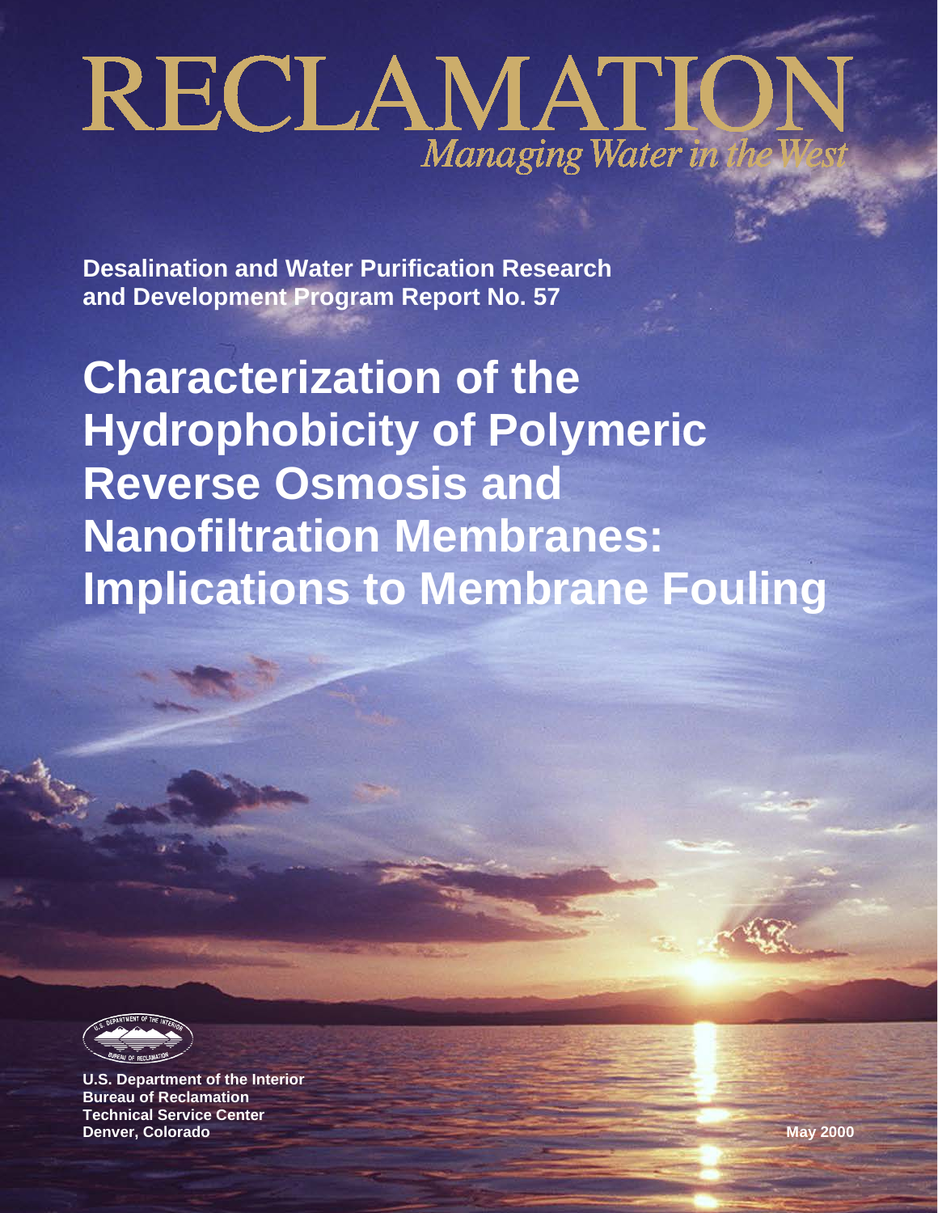# RECLAMATION

*Managing Water in the West*

**Desalination and Water Purification Research and Development Program Report No. 57**

# Characterization of the Hydrophobicity of Polymeric Reverse Osmosis and Nanofiltration Membranes: Implications to Membrane Fouling

**U.S. Department of the Interior**
**Bureau of Reclamation**
**Technical Service Center**
**Denver, Colorado**

**May 2000**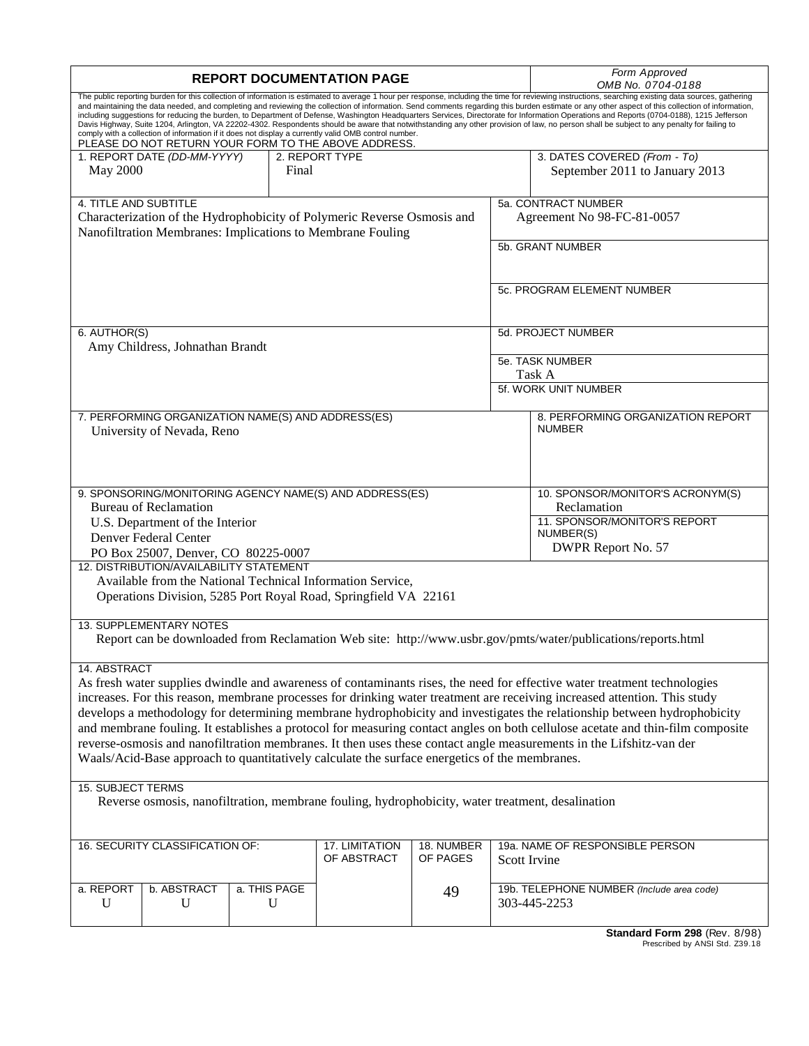# REPORT DOCUMENTATION PAGE

*Form Approved*
*OMB No. 0704-0188*

The public reporting burden for this collection of information is estimated to average 1 hour per response, including the time for reviewing instructions, searching existing data sources, gathering and maintaining the data needed, and completing and reviewing the collection of information. Send comments regarding this burden estimate or any other aspect of this collection of information, including suggestions for reducing the burden, to Department of Defense, Washington Headquarters Services, Directorate for Information Operations and Reports (0704-0188), 1215 Jefferson Davis Highway, Suite 1204, Arlington, VA 22202-4302. Respondents should be aware that notwithstanding any other provision of law, no person shall be subject to any penalty for failing to comply with a collection of information if it does not display a currently valid OMB control number.

PLEASE DO NOT RETURN YOUR FORM TO THE ABOVE ADDRESS.

| 1. REPORT DATE *(DD-MM-YYYY)* | 2. REPORT TYPE | 3. DATES COVERED *(From - To)* |
|---|---|---|
| May 2000 | Final | September 2011 to January 2013 |

**4. TITLE AND SUBTITLE**
Characterization of the Hydrophobicity of Polymeric Reverse Osmosis and Nanofiltration Membranes: Implications to Membrane Fouling

**5a. CONTRACT NUMBER**
Agreement No 98-FC-81-0057

**5b. GRANT NUMBER**

**5c. PROGRAM ELEMENT NUMBER**

**6. AUTHOR(S)**
Amy Childress, Johnathan Brandt

**5d. PROJECT NUMBER**

**5e. TASK NUMBER**
Task A

**5f. WORK UNIT NUMBER**

**7. PERFORMING ORGANIZATION NAME(S) AND ADDRESS(ES)**
University of Nevada, Reno

**8. PERFORMING ORGANIZATION REPORT NUMBER**

**9. SPONSORING/MONITORING AGENCY NAME(S) AND ADDRESS(ES)**
Bureau of Reclamation
U.S. Department of the Interior
Denver Federal Center
PO Box 25007, Denver, CO 80225-0007

**10. SPONSOR/MONITOR'S ACRONYM(S)**
Reclamation

**11. SPONSOR/MONITOR'S REPORT NUMBER(S)**
DWPR Report No. 57

**12. DISTRIBUTION/AVAILABILITY STATEMENT**
Available from the National Technical Information Service, Operations Division, 5285 Port Royal Road, Springfield VA 22161

**13. SUPPLEMENTARY NOTES**
Report can be downloaded from Reclamation Web site: http://www.usbr.gov/pmts/water/publications/reports.html

**14. ABSTRACT**
As fresh water supplies dwindle and awareness of contaminants rises, the need for effective water treatment technologies increases. For this reason, membrane processes for drinking water treatment are receiving increased attention. This study develops a methodology for determining membrane hydrophobicity and investigates the relationship between hydrophobicity and membrane fouling. It establishes a protocol for measuring contact angles on both cellulose acetate and thin-film composite reverse-osmosis and nanofiltration membranes. It then uses these contact angle measurements in the Lifshitz-van der Waals/Acid-Base approach to quantitatively calculate the surface energetics of the membranes.

**15. SUBJECT TERMS**
Reverse osmosis, nanofiltration, membrane fouling, hydrophobicity, water treatment, desalination

| 16. SECURITY CLASSIFICATION OF: | | | 17. LIMITATION OF ABSTRACT | 18. NUMBER OF PAGES | 19a. NAME OF RESPONSIBLE PERSON |
|---|---|---|---|---|---|
| | | | | | Scott Irvine |
| a. REPORT | b. ABSTRACT | a. THIS PAGE | | 49 | 19b. TELEPHONE NUMBER *(Include area code)* |
| U | U | U | | | 303-445-2253 |

**Standard Form 298** (Rev. 8/98)
Prescribed by ANSI Std. Z39.18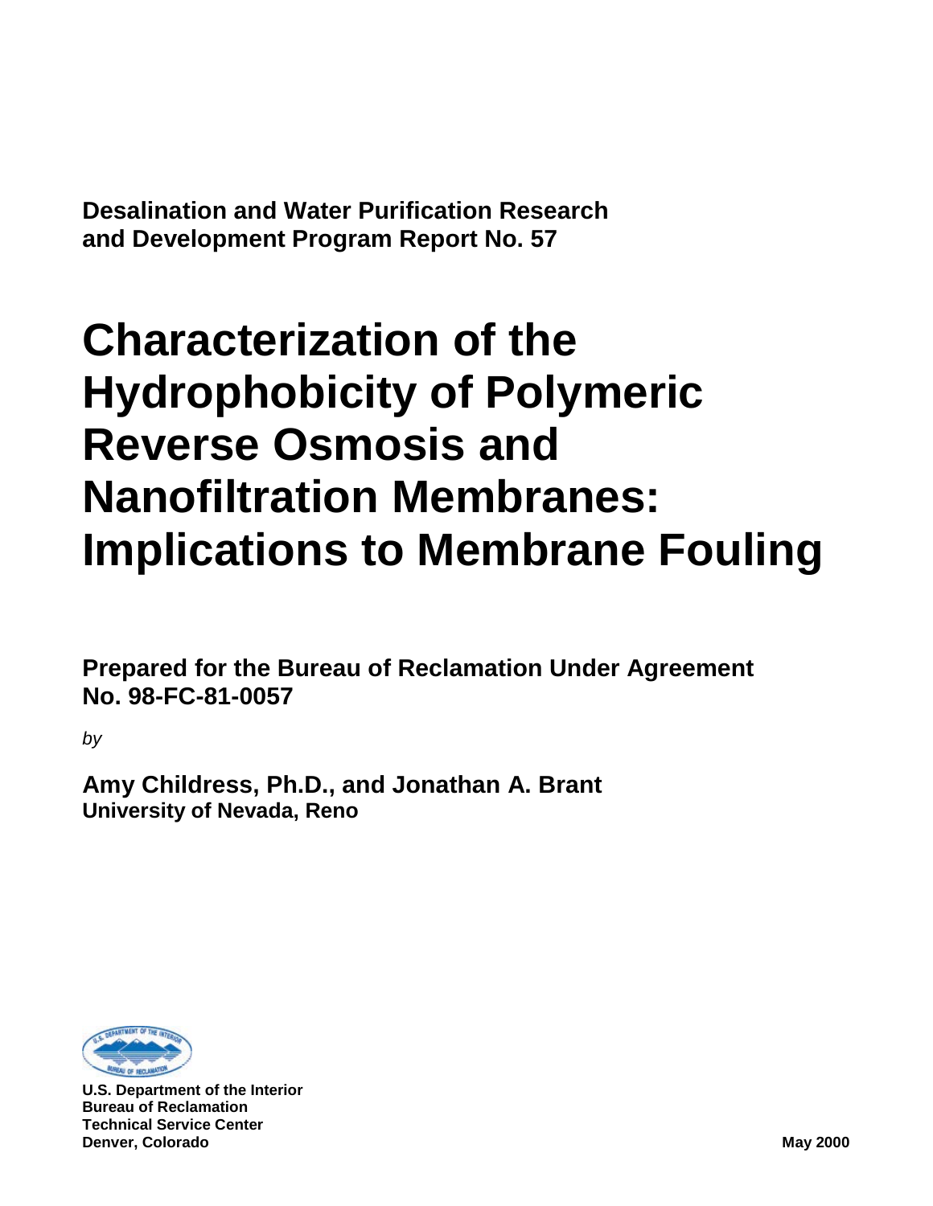**Desalination and Water Purification Research and Development Program Report No. 57**

# Characterization of the Hydrophobicity of Polymeric Reverse Osmosis and Nanofiltration Membranes: Implications to Membrane Fouling

**Prepared for the Bureau of Reclamation Under Agreement No. 98-FC-81-0057**

*by*

**Amy Childress, Ph.D., and Jonathan A. Brant**
**University of Nevada, Reno**

**U.S. Department of the Interior**
**Bureau of Reclamation**
**Technical Service Center**
**Denver, Colorado**

**May 2000**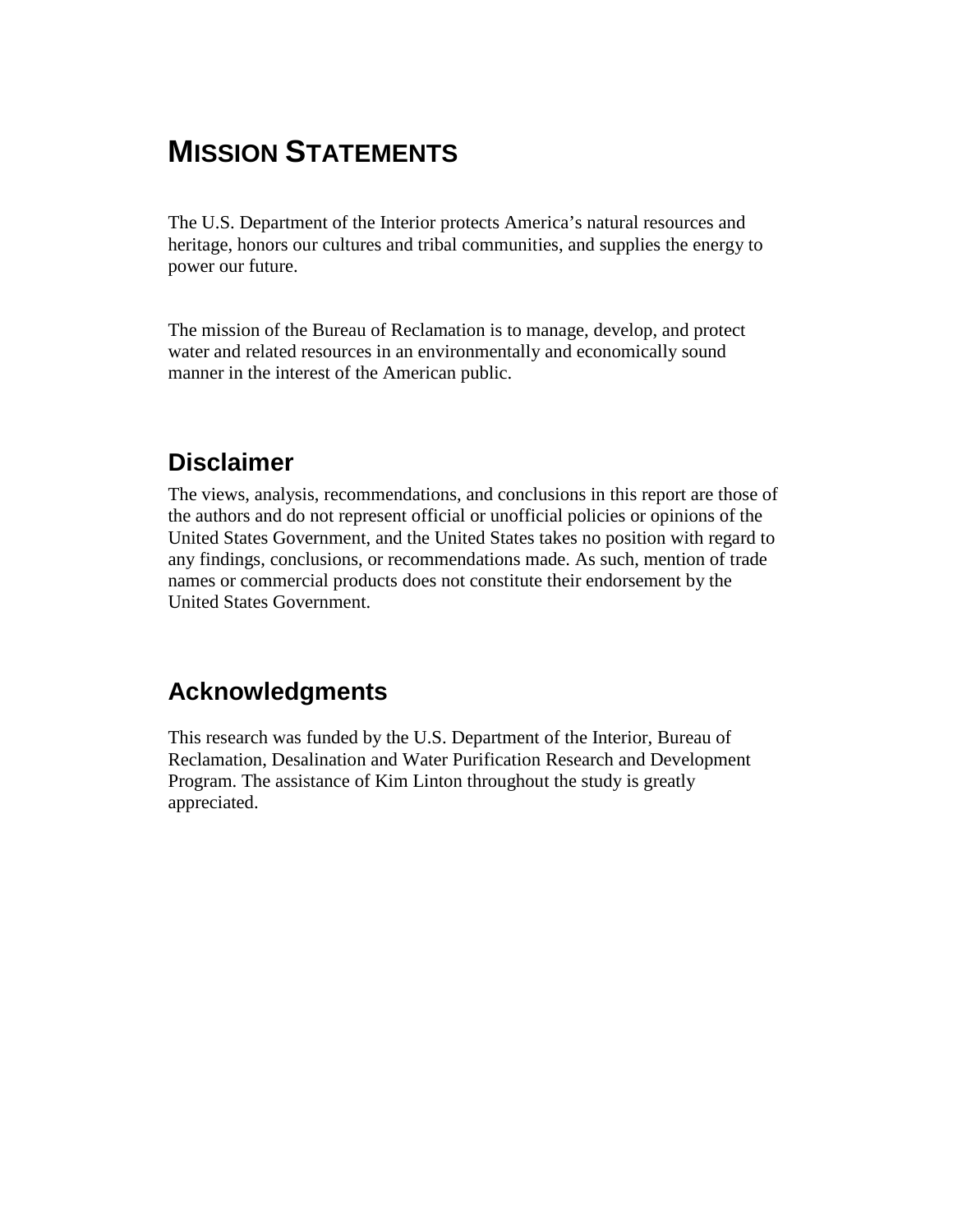# MISSION STATEMENTS

The U.S. Department of the Interior protects America's natural resources and heritage, honors our cultures and tribal communities, and supplies the energy to power our future.

The mission of the Bureau of Reclamation is to manage, develop, and protect water and related resources in an environmentally and economically sound manner in the interest of the American public.

## Disclaimer

The views, analysis, recommendations, and conclusions in this report are those of the authors and do not represent official or unofficial policies or opinions of the United States Government, and the United States takes no position with regard to any findings, conclusions, or recommendations made. As such, mention of trade names or commercial products does not constitute their endorsement by the United States Government.

## Acknowledgments

This research was funded by the U.S. Department of the Interior, Bureau of Reclamation, Desalination and Water Purification Research and Development Program. The assistance of Kim Linton throughout the study is greatly appreciated.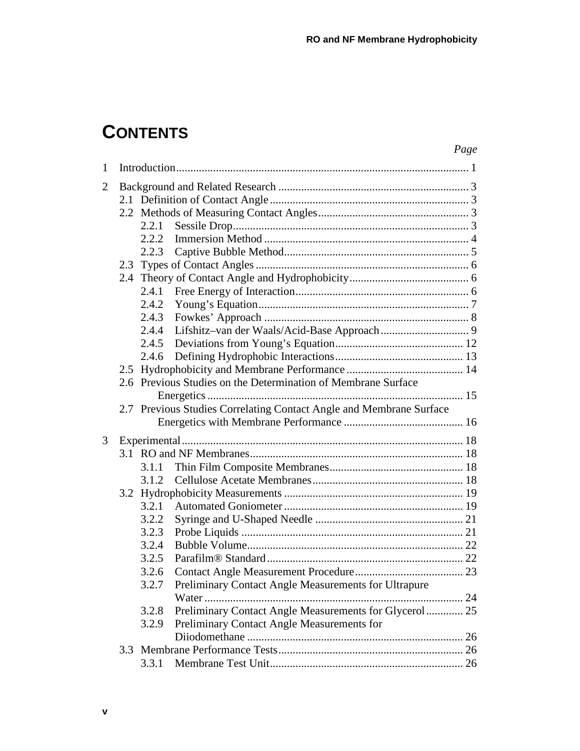# CONTENTS

*Page*

1 Introduction ... 1

2 Background and Related Research ... 3
- 2.1 Definition of Contact Angle ... 3
- 2.2 Methods of Measuring Contact Angles ... 3
  - 2.2.1 Sessile Drop ... 3
  - 2.2.2 Immersion Method ... 4
  - 2.2.3 Captive Bubble Method ... 5
- 2.3 Types of Contact Angles ... 6
- 2.4 Theory of Contact Angle and Hydrophobicity ... 6
  - 2.4.1 Free Energy of Interaction ... 6
  - 2.4.2 Young's Equation ... 7
  - 2.4.3 Fowkes' Approach ... 8
  - 2.4.4 Lifshitz–van der Waals/Acid-Base Approach ... 9
  - 2.4.5 Deviations from Young's Equation ... 12
  - 2.4.6 Defining Hydrophobic Interactions ... 13
- 2.5 Hydrophobicity and Membrane Performance ... 14
- 2.6 Previous Studies on the Determination of Membrane Surface Energetics ... 15
- 2.7 Previous Studies Correlating Contact Angle and Membrane Surface Energetics with Membrane Performance ... 16

3 Experimental ... 18
- 3.1 RO and NF Membranes ... 18
  - 3.1.1 Thin Film Composite Membranes ... 18
  - 3.1.2 Cellulose Acetate Membranes ... 18
- 3.2 Hydrophobicity Measurements ... 19
  - 3.2.1 Automated Goniometer ... 19
  - 3.2.2 Syringe and U-Shaped Needle ... 21
  - 3.2.3 Probe Liquids ... 21
  - 3.2.4 Bubble Volume ... 22
  - 3.2.5 Parafilm® Standard ... 22
  - 3.2.6 Contact Angle Measurement Procedure ... 23
  - 3.2.7 Preliminary Contact Angle Measurements for Ultrapure Water ... 24
  - 3.2.8 Preliminary Contact Angle Measurements for Glycerol ... 25
  - 3.2.9 Preliminary Contact Angle Measurements for Diiodomethane ... 26
- 3.3 Membrane Performance Tests ... 26
  - 3.3.1 Membrane Test Unit ... 26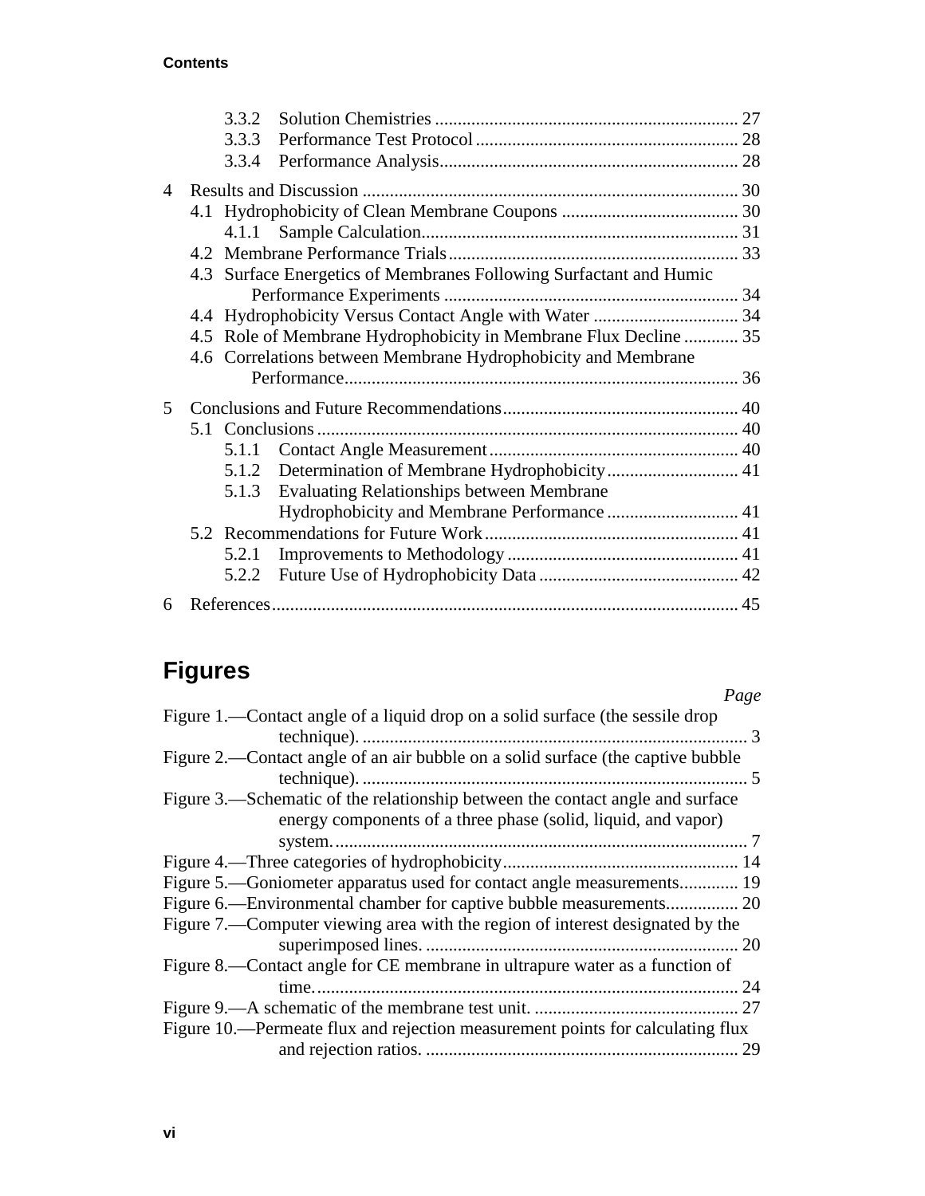- 3.3.2 Solution Chemistries .... 27
- 3.3.3 Performance Test Protocol .... 28
- 3.3.4 Performance Analysis .... 28

4 Results and Discussion .... 30
- 4.1 Hydrophobicity of Clean Membrane Coupons .... 30
  - 4.1.1 Sample Calculation .... 31
- 4.2 Membrane Performance Trials .... 33
- 4.3 Surface Energetics of Membranes Following Surfactant and Humic Performance Experiments .... 34
- 4.4 Hydrophobicity Versus Contact Angle with Water .... 34
- 4.5 Role of Membrane Hydrophobicity in Membrane Flux Decline .... 35
- 4.6 Correlations between Membrane Hydrophobicity and Membrane Performance .... 36

5 Conclusions and Future Recommendations .... 40
- 5.1 Conclusions .... 40
  - 5.1.1 Contact Angle Measurement .... 40
  - 5.1.2 Determination of Membrane Hydrophobicity .... 41
  - 5.1.3 Evaluating Relationships between Membrane Hydrophobicity and Membrane Performance .... 41
- 5.2 Recommendations for Future Work .... 41
  - 5.2.1 Improvements to Methodology .... 41
  - 5.2.2 Future Use of Hydrophobicity Data .... 42

6 References .... 45

# Figures

*Page*

Figure 1.—Contact angle of a liquid drop on a solid surface (the sessile drop technique). .... 3

Figure 2.—Contact angle of an air bubble on a solid surface (the captive bubble technique). .... 5

Figure 3.—Schematic of the relationship between the contact angle and surface energy components of a three phase (solid, liquid, and vapor) system. .... 7

Figure 4.—Three categories of hydrophobicity .... 14

Figure 5.—Goniometer apparatus used for contact angle measurements .... 19

Figure 6.—Environmental chamber for captive bubble measurements .... 20

Figure 7.—Computer viewing area with the region of interest designated by the superimposed lines. .... 20

Figure 8.—Contact angle for CE membrane in ultrapure water as a function of time. .... 24

Figure 9.—A schematic of the membrane test unit. .... 27

Figure 10.—Permeate flux and rejection measurement points for calculating flux and rejection ratios. .... 29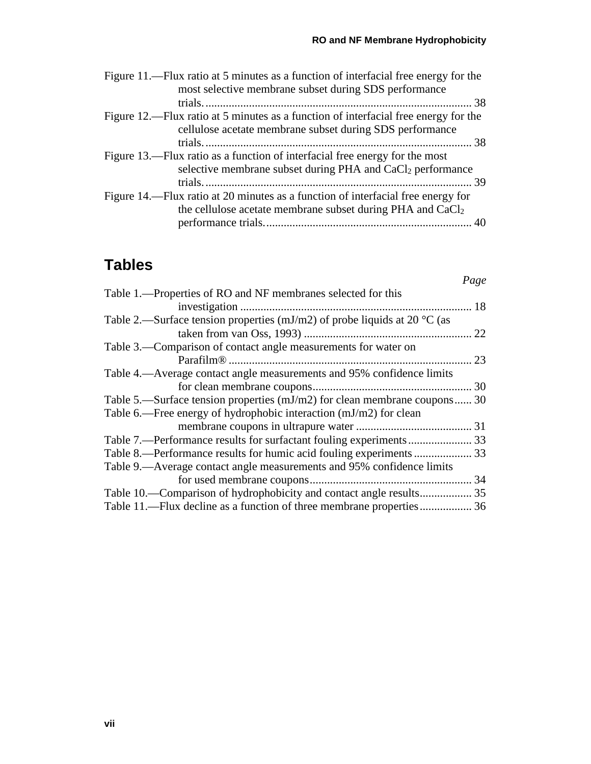Figure 11.—Flux ratio at 5 minutes as a function of interfacial free energy for the most selective membrane subset during SDS performance trials. ........................................................................................ 38

Figure 12.—Flux ratio at 5 minutes as a function of interfacial free energy for the cellulose acetate membrane subset during SDS performance trials. ........................................................................................ 38

Figure 13.—Flux ratio as a function of interfacial free energy for the most selective membrane subset during PHA and $CaCl_2$ performance trials. ........................................................................................ 39

Figure 14.—Flux ratio at 20 minutes as a function of interfacial free energy for the cellulose acetate membrane subset during PHA and $CaCl_2$ performance trials. ....................................................................... 40

## Tables

*Page*

Table 1.—Properties of RO and NF membranes selected for this investigation ................................................................................ 18

Table 2.—Surface tension properties (mJ/m2) of probe liquids at 20 °C (as taken from van Oss, 1993) .......................................................... 22

Table 3.—Comparison of contact angle measurements for water on Parafilm® .................................................................................... 23

Table 4.—Average contact angle measurements and 95% confidence limits for clean membrane coupons....................................................... 30

Table 5.—Surface tension properties (mJ/m2) for clean membrane coupons...... 30

Table 6.—Free energy of hydrophobic interaction (mJ/m2) for clean membrane coupons in ultrapure water ........................................ 31

Table 7.—Performance results for surfactant fouling experiments...................... 33

Table 8.—Performance results for humic acid fouling experiments.................... 33

Table 9.—Average contact angle measurements and 95% confidence limits for used membrane coupons........................................................ 34

Table 10.—Comparison of hydrophobicity and contact angle results.................. 35

Table 11.—Flux decline as a function of three membrane properties.................. 36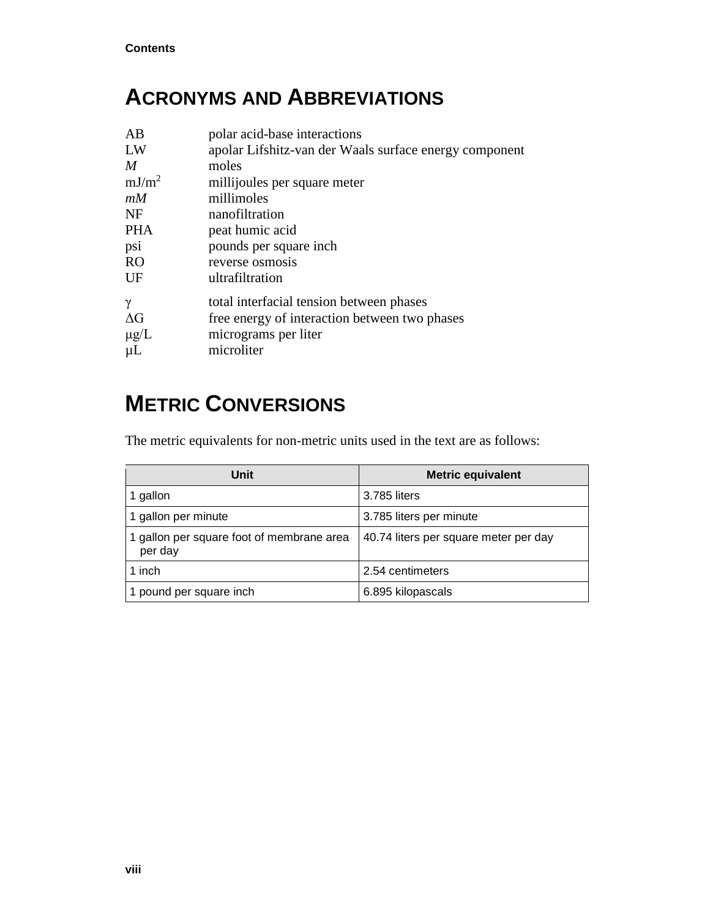# ACRONYMS AND ABBREVIATIONS

| | |
|---|---|
| AB | polar acid-base interactions |
| LW | apolar Lifshitz-van der Waals surface energy component |
| *M* | moles |
| $mJ/m^2$ | millijoules per square meter |
| *mM* | millimoles |
| NF | nanofiltration |
| PHA | peat humic acid |
| psi | pounds per square inch |
| RO | reverse osmosis |
| UF | ultrafiltration |
| $\gamma$ | total interfacial tension between phases |
| $\Delta G$ | free energy of interaction between two phases |
| μg/L | micrograms per liter |
| μL | microliter |

# METRIC CONVERSIONS

The metric equivalents for non-metric units used in the text are as follows:

| Unit | Metric equivalent |
|---|---|
| 1 gallon | 3.785 liters |
| 1 gallon per minute | 3.785 liters per minute |
| 1 gallon per square foot of membrane area per day | 40.74 liters per square meter per day |
| 1 inch | 2.54 centimeters |
| 1 pound per square inch | 6.895 kilopascals |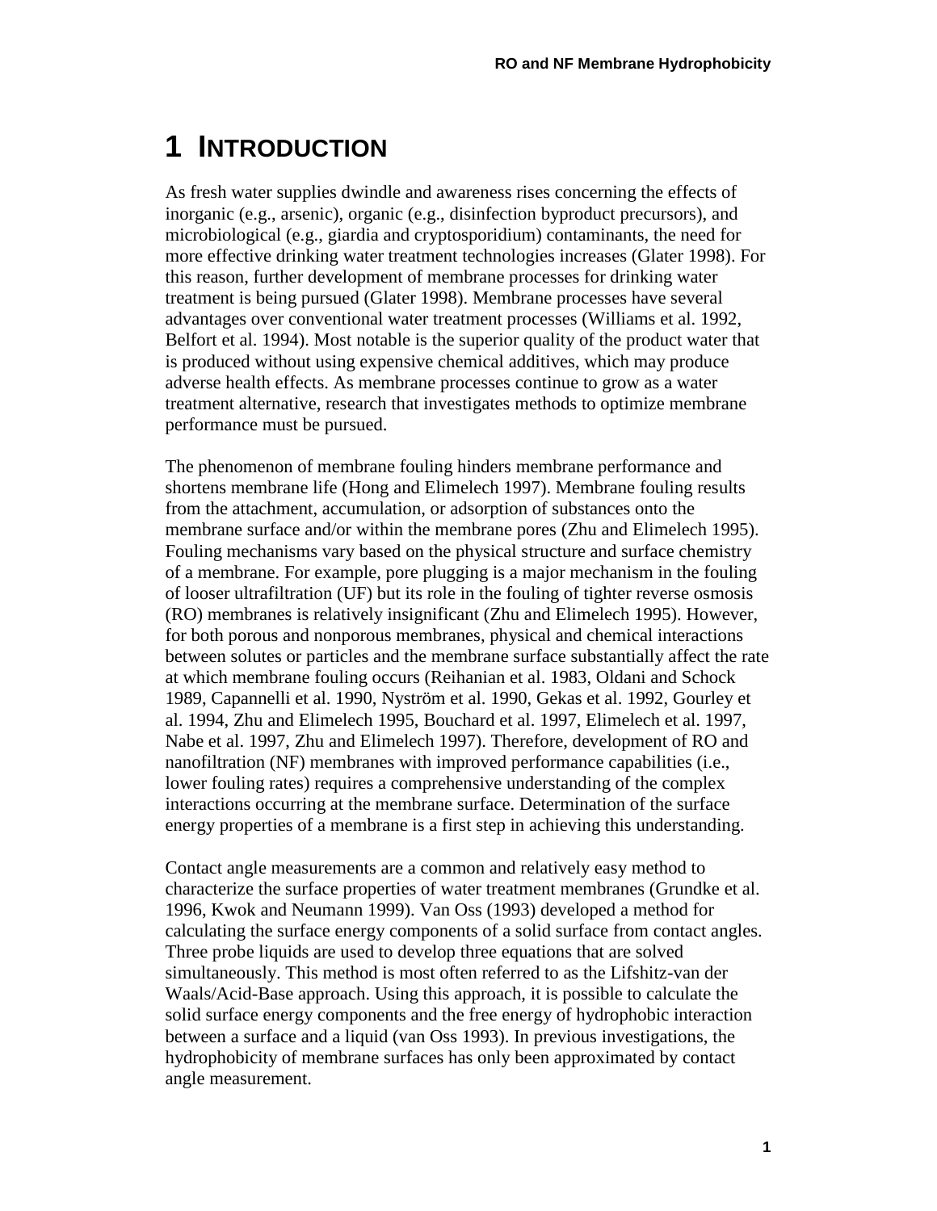# 1 INTRODUCTION

As fresh water supplies dwindle and awareness rises concerning the effects of inorganic (e.g., arsenic), organic (e.g., disinfection byproduct precursors), and microbiological (e.g., giardia and cryptosporidium) contaminants, the need for more effective drinking water treatment technologies increases (Glater 1998). For this reason, further development of membrane processes for drinking water treatment is being pursued (Glater 1998). Membrane processes have several advantages over conventional water treatment processes (Williams et al. 1992, Belfort et al. 1994). Most notable is the superior quality of the product water that is produced without using expensive chemical additives, which may produce adverse health effects. As membrane processes continue to grow as a water treatment alternative, research that investigates methods to optimize membrane performance must be pursued.

The phenomenon of membrane fouling hinders membrane performance and shortens membrane life (Hong and Elimelech 1997). Membrane fouling results from the attachment, accumulation, or adsorption of substances onto the membrane surface and/or within the membrane pores (Zhu and Elimelech 1995). Fouling mechanisms vary based on the physical structure and surface chemistry of a membrane. For example, pore plugging is a major mechanism in the fouling of looser ultrafiltration (UF) but its role in the fouling of tighter reverse osmosis (RO) membranes is relatively insignificant (Zhu and Elimelech 1995). However, for both porous and nonporous membranes, physical and chemical interactions between solutes or particles and the membrane surface substantially affect the rate at which membrane fouling occurs (Reihanian et al. 1983, Oldani and Schock 1989, Capannelli et al. 1990, Nyström et al. 1990, Gekas et al. 1992, Gourley et al. 1994, Zhu and Elimelech 1995, Bouchard et al. 1997, Elimelech et al. 1997, Nabe et al. 1997, Zhu and Elimelech 1997). Therefore, development of RO and nanofiltration (NF) membranes with improved performance capabilities (i.e., lower fouling rates) requires a comprehensive understanding of the complex interactions occurring at the membrane surface. Determination of the surface energy properties of a membrane is a first step in achieving this understanding.

Contact angle measurements are a common and relatively easy method to characterize the surface properties of water treatment membranes (Grundke et al. 1996, Kwok and Neumann 1999). Van Oss (1993) developed a method for calculating the surface energy components of a solid surface from contact angles. Three probe liquids are used to develop three equations that are solved simultaneously. This method is most often referred to as the Lifshitz-van der Waals/Acid-Base approach. Using this approach, it is possible to calculate the solid surface energy components and the free energy of hydrophobic interaction between a surface and a liquid (van Oss 1993). In previous investigations, the hydrophobicity of membrane surfaces has only been approximated by contact angle measurement.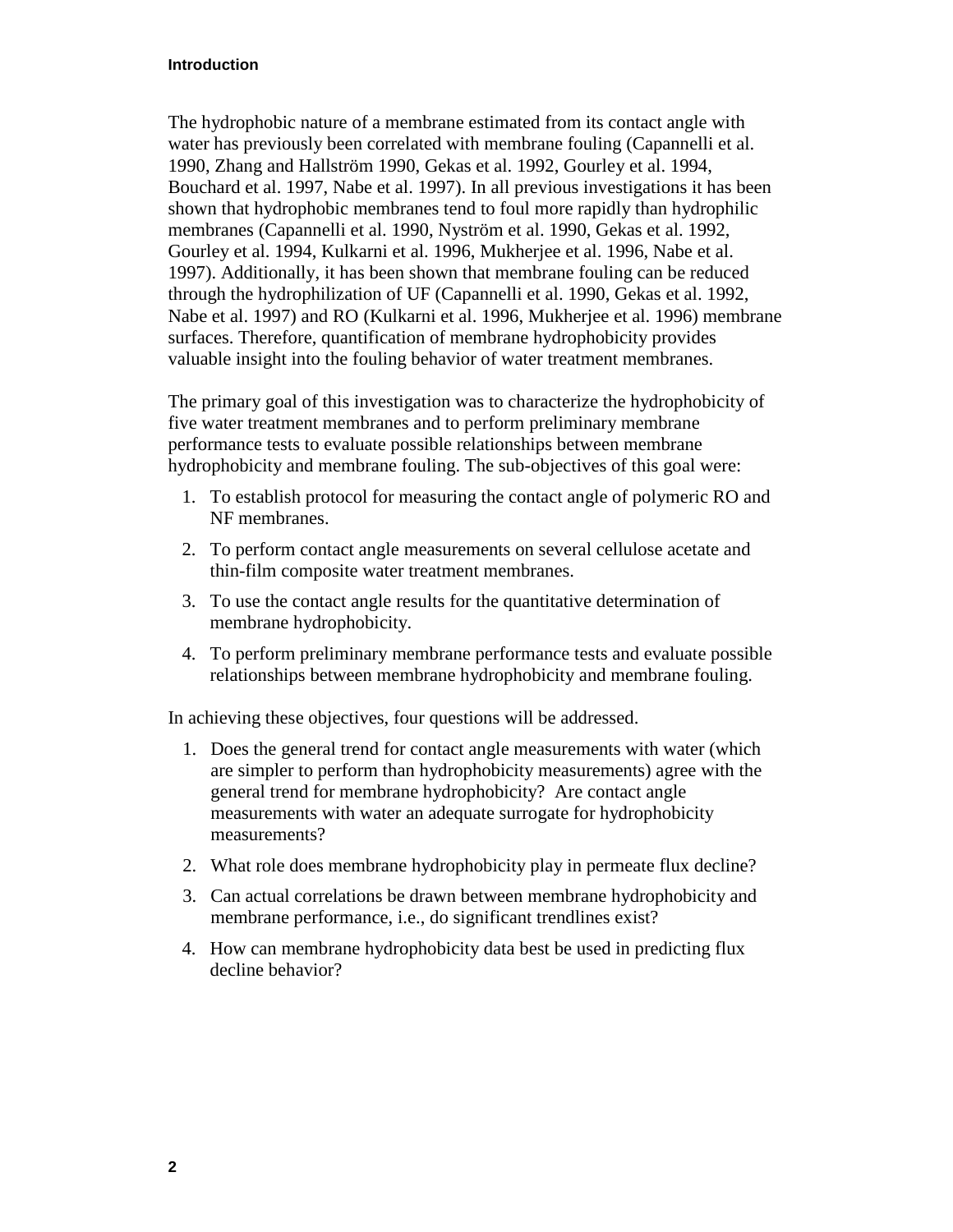The hydrophobic nature of a membrane estimated from its contact angle with water has previously been correlated with membrane fouling (Capannelli et al. 1990, Zhang and Hallström 1990, Gekas et al. 1992, Gourley et al. 1994, Bouchard et al. 1997, Nabe et al. 1997). In all previous investigations it has been shown that hydrophobic membranes tend to foul more rapidly than hydrophilic membranes (Capannelli et al. 1990, Nyström et al. 1990, Gekas et al. 1992, Gourley et al. 1994, Kulkarni et al. 1996, Mukherjee et al. 1996, Nabe et al. 1997). Additionally, it has been shown that membrane fouling can be reduced through the hydrophilization of UF (Capannelli et al. 1990, Gekas et al. 1992, Nabe et al. 1997) and RO (Kulkarni et al. 1996, Mukherjee et al. 1996) membrane surfaces. Therefore, quantification of membrane hydrophobicity provides valuable insight into the fouling behavior of water treatment membranes.

The primary goal of this investigation was to characterize the hydrophobicity of five water treatment membranes and to perform preliminary membrane performance tests to evaluate possible relationships between membrane hydrophobicity and membrane fouling. The sub-objectives of this goal were:

1. To establish protocol for measuring the contact angle of polymeric RO and NF membranes.
2. To perform contact angle measurements on several cellulose acetate and thin-film composite water treatment membranes.
3. To use the contact angle results for the quantitative determination of membrane hydrophobicity.
4. To perform preliminary membrane performance tests and evaluate possible relationships between membrane hydrophobicity and membrane fouling.

In achieving these objectives, four questions will be addressed.

1. Does the general trend for contact angle measurements with water (which are simpler to perform than hydrophobicity measurements) agree with the general trend for membrane hydrophobicity? Are contact angle measurements with water an adequate surrogate for hydrophobicity measurements?
2. What role does membrane hydrophobicity play in permeate flux decline?
3. Can actual correlations be drawn between membrane hydrophobicity and membrane performance, i.e., do significant trendlines exist?
4. How can membrane hydrophobicity data best be used in predicting flux decline behavior?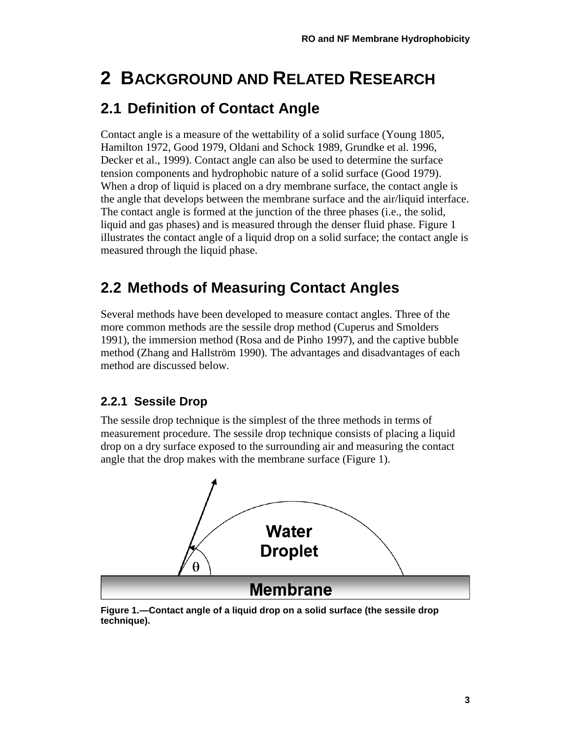# 2 BACKGROUND AND RELATED RESEARCH

## 2.1 Definition of Contact Angle

Contact angle is a measure of the wettability of a solid surface (Young 1805, Hamilton 1972, Good 1979, Oldani and Schock 1989, Grundke et al. 1996, Decker et al., 1999). Contact angle can also be used to determine the surface tension components and hydrophobic nature of a solid surface (Good 1979). When a drop of liquid is placed on a dry membrane surface, the contact angle is the angle that develops between the membrane surface and the air/liquid interface. The contact angle is formed at the junction of the three phases (i.e., the solid, liquid and gas phases) and is measured through the denser fluid phase. Figure 1 illustrates the contact angle of a liquid drop on a solid surface; the contact angle is measured through the liquid phase.

## 2.2 Methods of Measuring Contact Angles

Several methods have been developed to measure contact angles. Three of the more common methods are the sessile drop method (Cuperus and Smolders 1991), the immersion method (Rosa and de Pinho 1997), and the captive bubble method (Zhang and Hallström 1990). The advantages and disadvantages of each method are discussed below.

### 2.2.1 Sessile Drop

The sessile drop technique is the simplest of the three methods in terms of measurement procedure. The sessile drop technique consists of placing a liquid drop on a dry surface exposed to the surrounding air and measuring the contact angle that the drop makes with the membrane surface (Figure 1).

**Figure 1.—Contact angle of a liquid drop on a solid surface (the sessile drop technique).**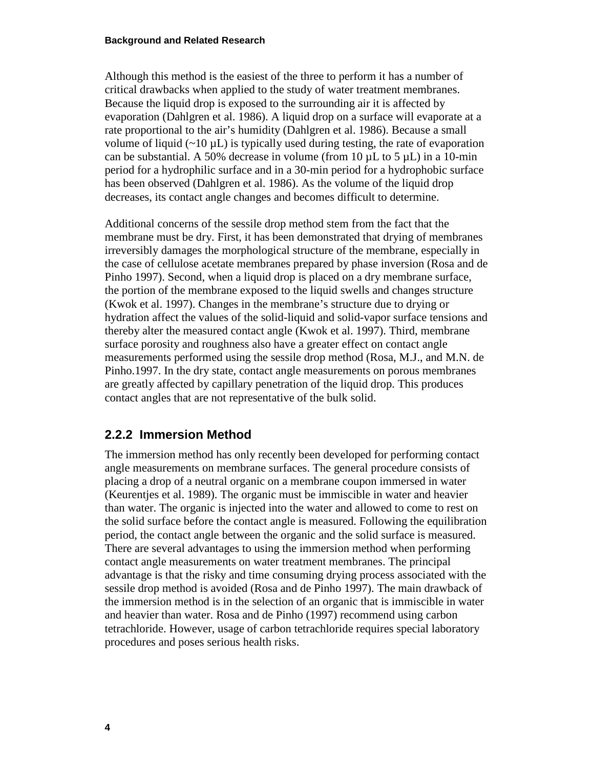Although this method is the easiest of the three to perform it has a number of critical drawbacks when applied to the study of water treatment membranes. Because the liquid drop is exposed to the surrounding air it is affected by evaporation (Dahlgren et al. 1986). A liquid drop on a surface will evaporate at a rate proportional to the air's humidity (Dahlgren et al. 1986). Because a small volume of liquid (~10 µL) is typically used during testing, the rate of evaporation can be substantial. A 50% decrease in volume (from 10 µL to 5 µL) in a 10-min period for a hydrophilic surface and in a 30-min period for a hydrophobic surface has been observed (Dahlgren et al. 1986). As the volume of the liquid drop decreases, its contact angle changes and becomes difficult to determine.

Additional concerns of the sessile drop method stem from the fact that the membrane must be dry. First, it has been demonstrated that drying of membranes irreversibly damages the morphological structure of the membrane, especially in the case of cellulose acetate membranes prepared by phase inversion (Rosa and de Pinho 1997). Second, when a liquid drop is placed on a dry membrane surface, the portion of the membrane exposed to the liquid swells and changes structure (Kwok et al. 1997). Changes in the membrane's structure due to drying or hydration affect the values of the solid-liquid and solid-vapor surface tensions and thereby alter the measured contact angle (Kwok et al. 1997). Third, membrane surface porosity and roughness also have a greater effect on contact angle measurements performed using the sessile drop method (Rosa, M.J., and M.N. de Pinho.1997. In the dry state, contact angle measurements on porous membranes are greatly affected by capillary penetration of the liquid drop. This produces contact angles that are not representative of the bulk solid.

### 2.2.2 Immersion Method

The immersion method has only recently been developed for performing contact angle measurements on membrane surfaces. The general procedure consists of placing a drop of a neutral organic on a membrane coupon immersed in water (Keurentjes et al. 1989). The organic must be immiscible in water and heavier than water. The organic is injected into the water and allowed to come to rest on the solid surface before the contact angle is measured. Following the equilibration period, the contact angle between the organic and the solid surface is measured. There are several advantages to using the immersion method when performing contact angle measurements on water treatment membranes. The principal advantage is that the risky and time consuming drying process associated with the sessile drop method is avoided (Rosa and de Pinho 1997). The main drawback of the immersion method is in the selection of an organic that is immiscible in water and heavier than water. Rosa and de Pinho (1997) recommend using carbon tetrachloride. However, usage of carbon tetrachloride requires special laboratory procedures and poses serious health risks.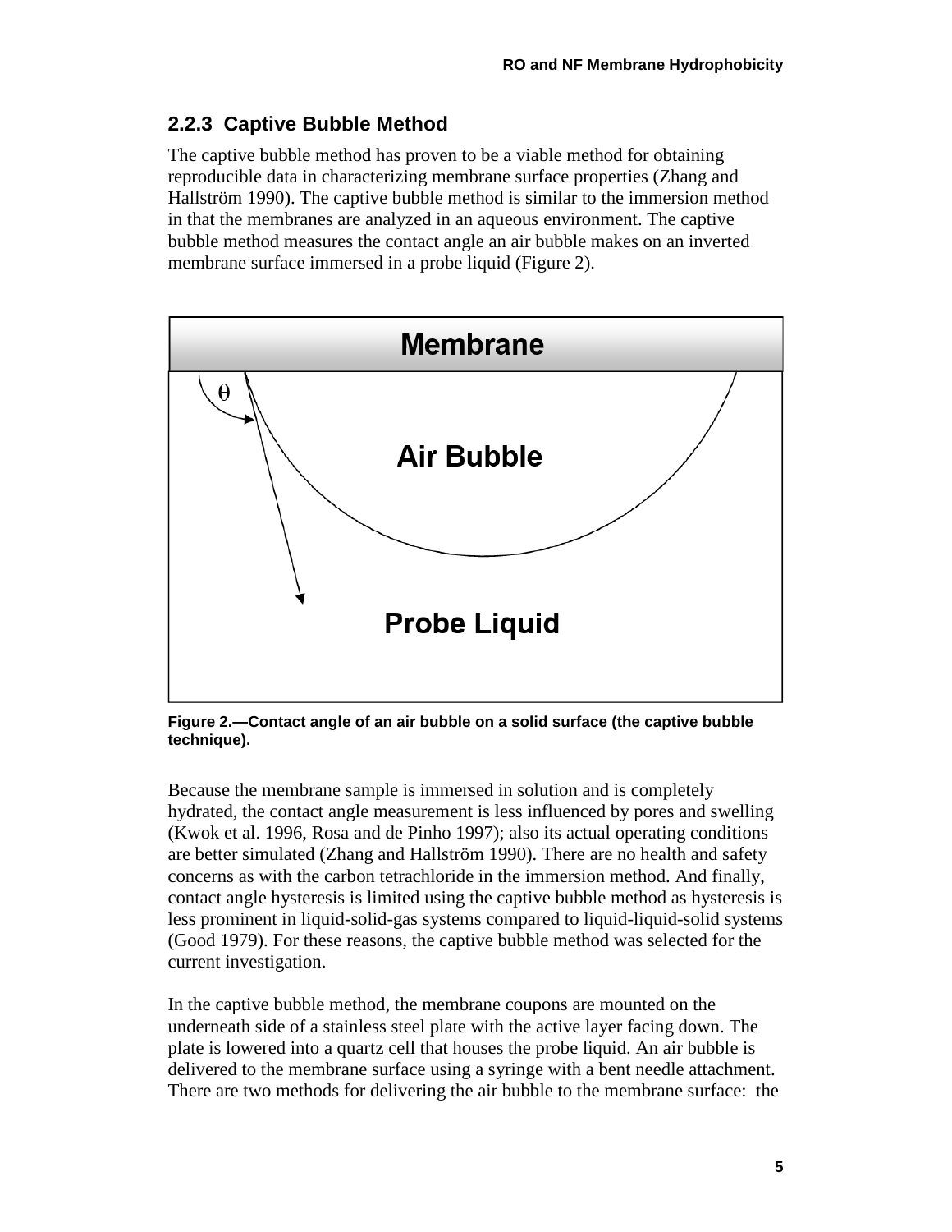### 2.2.3 Captive Bubble Method

The captive bubble method has proven to be a viable method for obtaining reproducible data in characterizing membrane surface properties (Zhang and Hallström 1990). The captive bubble method is similar to the immersion method in that the membranes are analyzed in an aqueous environment. The captive bubble method measures the contact angle an air bubble makes on an inverted membrane surface immersed in a probe liquid (Figure 2).

**Figure 2.—Contact angle of an air bubble on a solid surface (the captive bubble technique).**

Because the membrane sample is immersed in solution and is completely hydrated, the contact angle measurement is less influenced by pores and swelling (Kwok et al. 1996, Rosa and de Pinho 1997); also its actual operating conditions are better simulated (Zhang and Hallström 1990). There are no health and safety concerns as with the carbon tetrachloride in the immersion method. And finally, contact angle hysteresis is limited using the captive bubble method as hysteresis is less prominent in liquid-solid-gas systems compared to liquid-liquid-solid systems (Good 1979). For these reasons, the captive bubble method was selected for the current investigation.

In the captive bubble method, the membrane coupons are mounted on the underneath side of a stainless steel plate with the active layer facing down. The plate is lowered into a quartz cell that houses the probe liquid. An air bubble is delivered to the membrane surface using a syringe with a bent needle attachment. There are two methods for delivering the air bubble to the membrane surface: the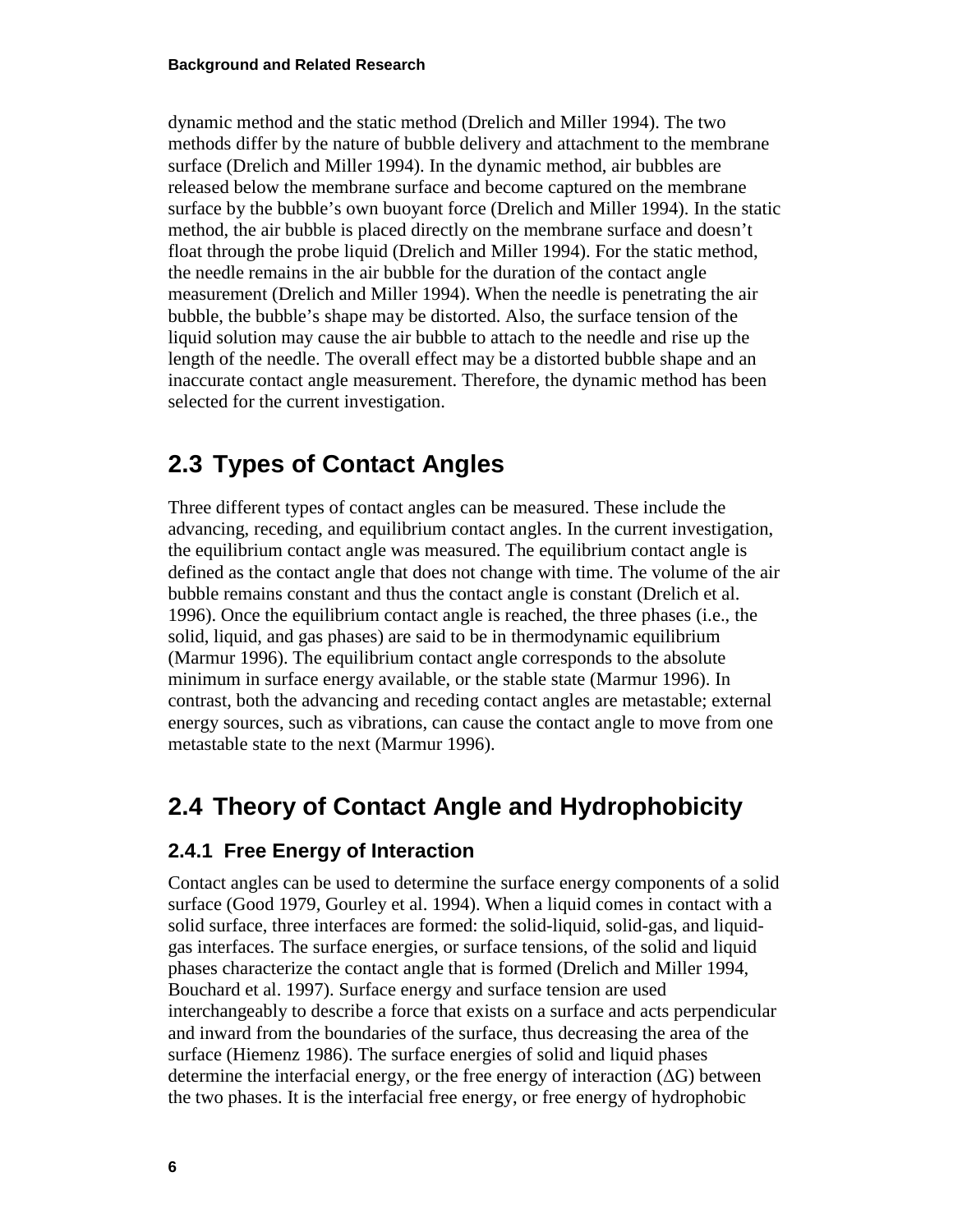dynamic method and the static method (Drelich and Miller 1994). The two methods differ by the nature of bubble delivery and attachment to the membrane surface (Drelich and Miller 1994). In the dynamic method, air bubbles are released below the membrane surface and become captured on the membrane surface by the bubble's own buoyant force (Drelich and Miller 1994). In the static method, the air bubble is placed directly on the membrane surface and doesn't float through the probe liquid (Drelich and Miller 1994). For the static method, the needle remains in the air bubble for the duration of the contact angle measurement (Drelich and Miller 1994). When the needle is penetrating the air bubble, the bubble's shape may be distorted. Also, the surface tension of the liquid solution may cause the air bubble to attach to the needle and rise up the length of the needle. The overall effect may be a distorted bubble shape and an inaccurate contact angle measurement. Therefore, the dynamic method has been selected for the current investigation.

## 2.3 Types of Contact Angles

Three different types of contact angles can be measured. These include the advancing, receding, and equilibrium contact angles. In the current investigation, the equilibrium contact angle was measured. The equilibrium contact angle is defined as the contact angle that does not change with time. The volume of the air bubble remains constant and thus the contact angle is constant (Drelich et al. 1996). Once the equilibrium contact angle is reached, the three phases (i.e., the solid, liquid, and gas phases) are said to be in thermodynamic equilibrium (Marmur 1996). The equilibrium contact angle corresponds to the absolute minimum in surface energy available, or the stable state (Marmur 1996). In contrast, both the advancing and receding contact angles are metastable; external energy sources, such as vibrations, can cause the contact angle to move from one metastable state to the next (Marmur 1996).

## 2.4 Theory of Contact Angle and Hydrophobicity

### 2.4.1 Free Energy of Interaction

Contact angles can be used to determine the surface energy components of a solid surface (Good 1979, Gourley et al. 1994). When a liquid comes in contact with a solid surface, three interfaces are formed: the solid-liquid, solid-gas, and liquid-gas interfaces. The surface energies, or surface tensions, of the solid and liquid phases characterize the contact angle that is formed (Drelich and Miller 1994, Bouchard et al. 1997). Surface energy and surface tension are used interchangeably to describe a force that exists on a surface and acts perpendicular and inward from the boundaries of the surface, thus decreasing the area of the surface (Hiemenz 1986). The surface energies of solid and liquid phases determine the interfacial energy, or the free energy of interaction ($\Delta G$) between the two phases. It is the interfacial free energy, or free energy of hydrophobic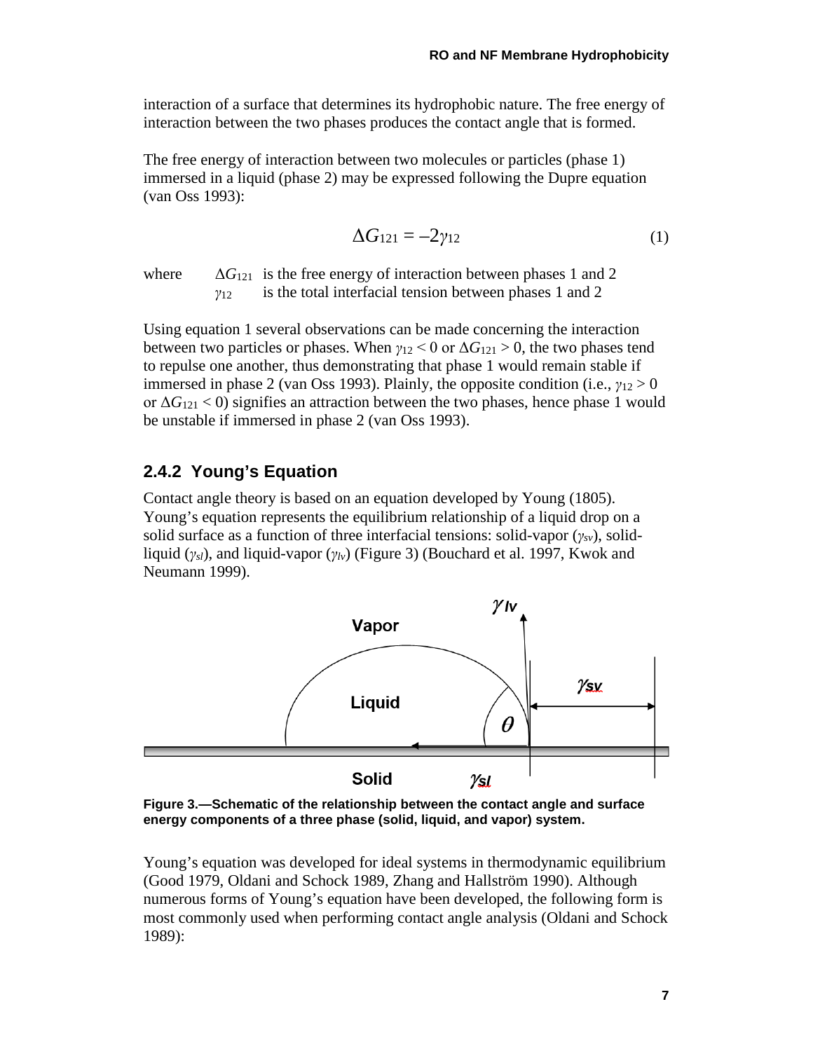interaction of a surface that determines its hydrophobic nature. The free energy of interaction between the two phases produces the contact angle that is formed.

The free energy of interaction between two molecules or particles (phase 1) immersed in a liquid (phase 2) may be expressed following the Dupre equation (van Oss 1993):

$$\Delta G_{121} = -2\gamma_{12} \tag{1}$$

where $\Delta G_{121}$ is the free energy of interaction between phases 1 and 2
$\gamma_{12}$ is the total interfacial tension between phases 1 and 2

Using equation 1 several observations can be made concerning the interaction between two particles or phases. When $\gamma_{12} < 0$ or $\Delta G_{121} > 0$, the two phases tend to repulse one another, thus demonstrating that phase 1 would remain stable if immersed in phase 2 (van Oss 1993). Plainly, the opposite condition (i.e., $\gamma_{12} > 0$ or $\Delta G_{121} < 0$) signifies an attraction between the two phases, hence phase 1 would be unstable if immersed in phase 2 (van Oss 1993).

## 2.4.2 Young's Equation

Contact angle theory is based on an equation developed by Young (1805). Young's equation represents the equilibrium relationship of a liquid drop on a solid surface as a function of three interfacial tensions: solid-vapor ($\gamma_{sv}$), solid-liquid ($\gamma_{sl}$), and liquid-vapor ($\gamma_{lv}$) (Figure 3) (Bouchard et al. 1997, Kwok and Neumann 1999).

**Figure 3.—Schematic of the relationship between the contact angle and surface energy components of a three phase (solid, liquid, and vapor) system.**

Young's equation was developed for ideal systems in thermodynamic equilibrium (Good 1979, Oldani and Schock 1989, Zhang and Hallström 1990). Although numerous forms of Young's equation have been developed, the following form is most commonly used when performing contact angle analysis (Oldani and Schock 1989):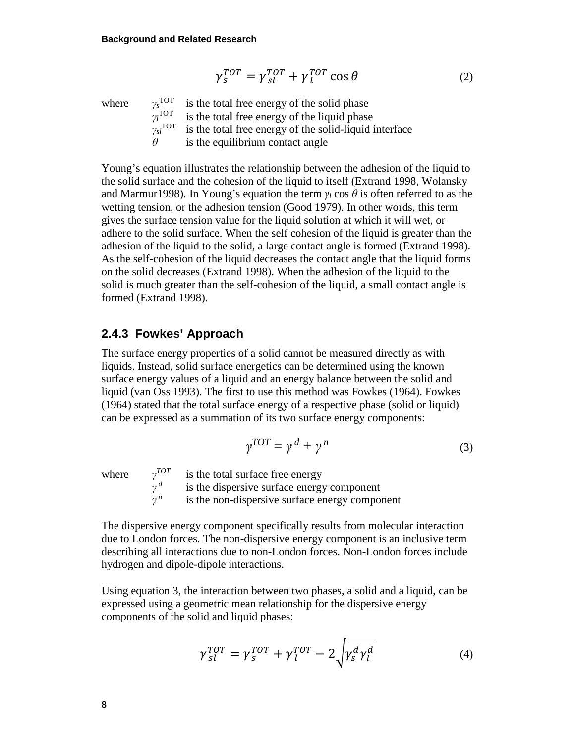$$\gamma_s^{TOT} = \gamma_{sl}^{TOT} + \gamma_l^{TOT} \cos\theta \tag{2}$$

where $\gamma_s^{TOT}$ is the total free energy of the solid phase
$\gamma_l^{TOT}$ is the total free energy of the liquid phase
$\gamma_{sl}^{TOT}$ is the total free energy of the solid-liquid interface
$\theta$ is the equilibrium contact angle

Young's equation illustrates the relationship between the adhesion of the liquid to the solid surface and the cohesion of the liquid to itself (Extrand 1998, Wolansky and Marmur1998). In Young's equation the term $\gamma_l \cos\theta$ is often referred to as the wetting tension, or the adhesion tension (Good 1979). In other words, this term gives the surface tension value for the liquid solution at which it will wet, or adhere to the solid surface. When the self cohesion of the liquid is greater than the adhesion of the liquid to the solid, a large contact angle is formed (Extrand 1998). As the self-cohesion of the liquid decreases the contact angle that the liquid forms on the solid decreases (Extrand 1998). When the adhesion of the liquid to the solid is much greater than the self-cohesion of the liquid, a small contact angle is formed (Extrand 1998).

### 2.4.3 Fowkes' Approach

The surface energy properties of a solid cannot be measured directly as with liquids. Instead, solid surface energetics can be determined using the known surface energy values of a liquid and an energy balance between the solid and liquid (van Oss 1993). The first to use this method was Fowkes (1964). Fowkes (1964) stated that the total surface energy of a respective phase (solid or liquid) can be expressed as a summation of its two surface energy components:

$$\gamma^{TOT} = \gamma^d + \gamma^n \tag{3}$$

where $\gamma^{TOT}$ is the total surface free energy
$\gamma^d$ is the dispersive surface energy component
$\gamma^n$ is the non-dispersive surface energy component

The dispersive energy component specifically results from molecular interaction due to London forces. The non-dispersive energy component is an inclusive term describing all interactions due to non-London forces. Non-London forces include hydrogen and dipole-dipole interactions.

Using equation 3, the interaction between two phases, a solid and a liquid, can be expressed using a geometric mean relationship for the dispersive energy components of the solid and liquid phases:

$$\gamma_{sl}^{TOT} = \gamma_s^{TOT} + \gamma_l^{TOT} - 2\sqrt{\gamma_s^d \gamma_l^d} \tag{4}$$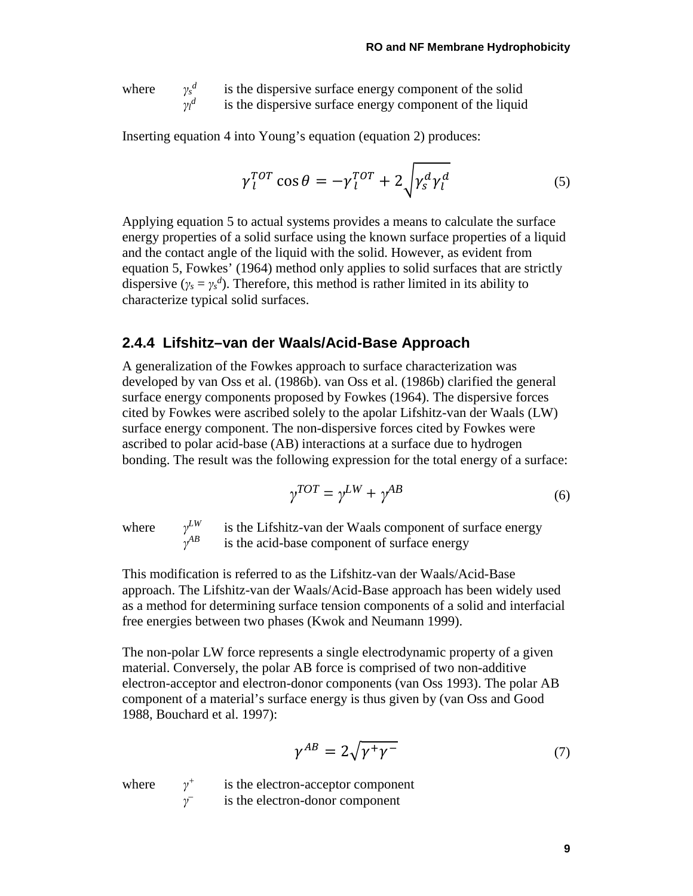where $\gamma_s^d$ is the dispersive surface energy component of the solid
$\gamma_l^d$ is the dispersive surface energy component of the liquid

Inserting equation 4 into Young's equation (equation 2) produces:

$$\gamma_l^{TOT} \cos\theta = -\gamma_l^{TOT} + 2\sqrt{\gamma_s^d \gamma_l^d} \tag{5}$$

Applying equation 5 to actual systems provides a means to calculate the surface energy properties of a solid surface using the known surface properties of a liquid and the contact angle of the liquid with the solid. However, as evident from equation 5, Fowkes' (1964) method only applies to solid surfaces that are strictly dispersive ($\gamma_s = \gamma_s^d$). Therefore, this method is rather limited in its ability to characterize typical solid surfaces.

### 2.4.4 Lifshitz–van der Waals/Acid-Base Approach

A generalization of the Fowkes approach to surface characterization was developed by van Oss et al. (1986b). van Oss et al. (1986b) clarified the general surface energy components proposed by Fowkes (1964). The dispersive forces cited by Fowkes were ascribed solely to the apolar Lifshitz-van der Waals (LW) surface energy component. The non-dispersive forces cited by Fowkes were ascribed to polar acid-base (AB) interactions at a surface due to hydrogen bonding. The result was the following expression for the total energy of a surface:

$$\gamma^{TOT} = \gamma^{LW} + \gamma^{AB} \tag{6}$$

where $\gamma^{LW}$ is the Lifshitz-van der Waals component of surface energy
$\gamma^{AB}$ is the acid-base component of surface energy

This modification is referred to as the Lifshitz-van der Waals/Acid-Base approach. The Lifshitz-van der Waals/Acid-Base approach has been widely used as a method for determining surface tension components of a solid and interfacial free energies between two phases (Kwok and Neumann 1999).

The non-polar LW force represents a single electrodynamic property of a given material. Conversely, the polar AB force is comprised of two non-additive electron-acceptor and electron-donor components (van Oss 1993). The polar AB component of a material's surface energy is thus given by (van Oss and Good 1988, Bouchard et al. 1997):

$$\gamma^{AB} = 2\sqrt{\gamma^{+}\gamma^{-}} \tag{7}$$

where $\gamma^{+}$ is the electron-acceptor component
$\gamma^{-}$ is the electron-donor component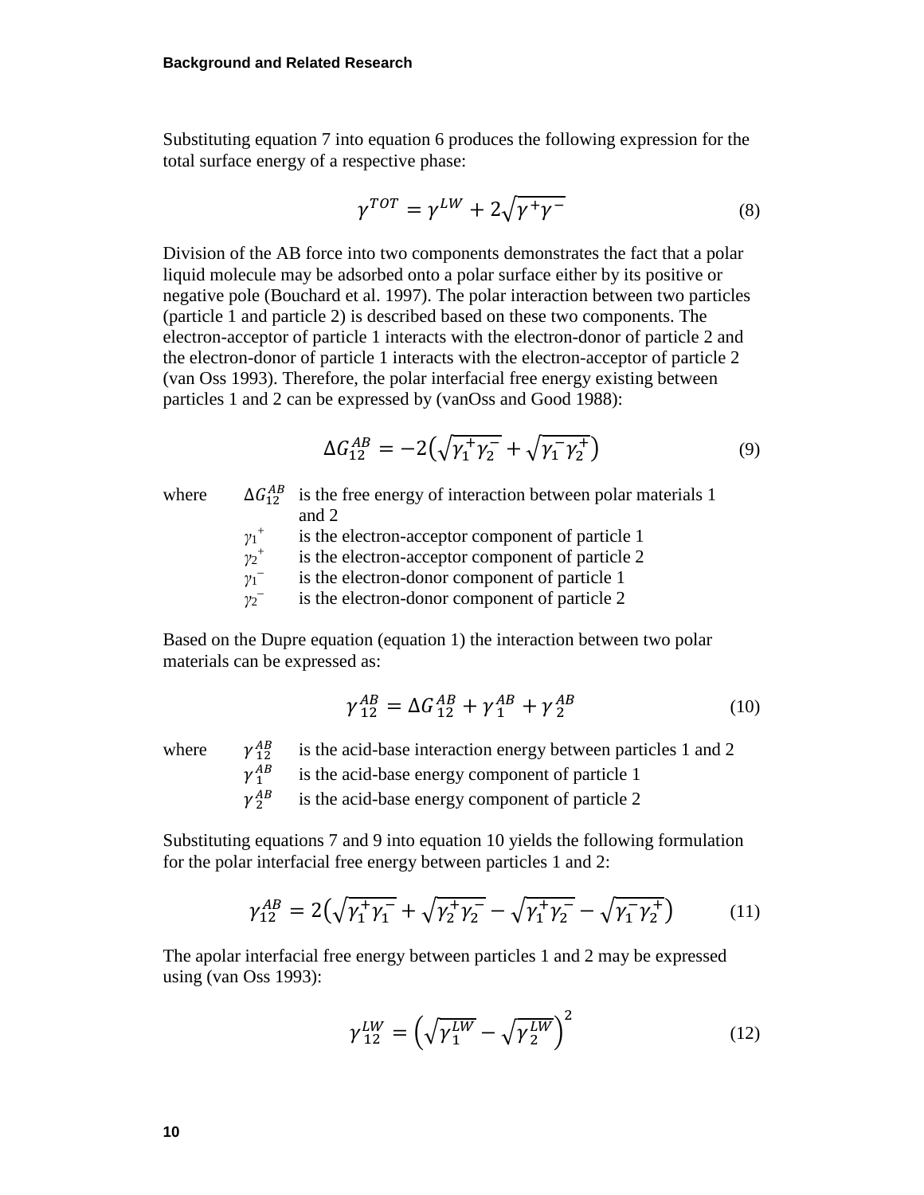Substituting equation 7 into equation 6 produces the following expression for the total surface energy of a respective phase:

$$\gamma^{TOT} = \gamma^{LW} + 2\sqrt{\gamma^{+}\gamma^{-}} \tag{8}$$

Division of the AB force into two components demonstrates the fact that a polar liquid molecule may be adsorbed onto a polar surface either by its positive or negative pole (Bouchard et al. 1997). The polar interaction between two particles (particle 1 and particle 2) is described based on these two components. The electron-acceptor of particle 1 interacts with the electron-donor of particle 2 and the electron-donor of particle 1 interacts with the electron-acceptor of particle 2 (van Oss 1993). Therefore, the polar interfacial free energy existing between particles 1 and 2 can be expressed by (vanOss and Good 1988):

$$\Delta G_{12}^{AB} = -2\left(\sqrt{\gamma_1^{+}\gamma_2^{-}} + \sqrt{\gamma_1^{-}\gamma_2^{+}}\right) \tag{9}$$

where
- $\Delta G_{12}^{AB}$ is the free energy of interaction between polar materials 1 and 2
- $\gamma_1^{+}$ is the electron-acceptor component of particle 1
- $\gamma_2^{+}$ is the electron-acceptor component of particle 2
- $\gamma_1^{-}$ is the electron-donor component of particle 1
- $\gamma_2^{-}$ is the electron-donor component of particle 2

Based on the Dupre equation (equation 1) the interaction between two polar materials can be expressed as:

$$\gamma_{12}^{AB} = \Delta G_{12}^{AB} + \gamma_1^{AB} + \gamma_2^{AB} \tag{10}$$

where
- $\gamma_{12}^{AB}$ is the acid-base interaction energy between particles 1 and 2
- $\gamma_1^{AB}$ is the acid-base energy component of particle 1
- $\gamma_2^{AB}$ is the acid-base energy component of particle 2

Substituting equations 7 and 9 into equation 10 yields the following formulation for the polar interfacial free energy between particles 1 and 2:

$$\gamma_{12}^{AB} = 2\left(\sqrt{\gamma_1^{+}\gamma_1^{-}} + \sqrt{\gamma_2^{+}\gamma_2^{-}} - \sqrt{\gamma_1^{+}\gamma_2^{-}} - \sqrt{\gamma_1^{-}\gamma_2^{+}}\right) \tag{11}$$

The apolar interfacial free energy between particles 1 and 2 may be expressed using (van Oss 1993):

$$\gamma_{12}^{LW} = \left(\sqrt{\gamma_1^{LW}} - \sqrt{\gamma_2^{LW}}\right)^2 \tag{12}$$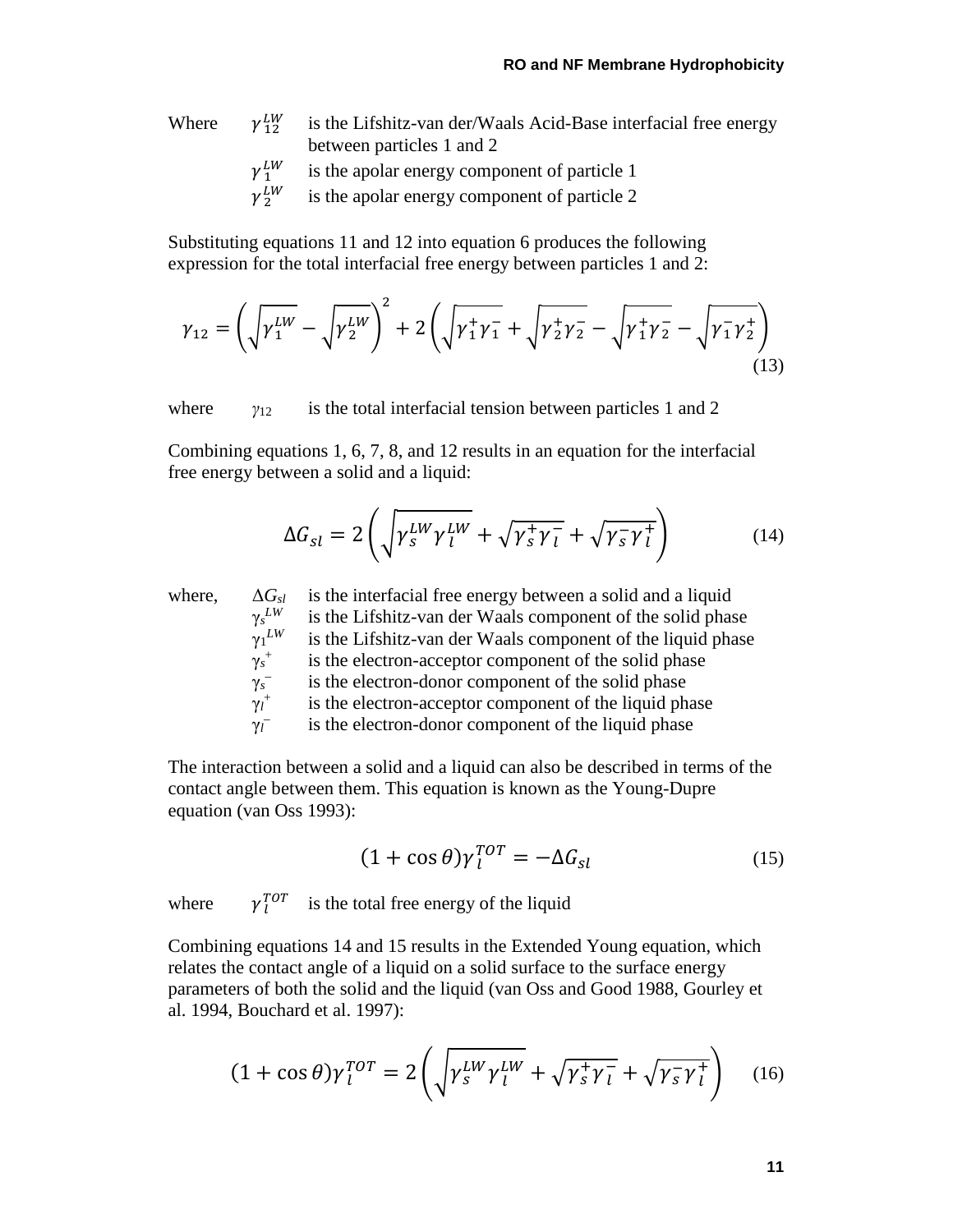Where $\gamma_{12}^{LW}$ is the Lifshitz-van der/Waals Acid-Base interfacial free energy between particles 1 and 2

$\gamma_{1}^{LW}$ is the apolar energy component of particle 1

$\gamma_{2}^{LW}$ is the apolar energy component of particle 2

Substituting equations 11 and 12 into equation 6 produces the following expression for the total interfacial free energy between particles 1 and 2:

$$\gamma_{12} = \left(\sqrt{\gamma_1^{LW}} - \sqrt{\gamma_2^{LW}}\right)^2 + 2\left(\sqrt{\gamma_1^{+}\gamma_1^{-}} + \sqrt{\gamma_2^{+}\gamma_2^{-}} - \sqrt{\gamma_1^{+}\gamma_2^{-}} - \sqrt{\gamma_1^{-}\gamma_2^{+}}\right) \tag{13}$$

where $\gamma_{12}$ is the total interfacial tension between particles 1 and 2

Combining equations 1, 6, 7, 8, and 12 results in an equation for the interfacial free energy between a solid and a liquid:

$$\Delta G_{sl} = 2\left(\sqrt{\gamma_s^{LW}\gamma_l^{LW}} + \sqrt{\gamma_s^{+}\gamma_l^{-}} + \sqrt{\gamma_s^{-}\gamma_l^{+}}\right) \tag{14}$$

where, $\Delta G_{sl}$ is the interfacial free energy between a solid and a liquid

$\gamma_s^{LW}$ is the Lifshitz-van der Waals component of the solid phase

$\gamma_1^{LW}$ is the Lifshitz-van der Waals component of the liquid phase

$\gamma_s^{+}$ is the electron-acceptor component of the solid phase

$\gamma_s^{-}$ is the electron-donor component of the solid phase

$\gamma_l^{+}$ is the electron-acceptor component of the liquid phase

$\gamma_l^{-}$ is the electron-donor component of the liquid phase

The interaction between a solid and a liquid can also be described in terms of the contact angle between them. This equation is known as the Young-Dupre equation (van Oss 1993):

$$(1 + \cos\theta)\gamma_l^{TOT} = -\Delta G_{sl} \tag{15}$$

where $\gamma_l^{TOT}$ is the total free energy of the liquid

Combining equations 14 and 15 results in the Extended Young equation, which relates the contact angle of a liquid on a solid surface to the surface energy parameters of both the solid and the liquid (van Oss and Good 1988, Gourley et al. 1994, Bouchard et al. 1997):

$$(1 + \cos\theta)\gamma_l^{TOT} = 2\left(\sqrt{\gamma_s^{LW}\gamma_l^{LW}} + \sqrt{\gamma_s^{+}\gamma_l^{-}} + \sqrt{\gamma_s^{-}\gamma_l^{+}}\right) \tag{16}$$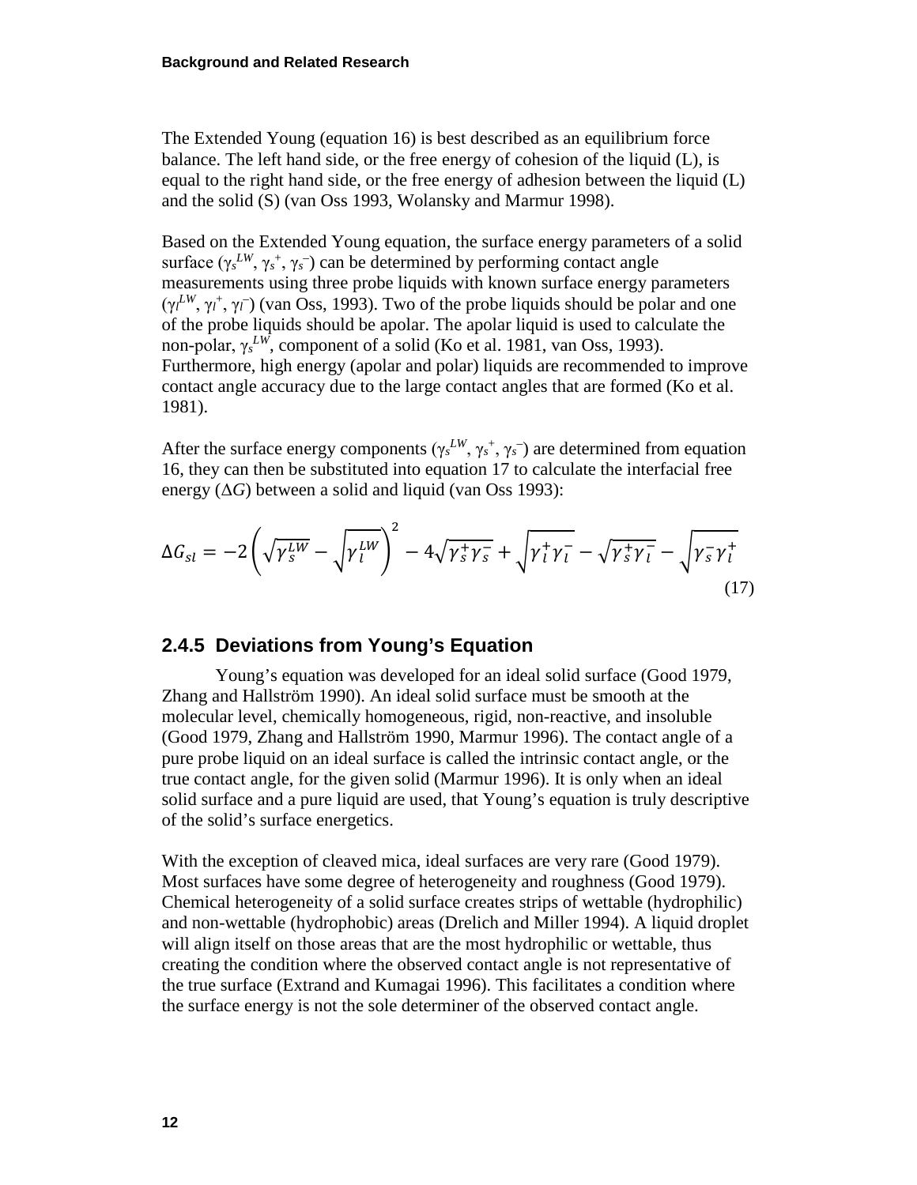The Extended Young (equation 16) is best described as an equilibrium force balance. The left hand side, or the free energy of cohesion of the liquid (L), is equal to the right hand side, or the free energy of adhesion between the liquid (L) and the solid (S) (van Oss 1993, Wolansky and Marmur 1998).

Based on the Extended Young equation, the surface energy parameters of a solid surface ($\gamma_s^{LW}$, $\gamma_s^{+}$, $\gamma_s^{-}$) can be determined by performing contact angle measurements using three probe liquids with known surface energy parameters ($\gamma_l^{LW}$, $\gamma_l^{+}$, $\gamma_l^{-}$) (van Oss, 1993). Two of the probe liquids should be polar and one of the probe liquids should be apolar. The apolar liquid is used to calculate the non-polar, $\gamma_s^{LW}$, component of a solid (Ko et al. 1981, van Oss, 1993). Furthermore, high energy (apolar and polar) liquids are recommended to improve contact angle accuracy due to the large contact angles that are formed (Ko et al. 1981).

After the surface energy components ($\gamma_s^{LW}$, $\gamma_s^{+}$, $\gamma_s^{-}$) are determined from equation 16, they can then be substituted into equation 17 to calculate the interfacial free energy ($\Delta G$) between a solid and liquid (van Oss 1993):

$$\Delta G_{sl} = -2\left(\sqrt{\gamma_s^{LW}} - \sqrt{\gamma_l^{LW}}\right)^2 - 4\sqrt{\gamma_s^{+}\gamma_s^{-}} + \sqrt{\gamma_l^{+}\gamma_l^{-}} - \sqrt{\gamma_s^{+}\gamma_l^{-}} - \sqrt{\gamma_s^{-}\gamma_l^{+}} \tag{17}$$

### 2.4.5 Deviations from Young's Equation

Young's equation was developed for an ideal solid surface (Good 1979, Zhang and Hallström 1990). An ideal solid surface must be smooth at the molecular level, chemically homogeneous, rigid, non-reactive, and insoluble (Good 1979, Zhang and Hallström 1990, Marmur 1996). The contact angle of a pure probe liquid on an ideal surface is called the intrinsic contact angle, or the true contact angle, for the given solid (Marmur 1996). It is only when an ideal solid surface and a pure liquid are used, that Young's equation is truly descriptive of the solid's surface energetics.

With the exception of cleaved mica, ideal surfaces are very rare (Good 1979). Most surfaces have some degree of heterogeneity and roughness (Good 1979). Chemical heterogeneity of a solid surface creates strips of wettable (hydrophilic) and non-wettable (hydrophobic) areas (Drelich and Miller 1994). A liquid droplet will align itself on those areas that are the most hydrophilic or wettable, thus creating the condition where the observed contact angle is not representative of the true surface (Extrand and Kumagai 1996). This facilitates a condition where the surface energy is not the sole determiner of the observed contact angle.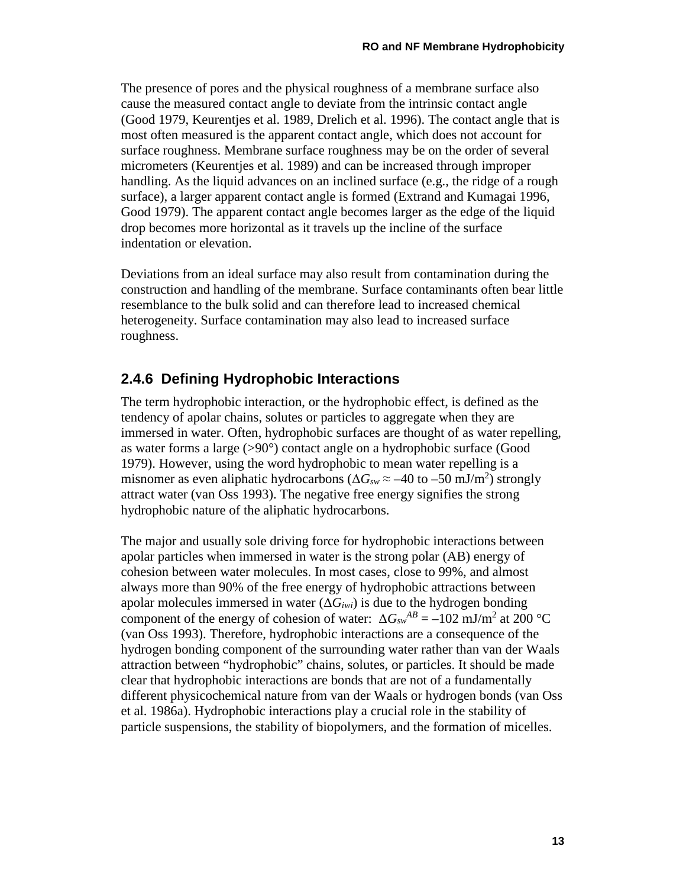The presence of pores and the physical roughness of a membrane surface also cause the measured contact angle to deviate from the intrinsic contact angle (Good 1979, Keurentjes et al. 1989, Drelich et al. 1996). The contact angle that is most often measured is the apparent contact angle, which does not account for surface roughness. Membrane surface roughness may be on the order of several micrometers (Keurentjes et al. 1989) and can be increased through improper handling. As the liquid advances on an inclined surface (e.g., the ridge of a rough surface), a larger apparent contact angle is formed (Extrand and Kumagai 1996, Good 1979). The apparent contact angle becomes larger as the edge of the liquid drop becomes more horizontal as it travels up the incline of the surface indentation or elevation.

Deviations from an ideal surface may also result from contamination during the construction and handling of the membrane. Surface contaminants often bear little resemblance to the bulk solid and can therefore lead to increased chemical heterogeneity. Surface contamination may also lead to increased surface roughness.

### 2.4.6 Defining Hydrophobic Interactions

The term hydrophobic interaction, or the hydrophobic effect, is defined as the tendency of apolar chains, solutes or particles to aggregate when they are immersed in water. Often, hydrophobic surfaces are thought of as water repelling, as water forms a large (>90°) contact angle on a hydrophobic surface (Good 1979). However, using the word hydrophobic to mean water repelling is a misnomer as even aliphatic hydrocarbons ($\Delta G_{sw} \approx -40$ to $-50$ mJ/m$^2$) strongly attract water (van Oss 1993). The negative free energy signifies the strong hydrophobic nature of the aliphatic hydrocarbons.

The major and usually sole driving force for hydrophobic interactions between apolar particles when immersed in water is the strong polar (AB) energy of cohesion between water molecules. In most cases, close to 99%, and almost always more than 90% of the free energy of hydrophobic attractions between apolar molecules immersed in water ($\Delta G_{iwi}$) is due to the hydrogen bonding component of the energy of cohesion of water: $\Delta G_{sw}^{AB} = -102$ mJ/m$^2$ at 200 °C (van Oss 1993). Therefore, hydrophobic interactions are a consequence of the hydrogen bonding component of the surrounding water rather than van der Waals attraction between "hydrophobic" chains, solutes, or particles. It should be made clear that hydrophobic interactions are bonds that are not of a fundamentally different physicochemical nature from van der Waals or hydrogen bonds (van Oss et al. 1986a). Hydrophobic interactions play a crucial role in the stability of particle suspensions, the stability of biopolymers, and the formation of micelles.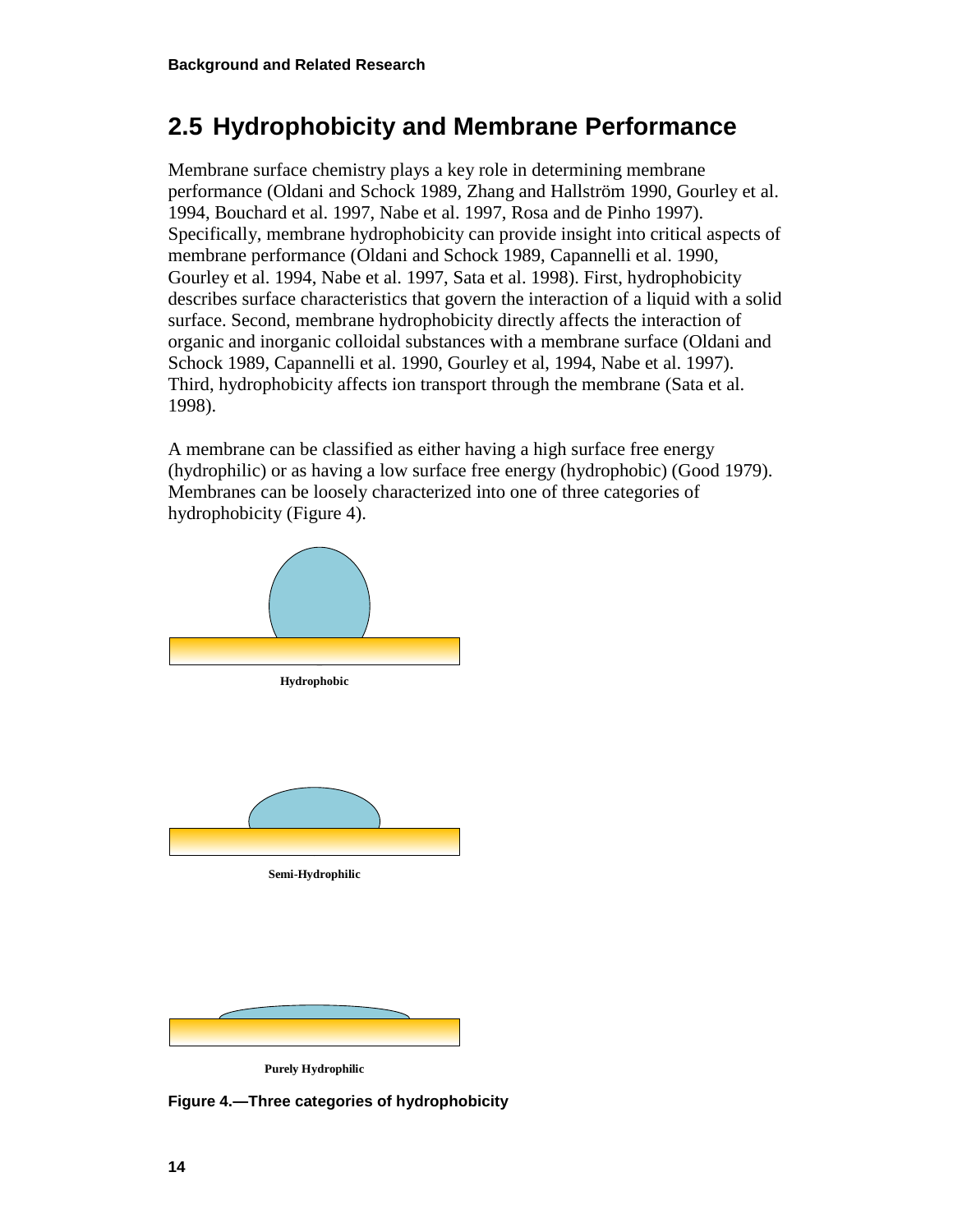## 2.5 Hydrophobicity and Membrane Performance

Membrane surface chemistry plays a key role in determining membrane performance (Oldani and Schock 1989, Zhang and Hallström 1990, Gourley et al. 1994, Bouchard et al. 1997, Nabe et al. 1997, Rosa and de Pinho 1997). Specifically, membrane hydrophobicity can provide insight into critical aspects of membrane performance (Oldani and Schock 1989, Capannelli et al. 1990, Gourley et al. 1994, Nabe et al. 1997, Sata et al. 1998). First, hydrophobicity describes surface characteristics that govern the interaction of a liquid with a solid surface. Second, membrane hydrophobicity directly affects the interaction of organic and inorganic colloidal substances with a membrane surface (Oldani and Schock 1989, Capannelli et al. 1990, Gourley et al, 1994, Nabe et al. 1997). Third, hydrophobicity affects ion transport through the membrane (Sata et al. 1998).

A membrane can be classified as either having a high surface free energy (hydrophilic) or as having a low surface free energy (hydrophobic) (Good 1979). Membranes can be loosely characterized into one of three categories of hydrophobicity (Figure 4).

Hydrophobic

Semi-Hydrophilic

Purely Hydrophilic

**Figure 4.—Three categories of hydrophobicity**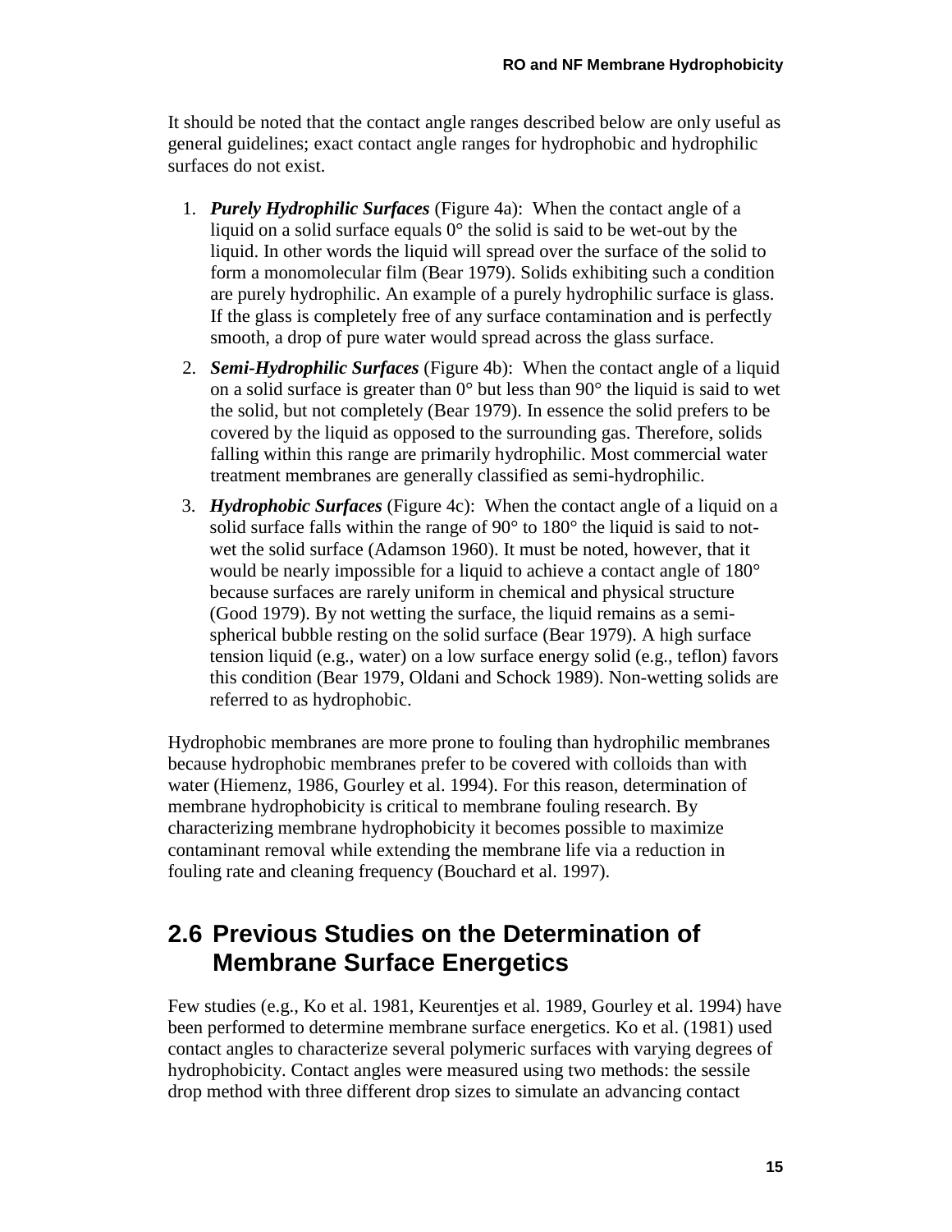It should be noted that the contact angle ranges described below are only useful as general guidelines; exact contact angle ranges for hydrophobic and hydrophilic surfaces do not exist.

1. ***Purely Hydrophilic Surfaces*** (Figure 4a): When the contact angle of a liquid on a solid surface equals 0° the solid is said to be wet-out by the liquid. In other words the liquid will spread over the surface of the solid to form a monomolecular film (Bear 1979). Solids exhibiting such a condition are purely hydrophilic. An example of a purely hydrophilic surface is glass. If the glass is completely free of any surface contamination and is perfectly smooth, a drop of pure water would spread across the glass surface.
2. ***Semi-Hydrophilic Surfaces*** (Figure 4b): When the contact angle of a liquid on a solid surface is greater than 0° but less than 90° the liquid is said to wet the solid, but not completely (Bear 1979). In essence the solid prefers to be covered by the liquid as opposed to the surrounding gas. Therefore, solids falling within this range are primarily hydrophilic. Most commercial water treatment membranes are generally classified as semi-hydrophilic.
3. ***Hydrophobic Surfaces*** (Figure 4c): When the contact angle of a liquid on a solid surface falls within the range of 90° to 180° the liquid is said to not-wet the solid surface (Adamson 1960). It must be noted, however, that it would be nearly impossible for a liquid to achieve a contact angle of 180° because surfaces are rarely uniform in chemical and physical structure (Good 1979). By not wetting the surface, the liquid remains as a semi-spherical bubble resting on the solid surface (Bear 1979). A high surface tension liquid (e.g., water) on a low surface energy solid (e.g., teflon) favors this condition (Bear 1979, Oldani and Schock 1989). Non-wetting solids are referred to as hydrophobic.

Hydrophobic membranes are more prone to fouling than hydrophilic membranes because hydrophobic membranes prefer to be covered with colloids than with water (Hiemenz, 1986, Gourley et al. 1994). For this reason, determination of membrane hydrophobicity is critical to membrane fouling research. By characterizing membrane hydrophobicity it becomes possible to maximize contaminant removal while extending the membrane life via a reduction in fouling rate and cleaning frequency (Bouchard et al. 1997).

## 2.6 Previous Studies on the Determination of Membrane Surface Energetics

Few studies (e.g., Ko et al. 1981, Keurentjes et al. 1989, Gourley et al. 1994) have been performed to determine membrane surface energetics. Ko et al. (1981) used contact angles to characterize several polymeric surfaces with varying degrees of hydrophobicity. Contact angles were measured using two methods: the sessile drop method with three different drop sizes to simulate an advancing contact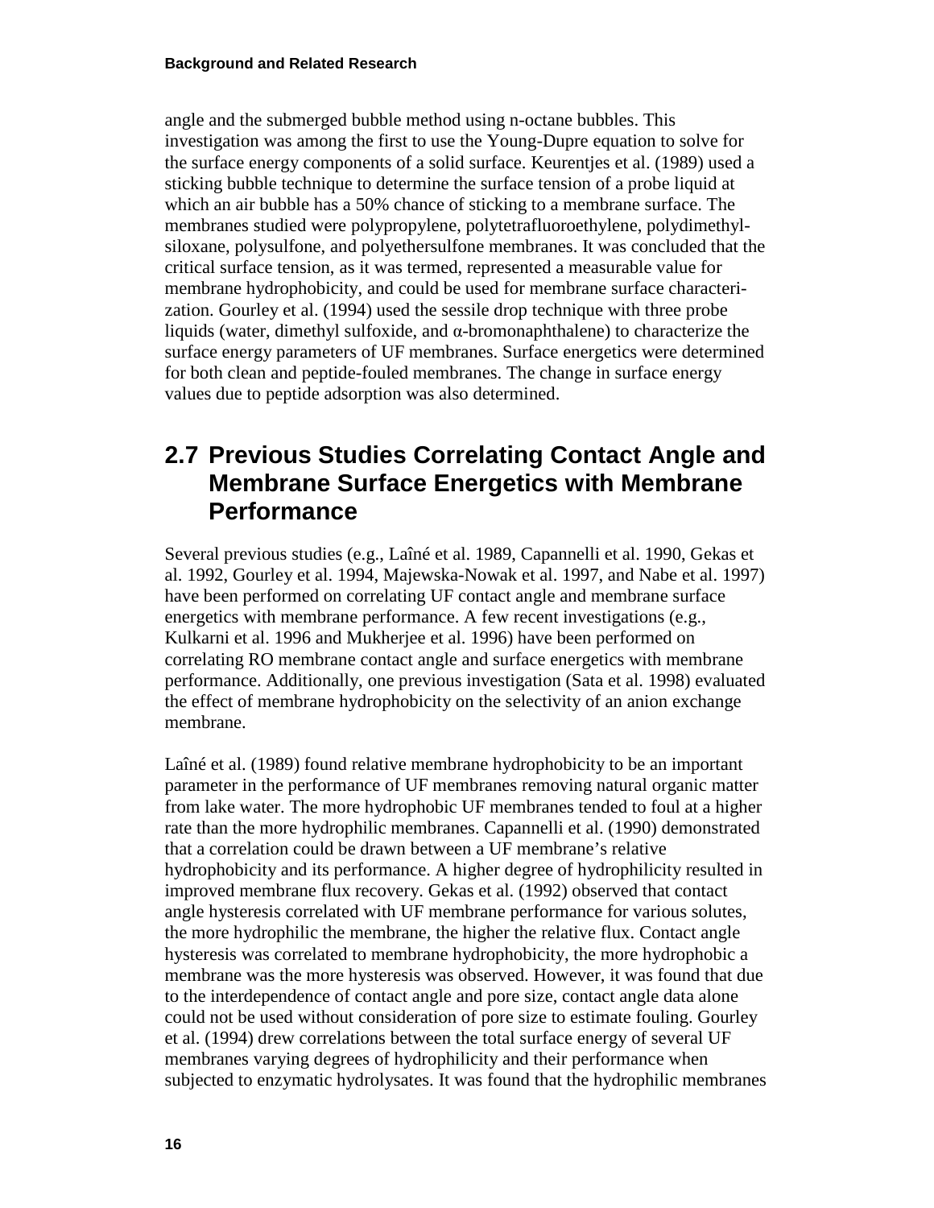angle and the submerged bubble method using n-octane bubbles. This investigation was among the first to use the Young-Dupre equation to solve for the surface energy components of a solid surface. Keurentjes et al. (1989) used a sticking bubble technique to determine the surface tension of a probe liquid at which an air bubble has a 50% chance of sticking to a membrane surface. The membranes studied were polypropylene, polytetrafluoroethylene, polydimethylsiloxane, polysulfone, and polyethersulfone membranes. It was concluded that the critical surface tension, as it was termed, represented a measurable value for membrane hydrophobicity, and could be used for membrane surface characterization. Gourley et al. (1994) used the sessile drop technique with three probe liquids (water, dimethyl sulfoxide, and α-bromonaphthalene) to characterize the surface energy parameters of UF membranes. Surface energetics were determined for both clean and peptide-fouled membranes. The change in surface energy values due to peptide adsorption was also determined.

## 2.7 Previous Studies Correlating Contact Angle and Membrane Surface Energetics with Membrane Performance

Several previous studies (e.g., Laîné et al. 1989, Capannelli et al. 1990, Gekas et al. 1992, Gourley et al. 1994, Majewska-Nowak et al. 1997, and Nabe et al. 1997) have been performed on correlating UF contact angle and membrane surface energetics with membrane performance. A few recent investigations (e.g., Kulkarni et al. 1996 and Mukherjee et al. 1996) have been performed on correlating RO membrane contact angle and surface energetics with membrane performance. Additionally, one previous investigation (Sata et al. 1998) evaluated the effect of membrane hydrophobicity on the selectivity of an anion exchange membrane.

Laîné et al. (1989) found relative membrane hydrophobicity to be an important parameter in the performance of UF membranes removing natural organic matter from lake water. The more hydrophobic UF membranes tended to foul at a higher rate than the more hydrophilic membranes. Capannelli et al. (1990) demonstrated that a correlation could be drawn between a UF membrane's relative hydrophobicity and its performance. A higher degree of hydrophilicity resulted in improved membrane flux recovery. Gekas et al. (1992) observed that contact angle hysteresis correlated with UF membrane performance for various solutes, the more hydrophilic the membrane, the higher the relative flux. Contact angle hysteresis was correlated to membrane hydrophobicity, the more hydrophobic a membrane was the more hysteresis was observed. However, it was found that due to the interdependence of contact angle and pore size, contact angle data alone could not be used without consideration of pore size to estimate fouling. Gourley et al. (1994) drew correlations between the total surface energy of several UF membranes varying degrees of hydrophilicity and their performance when subjected to enzymatic hydrolysates. It was found that the hydrophilic membranes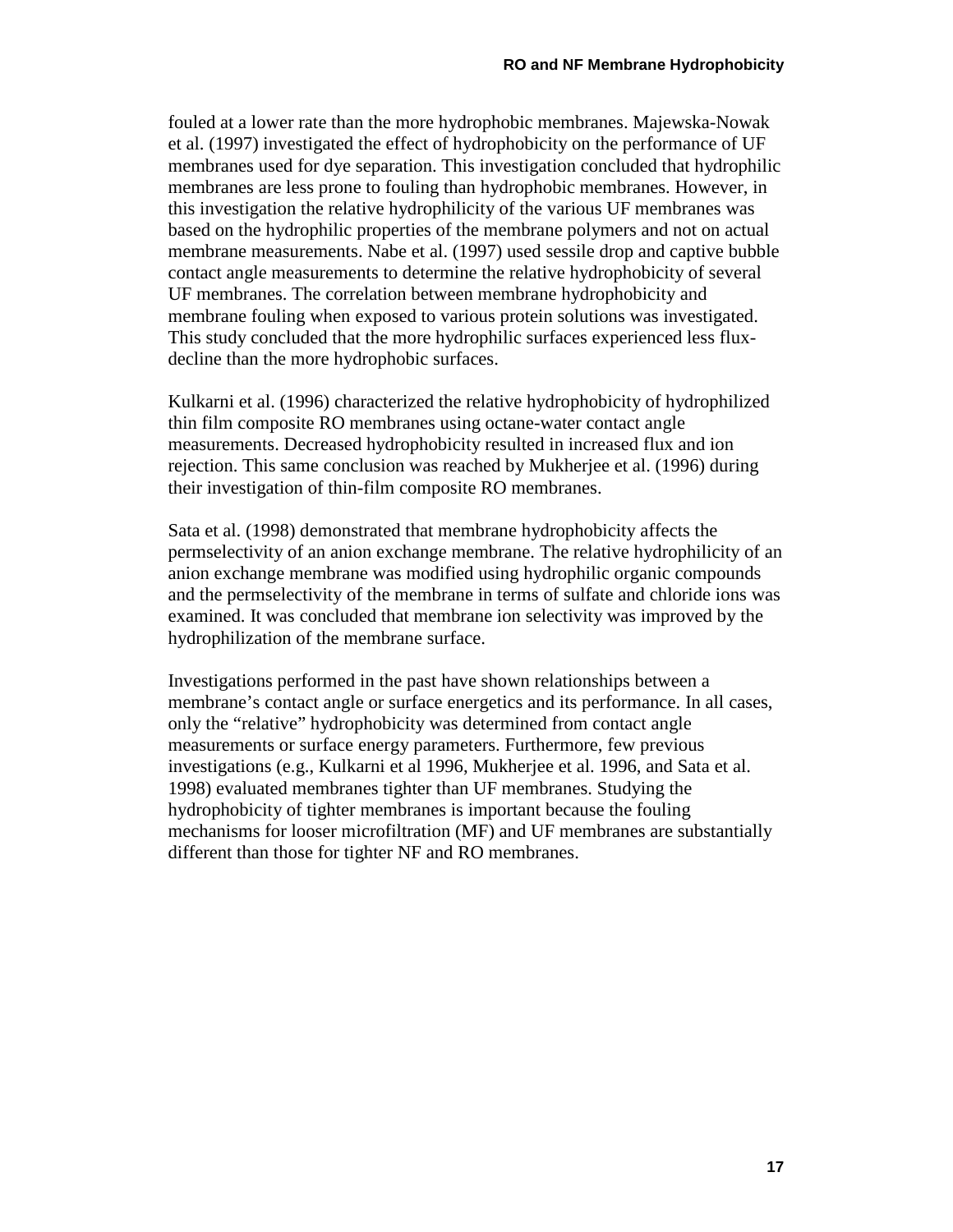fouled at a lower rate than the more hydrophobic membranes. Majewska-Nowak et al. (1997) investigated the effect of hydrophobicity on the performance of UF membranes used for dye separation. This investigation concluded that hydrophilic membranes are less prone to fouling than hydrophobic membranes. However, in this investigation the relative hydrophilicity of the various UF membranes was based on the hydrophilic properties of the membrane polymers and not on actual membrane measurements. Nabe et al. (1997) used sessile drop and captive bubble contact angle measurements to determine the relative hydrophobicity of several UF membranes. The correlation between membrane hydrophobicity and membrane fouling when exposed to various protein solutions was investigated. This study concluded that the more hydrophilic surfaces experienced less flux-decline than the more hydrophobic surfaces.

Kulkarni et al. (1996) characterized the relative hydrophobicity of hydrophilized thin film composite RO membranes using octane-water contact angle measurements. Decreased hydrophobicity resulted in increased flux and ion rejection. This same conclusion was reached by Mukherjee et al. (1996) during their investigation of thin-film composite RO membranes.

Sata et al. (1998) demonstrated that membrane hydrophobicity affects the permselectivity of an anion exchange membrane. The relative hydrophilicity of an anion exchange membrane was modified using hydrophilic organic compounds and the permselectivity of the membrane in terms of sulfate and chloride ions was examined. It was concluded that membrane ion selectivity was improved by the hydrophilization of the membrane surface.

Investigations performed in the past have shown relationships between a membrane's contact angle or surface energetics and its performance. In all cases, only the "relative" hydrophobicity was determined from contact angle measurements or surface energy parameters. Furthermore, few previous investigations (e.g., Kulkarni et al 1996, Mukherjee et al. 1996, and Sata et al. 1998) evaluated membranes tighter than UF membranes. Studying the hydrophobicity of tighter membranes is important because the fouling mechanisms for looser microfiltration (MF) and UF membranes are substantially different than those for tighter NF and RO membranes.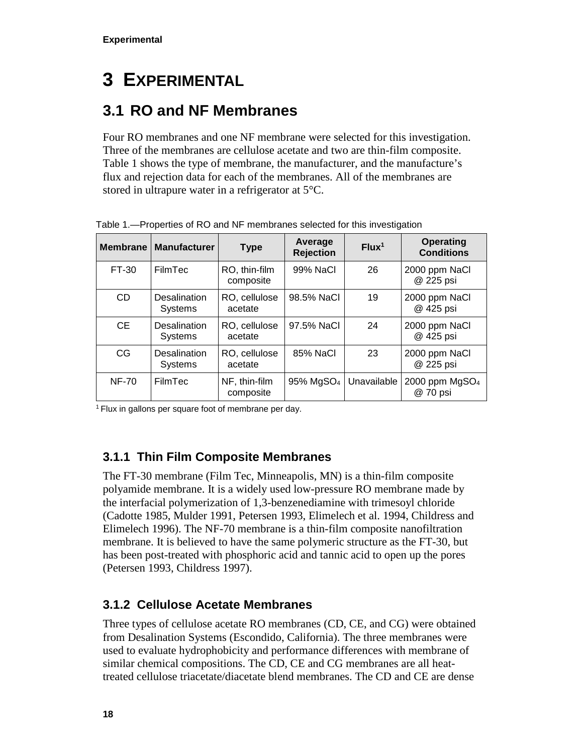# 3 EXPERIMENTAL

## 3.1 RO and NF Membranes

Four RO membranes and one NF membrane were selected for this investigation. Three of the membranes are cellulose acetate and two are thin-film composite. Table 1 shows the type of membrane, the manufacturer, and the manufacture's flux and rejection data for each of the membranes. All of the membranes are stored in ultrapure water in a refrigerator at 5°C.

Table 1.—Properties of RO and NF membranes selected for this investigation

| Membrane | Manufacturer | Type | Average Rejection | Flux[1] | Operating Conditions |
|---|---|---|---|---|---|
| FT-30 | FilmTec | RO, thin-film composite | 99% NaCl | 26 | 2000 ppm NaCl @ 225 psi |
| CD | Desalination Systems | RO, cellulose acetate | 98.5% NaCl | 19 | 2000 ppm NaCl @ 425 psi |
| CE | Desalination Systems | RO, cellulose acetate | 97.5% NaCl | 24 | 2000 ppm NaCl @ 425 psi |
| CG | Desalination Systems | RO, cellulose acetate | 85% NaCl | 23 | 2000 ppm NaCl @ 225 psi |
| NF-70 | FilmTec | NF, thin-film composite | 95% $MgSO_4$ | Unavailable | 2000 ppm $MgSO_4$ @ 70 psi |

[1] Flux in gallons per square foot of membrane per day.

### 3.1.1 Thin Film Composite Membranes

The FT-30 membrane (Film Tec, Minneapolis, MN) is a thin-film composite polyamide membrane. It is a widely used low-pressure RO membrane made by the interfacial polymerization of 1,3-benzenediamine with trimesoyl chloride (Cadotte 1985, Mulder 1991, Petersen 1993, Elimelech et al. 1994, Childress and Elimelech 1996). The NF-70 membrane is a thin-film composite nanofiltration membrane. It is believed to have the same polymeric structure as the FT-30, but has been post-treated with phosphoric acid and tannic acid to open up the pores (Petersen 1993, Childress 1997).

### 3.1.2 Cellulose Acetate Membranes

Three types of cellulose acetate RO membranes (CD, CE, and CG) were obtained from Desalination Systems (Escondido, California). The three membranes were used to evaluate hydrophobicity and performance differences with membrane of similar chemical compositions. The CD, CE and CG membranes are all heat-treated cellulose triacetate/diacetate blend membranes. The CD and CE are dense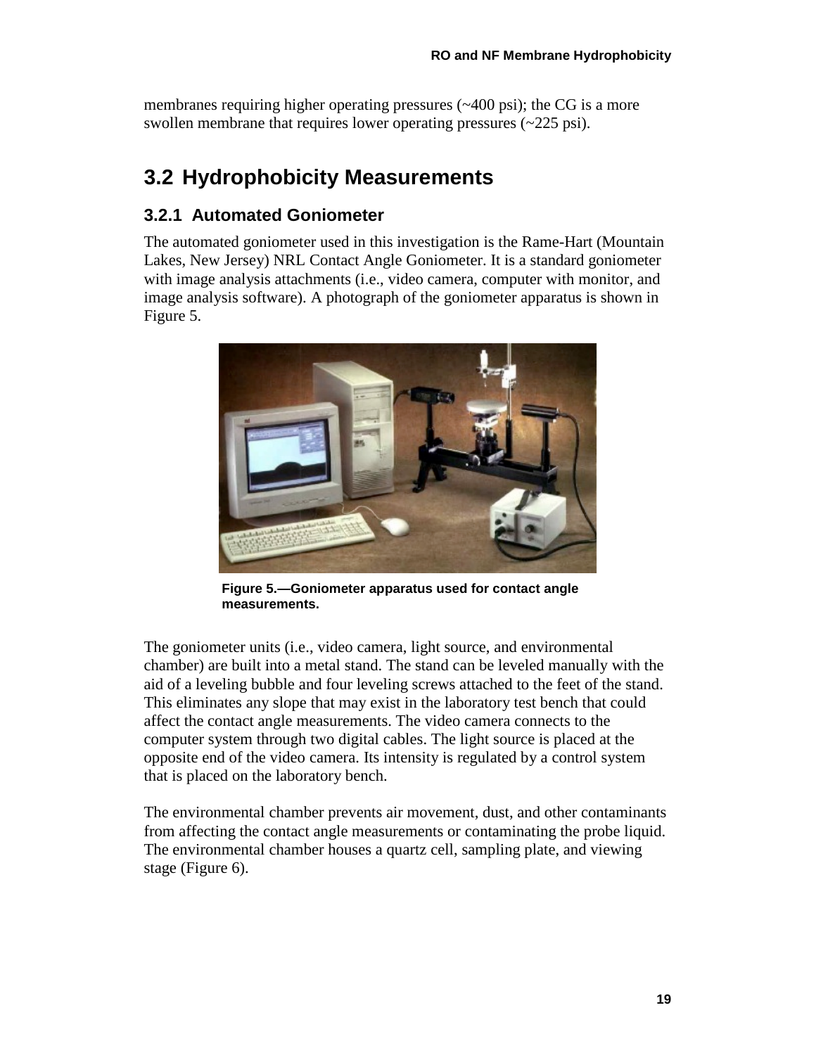membranes requiring higher operating pressures (~400 psi); the CG is a more swollen membrane that requires lower operating pressures (~225 psi).

## 3.2 Hydrophobicity Measurements

### 3.2.1 Automated Goniometer

The automated goniometer used in this investigation is the Rame-Hart (Mountain Lakes, New Jersey) NRL Contact Angle Goniometer. It is a standard goniometer with image analysis attachments (i.e., video camera, computer with monitor, and image analysis software). A photograph of the goniometer apparatus is shown in Figure 5.

**Figure 5.—Goniometer apparatus used for contact angle measurements.**

The goniometer units (i.e., video camera, light source, and environmental chamber) are built into a metal stand. The stand can be leveled manually with the aid of a leveling bubble and four leveling screws attached to the feet of the stand. This eliminates any slope that may exist in the laboratory test bench that could affect the contact angle measurements. The video camera connects to the computer system through two digital cables. The light source is placed at the opposite end of the video camera. Its intensity is regulated by a control system that is placed on the laboratory bench.

The environmental chamber prevents air movement, dust, and other contaminants from affecting the contact angle measurements or contaminating the probe liquid. The environmental chamber houses a quartz cell, sampling plate, and viewing stage (Figure 6).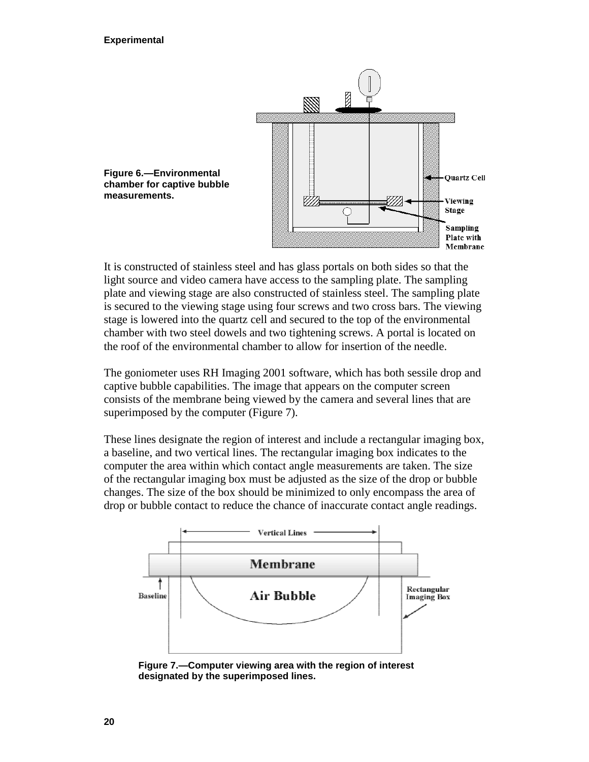Figure 6.—Environmental chamber for captive bubble measurements.

It is constructed of stainless steel and has glass portals on both sides so that the light source and video camera have access to the sampling plate. The sampling plate and viewing stage are also constructed of stainless steel. The sampling plate is secured to the viewing stage using four screws and two cross bars. The viewing stage is lowered into the quartz cell and secured to the top of the environmental chamber with two steel dowels and two tightening screws. A portal is located on the roof of the environmental chamber to allow for insertion of the needle.

The goniometer uses RH Imaging 2001 software, which has both sessile drop and captive bubble capabilities. The image that appears on the computer screen consists of the membrane being viewed by the camera and several lines that are superimposed by the computer (Figure 7).

These lines designate the region of interest and include a rectangular imaging box, a baseline, and two vertical lines. The rectangular imaging box indicates to the computer the area within which contact angle measurements are taken. The size of the rectangular imaging box must be adjusted as the size of the drop or bubble changes. The size of the box should be minimized to only encompass the area of drop or bubble contact to reduce the chance of inaccurate contact angle readings.

Figure 7.—Computer viewing area with the region of interest designated by the superimposed lines.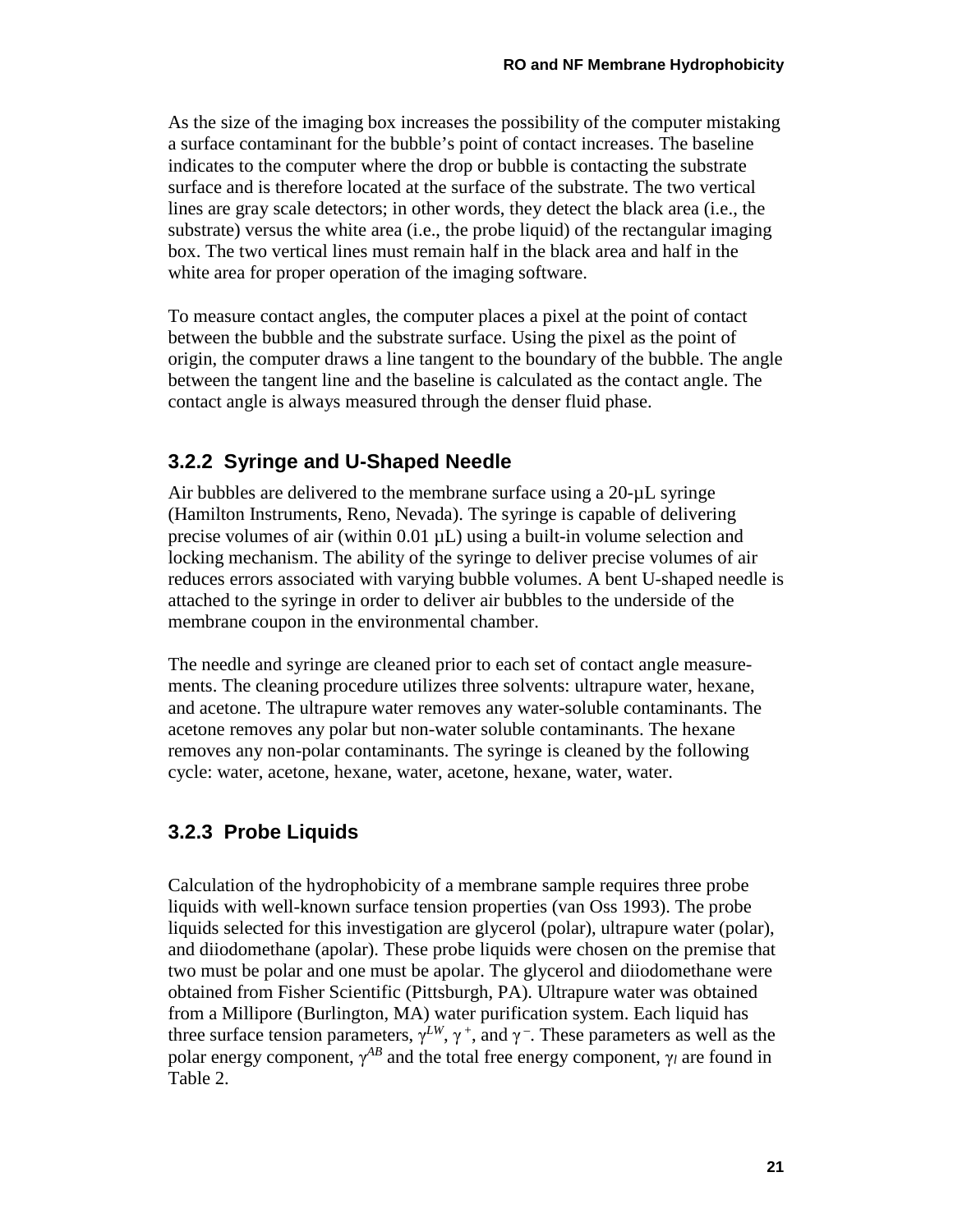As the size of the imaging box increases the possibility of the computer mistaking a surface contaminant for the bubble's point of contact increases. The baseline indicates to the computer where the drop or bubble is contacting the substrate surface and is therefore located at the surface of the substrate. The two vertical lines are gray scale detectors; in other words, they detect the black area (i.e., the substrate) versus the white area (i.e., the probe liquid) of the rectangular imaging box. The two vertical lines must remain half in the black area and half in the white area for proper operation of the imaging software.

To measure contact angles, the computer places a pixel at the point of contact between the bubble and the substrate surface. Using the pixel as the point of origin, the computer draws a line tangent to the boundary of the bubble. The angle between the tangent line and the baseline is calculated as the contact angle. The contact angle is always measured through the denser fluid phase.

### 3.2.2 Syringe and U-Shaped Needle

Air bubbles are delivered to the membrane surface using a 20-µL syringe (Hamilton Instruments, Reno, Nevada). The syringe is capable of delivering precise volumes of air (within 0.01 µL) using a built-in volume selection and locking mechanism. The ability of the syringe to deliver precise volumes of air reduces errors associated with varying bubble volumes. A bent U-shaped needle is attached to the syringe in order to deliver air bubbles to the underside of the membrane coupon in the environmental chamber.

The needle and syringe are cleaned prior to each set of contact angle measurements. The cleaning procedure utilizes three solvents: ultrapure water, hexane, and acetone. The ultrapure water removes any water-soluble contaminants. The acetone removes any polar but non-water soluble contaminants. The hexane removes any non-polar contaminants. The syringe is cleaned by the following cycle: water, acetone, hexane, water, acetone, hexane, water, water.

### 3.2.3 Probe Liquids

Calculation of the hydrophobicity of a membrane sample requires three probe liquids with well-known surface tension properties (van Oss 1993). The probe liquids selected for this investigation are glycerol (polar), ultrapure water (polar), and diiodomethane (apolar). These probe liquids were chosen on the premise that two must be polar and one must be apolar. The glycerol and diiodomethane were obtained from Fisher Scientific (Pittsburgh, PA). Ultrapure water was obtained from a Millipore (Burlington, MA) water purification system. Each liquid has three surface tension parameters, $\gamma^{LW}$, $\gamma^{+}$, and $\gamma^{-}$. These parameters as well as the polar energy component, $\gamma^{AB}$ and the total free energy component, $\gamma_{l}$ are found in Table 2.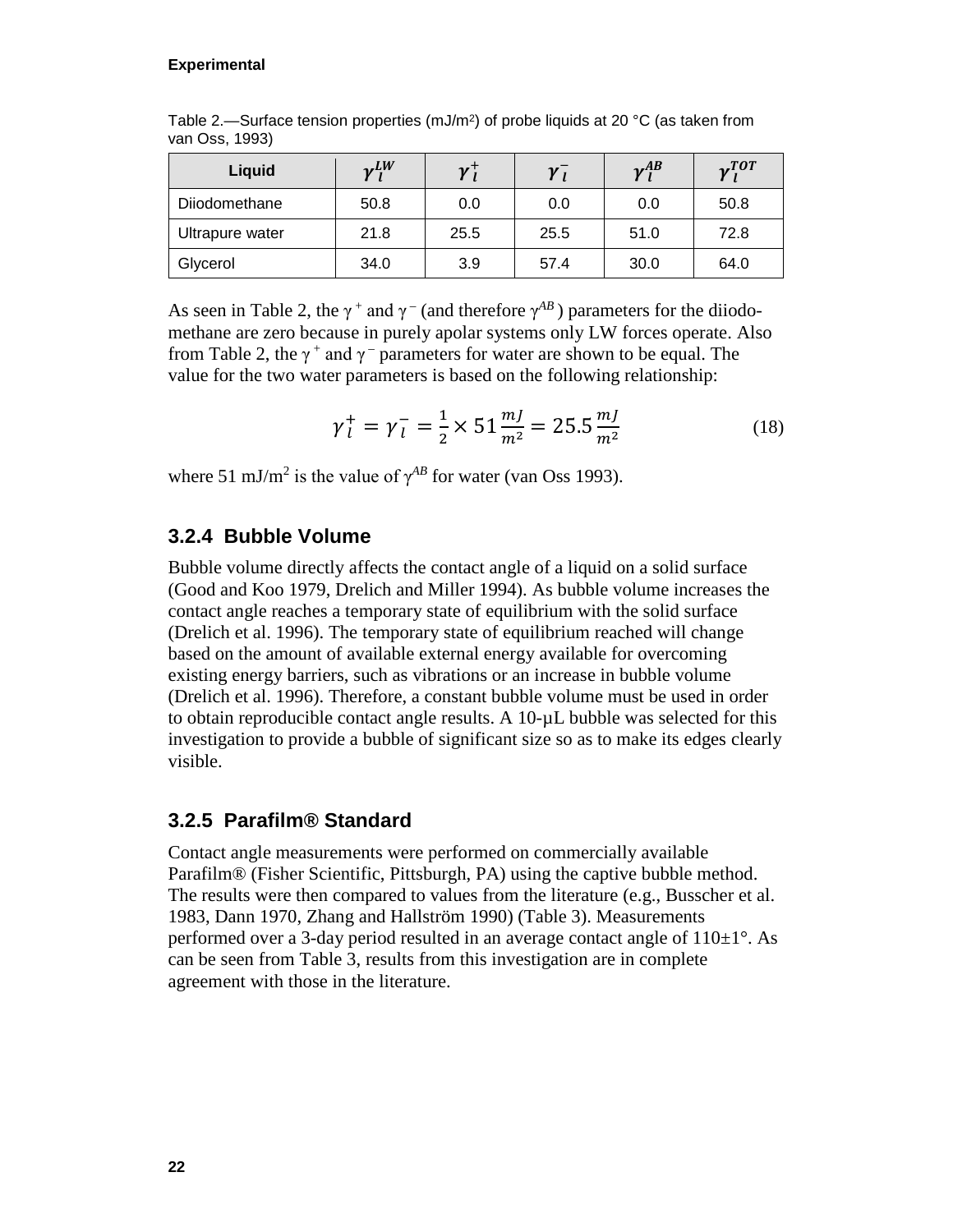Table 2.—Surface tension properties (mJ/m2) of probe liquids at 20 °C (as taken from van Oss, 1993)

| Liquid | $\gamma_l^{LW}$ | $\gamma_l^{+}$ | $\gamma_l^{-}$ | $\gamma_l^{AB}$ | $\gamma_l^{TOT}$ |
|---|---|---|---|---|---|
| Diiodomethane | 50.8 | 0.0 | 0.0 | 0.0 | 50.8 |
| Ultrapure water | 21.8 | 25.5 | 25.5 | 51.0 | 72.8 |
| Glycerol | 34.0 | 3.9 | 57.4 | 30.0 | 64.0 |

As seen in Table 2, the $\gamma^+$ and $\gamma^-$ (and therefore $\gamma^{AB}$) parameters for the diiodomethane are zero because in purely apolar systems only LW forces operate. Also from Table 2, the $\gamma^+$ and $\gamma^-$ parameters for water are shown to be equal. The value for the two water parameters is based on the following relationship:

$$\gamma_l^+ = \gamma_l^- = \frac{1}{2} \times 51 \frac{mJ}{m^2} = 25.5 \frac{mJ}{m^2} \tag{18}$$

where 51 mJ/m$^2$ is the value of $\gamma^{AB}$ for water (van Oss 1993).

### 3.2.4 Bubble Volume

Bubble volume directly affects the contact angle of a liquid on a solid surface (Good and Koo 1979, Drelich and Miller 1994). As bubble volume increases the contact angle reaches a temporary state of equilibrium with the solid surface (Drelich et al. 1996). The temporary state of equilibrium reached will change based on the amount of available external energy available for overcoming existing energy barriers, such as vibrations or an increase in bubble volume (Drelich et al. 1996). Therefore, a constant bubble volume must be used in order to obtain reproducible contact angle results. A 10-μL bubble was selected for this investigation to provide a bubble of significant size so as to make its edges clearly visible.

### 3.2.5 Parafilm® Standard

Contact angle measurements were performed on commercially available Parafilm® (Fisher Scientific, Pittsburgh, PA) using the captive bubble method. The results were then compared to values from the literature (e.g., Busscher et al. 1983, Dann 1970, Zhang and Hallström 1990) (Table 3). Measurements performed over a 3-day period resulted in an average contact angle of 110±1°. As can be seen from Table 3, results from this investigation are in complete agreement with those in the literature.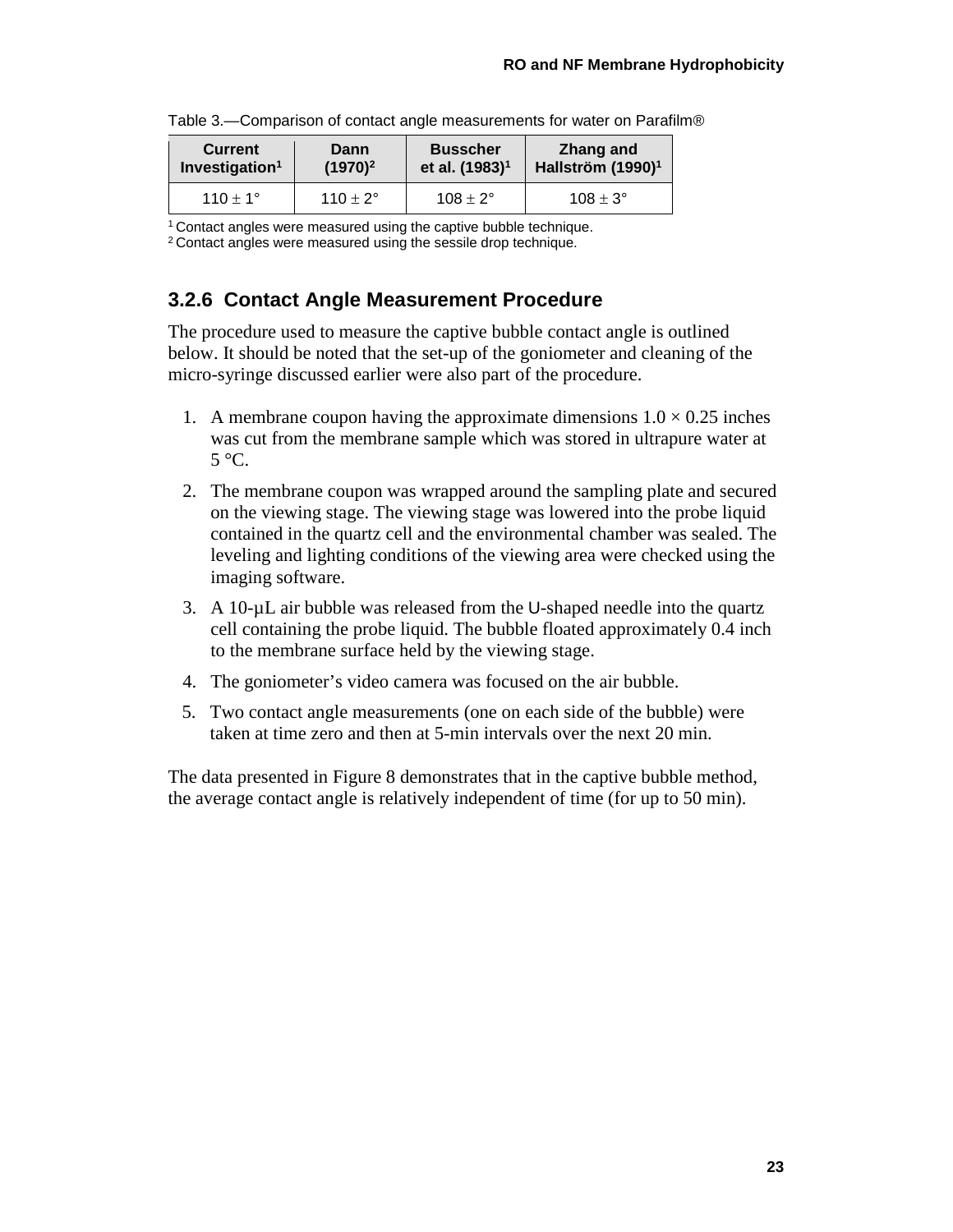Table 3.—Comparison of contact angle measurements for water on Parafilm®

| Current Investigation[1] | Dann (1970)[2] | Busscher et al. (1983)[1] | Zhang and Hallström (1990)[1] |
|---|---|---|---|
| $110 \pm 1°$ | $110 \pm 2°$ | $108 \pm 2°$ | $108 \pm 3°$ |

[1] Contact angles were measured using the captive bubble technique.
[2] Contact angles were measured using the sessile drop technique.

### 3.2.6 Contact Angle Measurement Procedure

The procedure used to measure the captive bubble contact angle is outlined below. It should be noted that the set-up of the goniometer and cleaning of the micro-syringe discussed earlier were also part of the procedure.

1. A membrane coupon having the approximate dimensions $1.0 \times 0.25$ inches was cut from the membrane sample which was stored in ultrapure water at 5 °C.
2. The membrane coupon was wrapped around the sampling plate and secured on the viewing stage. The viewing stage was lowered into the probe liquid contained in the quartz cell and the environmental chamber was sealed. The leveling and lighting conditions of the viewing area were checked using the imaging software.
3. A 10-µL air bubble was released from the U-shaped needle into the quartz cell containing the probe liquid. The bubble floated approximately 0.4 inch to the membrane surface held by the viewing stage.
4. The goniometer's video camera was focused on the air bubble.
5. Two contact angle measurements (one on each side of the bubble) were taken at time zero and then at 5-min intervals over the next 20 min.

The data presented in Figure 8 demonstrates that in the captive bubble method, the average contact angle is relatively independent of time (for up to 50 min).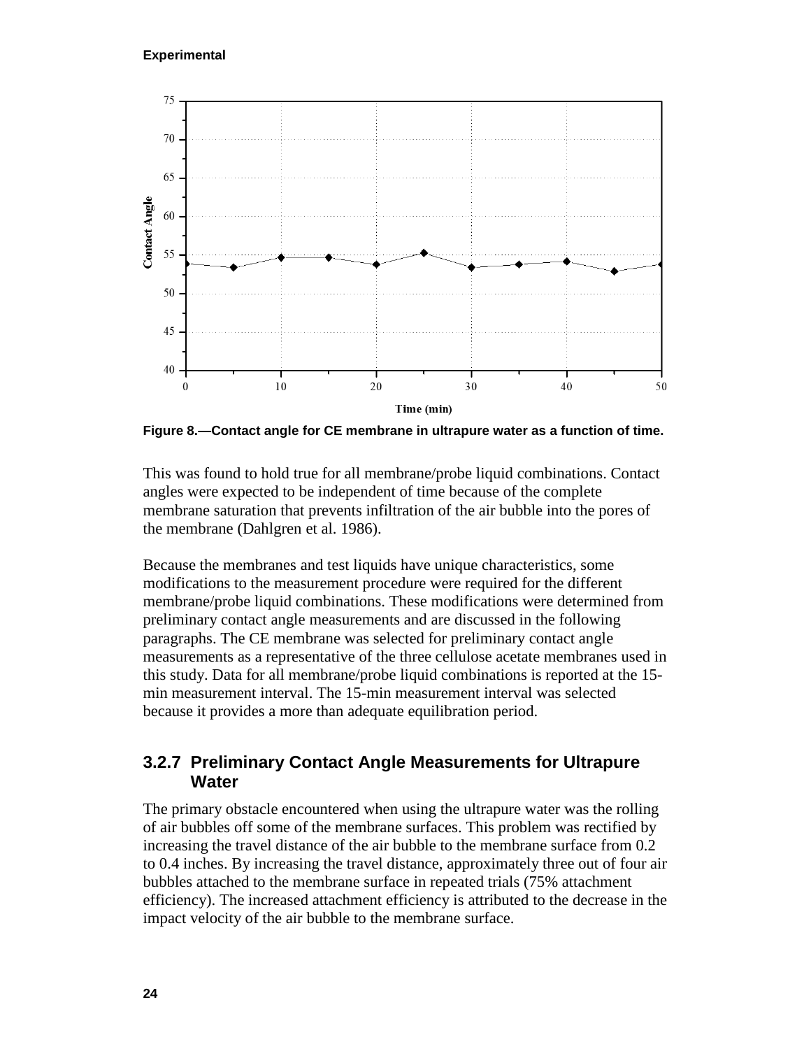Figure 8.—Contact angle for CE membrane in ultrapure water as a function of time.

This was found to hold true for all membrane/probe liquid combinations. Contact angles were expected to be independent of time because of the complete membrane saturation that prevents infiltration of the air bubble into the pores of the membrane (Dahlgren et al. 1986).

Because the membranes and test liquids have unique characteristics, some modifications to the measurement procedure were required for the different membrane/probe liquid combinations. These modifications were determined from preliminary contact angle measurements and are discussed in the following paragraphs. The CE membrane was selected for preliminary contact angle measurements as a representative of the three cellulose acetate membranes used in this study. Data for all membrane/probe liquid combinations is reported at the 15-min measurement interval. The 15-min measurement interval was selected because it provides a more than adequate equilibration period.

### 3.2.7 Preliminary Contact Angle Measurements for Ultrapure Water

The primary obstacle encountered when using the ultrapure water was the rolling of air bubbles off some of the membrane surfaces. This problem was rectified by increasing the travel distance of the air bubble to the membrane surface from 0.2 to 0.4 inches. By increasing the travel distance, approximately three out of four air bubbles attached to the membrane surface in repeated trials (75% attachment efficiency). The increased attachment efficiency is attributed to the decrease in the impact velocity of the air bubble to the membrane surface.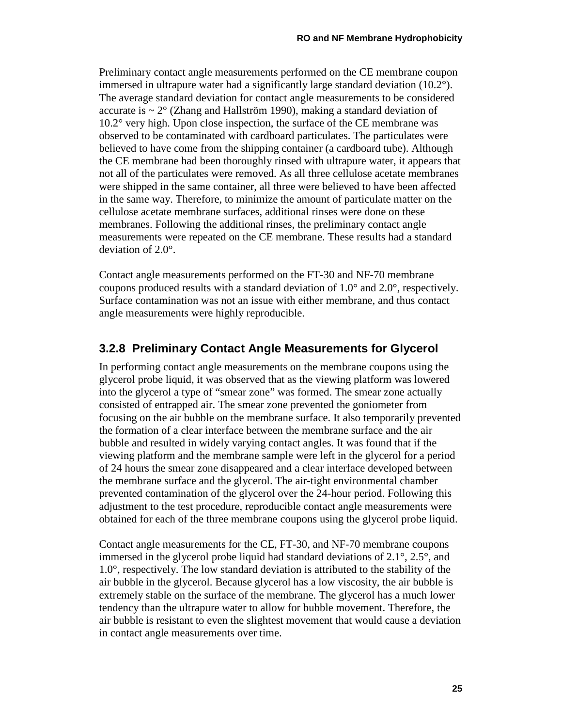Preliminary contact angle measurements performed on the CE membrane coupon immersed in ultrapure water had a significantly large standard deviation (10.2°). The average standard deviation for contact angle measurements to be considered accurate is ~ 2° (Zhang and Hallström 1990), making a standard deviation of 10.2° very high. Upon close inspection, the surface of the CE membrane was observed to be contaminated with cardboard particulates. The particulates were believed to have come from the shipping container (a cardboard tube). Although the CE membrane had been thoroughly rinsed with ultrapure water, it appears that not all of the particulates were removed. As all three cellulose acetate membranes were shipped in the same container, all three were believed to have been affected in the same way. Therefore, to minimize the amount of particulate matter on the cellulose acetate membrane surfaces, additional rinses were done on these membranes. Following the additional rinses, the preliminary contact angle measurements were repeated on the CE membrane. These results had a standard deviation of 2.0°.

Contact angle measurements performed on the FT-30 and NF-70 membrane coupons produced results with a standard deviation of 1.0° and 2.0°, respectively. Surface contamination was not an issue with either membrane, and thus contact angle measurements were highly reproducible.

### 3.2.8 Preliminary Contact Angle Measurements for Glycerol

In performing contact angle measurements on the membrane coupons using the glycerol probe liquid, it was observed that as the viewing platform was lowered into the glycerol a type of "smear zone" was formed. The smear zone actually consisted of entrapped air. The smear zone prevented the goniometer from focusing on the air bubble on the membrane surface. It also temporarily prevented the formation of a clear interface between the membrane surface and the air bubble and resulted in widely varying contact angles. It was found that if the viewing platform and the membrane sample were left in the glycerol for a period of 24 hours the smear zone disappeared and a clear interface developed between the membrane surface and the glycerol. The air-tight environmental chamber prevented contamination of the glycerol over the 24-hour period. Following this adjustment to the test procedure, reproducible contact angle measurements were obtained for each of the three membrane coupons using the glycerol probe liquid.

Contact angle measurements for the CE, FT-30, and NF-70 membrane coupons immersed in the glycerol probe liquid had standard deviations of 2.1°, 2.5°, and 1.0°, respectively. The low standard deviation is attributed to the stability of the air bubble in the glycerol. Because glycerol has a low viscosity, the air bubble is extremely stable on the surface of the membrane. The glycerol has a much lower tendency than the ultrapure water to allow for bubble movement. Therefore, the air bubble is resistant to even the slightest movement that would cause a deviation in contact angle measurements over time.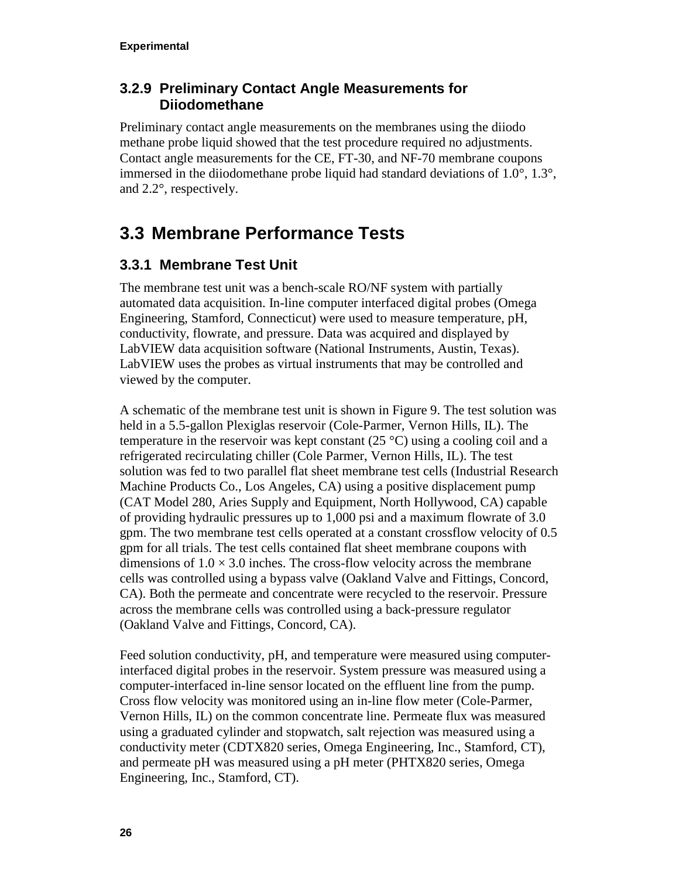### 3.2.9 Preliminary Contact Angle Measurements for Diiodomethane

Preliminary contact angle measurements on the membranes using the diiodo methane probe liquid showed that the test procedure required no adjustments. Contact angle measurements for the CE, FT-30, and NF-70 membrane coupons immersed in the diiodomethane probe liquid had standard deviations of 1.0°, 1.3°, and 2.2°, respectively.

## 3.3 Membrane Performance Tests

### 3.3.1 Membrane Test Unit

The membrane test unit was a bench-scale RO/NF system with partially automated data acquisition. In-line computer interfaced digital probes (Omega Engineering, Stamford, Connecticut) were used to measure temperature, pH, conductivity, flowrate, and pressure. Data was acquired and displayed by LabVIEW data acquisition software (National Instruments, Austin, Texas). LabVIEW uses the probes as virtual instruments that may be controlled and viewed by the computer.

A schematic of the membrane test unit is shown in Figure 9. The test solution was held in a 5.5-gallon Plexiglas reservoir (Cole-Parmer, Vernon Hills, IL). The temperature in the reservoir was kept constant (25 °C) using a cooling coil and a refrigerated recirculating chiller (Cole Parmer, Vernon Hills, IL). The test solution was fed to two parallel flat sheet membrane test cells (Industrial Research Machine Products Co., Los Angeles, CA) using a positive displacement pump (CAT Model 280, Aries Supply and Equipment, North Hollywood, CA) capable of providing hydraulic pressures up to 1,000 psi and a maximum flowrate of 3.0 gpm. The two membrane test cells operated at a constant crossflow velocity of 0.5 gpm for all trials. The test cells contained flat sheet membrane coupons with dimensions of $1.0 \times 3.0$ inches. The cross-flow velocity across the membrane cells was controlled using a bypass valve (Oakland Valve and Fittings, Concord, CA). Both the permeate and concentrate were recycled to the reservoir. Pressure across the membrane cells was controlled using a back-pressure regulator (Oakland Valve and Fittings, Concord, CA).

Feed solution conductivity, pH, and temperature were measured using computer-interfaced digital probes in the reservoir. System pressure was measured using a computer-interfaced in-line sensor located on the effluent line from the pump. Cross flow velocity was monitored using an in-line flow meter (Cole-Parmer, Vernon Hills, IL) on the common concentrate line. Permeate flux was measured using a graduated cylinder and stopwatch, salt rejection was measured using a conductivity meter (CDTX820 series, Omega Engineering, Inc., Stamford, CT), and permeate pH was measured using a pH meter (PHTX820 series, Omega Engineering, Inc., Stamford, CT).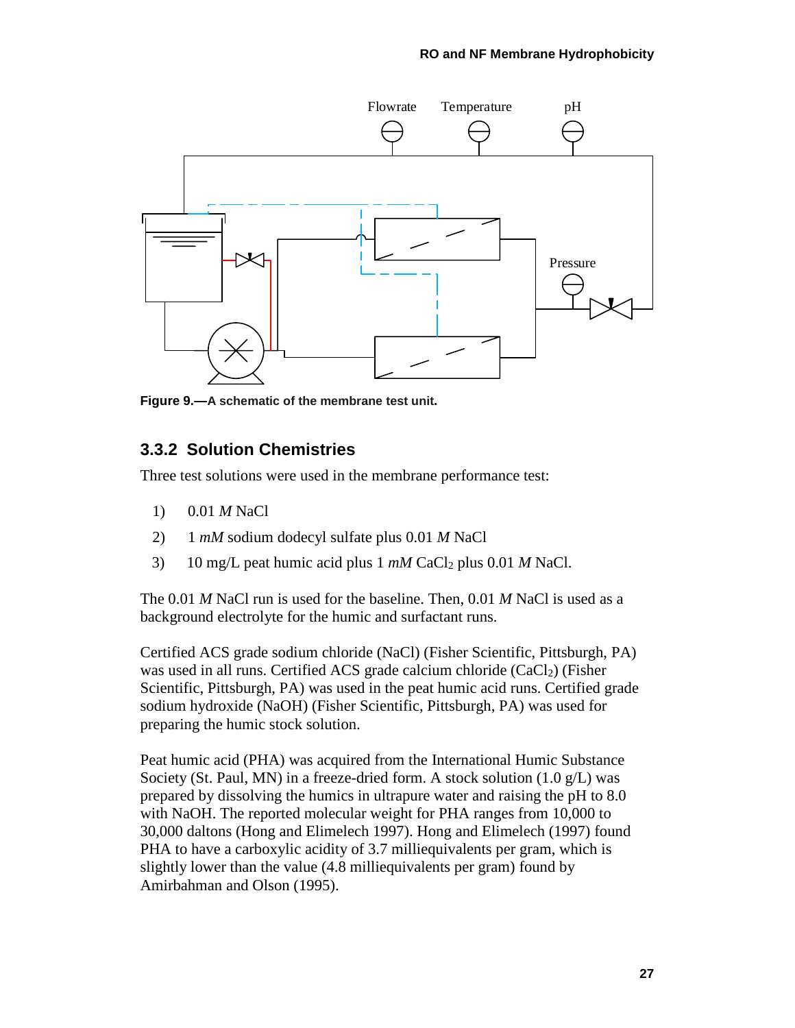Figure 9.—A schematic of the membrane test unit.

### 3.3.2 Solution Chemistries

Three test solutions were used in the membrane performance test:

1) 0.01 *M* NaCl
2) 1 *mM* sodium dodecyl sulfate plus 0.01 *M* NaCl
3) 10 mg/L peat humic acid plus 1 *mM* $CaCl_2$ plus 0.01 *M* NaCl.

The 0.01 *M* NaCl run is used for the baseline. Then, 0.01 *M* NaCl is used as a background electrolyte for the humic and surfactant runs.

Certified ACS grade sodium chloride (NaCl) (Fisher Scientific, Pittsburgh, PA) was used in all runs. Certified ACS grade calcium chloride ($CaCl_2$) (Fisher Scientific, Pittsburgh, PA) was used in the peat humic acid runs. Certified grade sodium hydroxide (NaOH) (Fisher Scientific, Pittsburgh, PA) was used for preparing the humic stock solution.

Peat humic acid (PHA) was acquired from the International Humic Substance Society (St. Paul, MN) in a freeze-dried form. A stock solution (1.0 g/L) was prepared by dissolving the humics in ultrapure water and raising the pH to 8.0 with NaOH. The reported molecular weight for PHA ranges from 10,000 to 30,000 daltons (Hong and Elimelech 1997). Hong and Elimelech (1997) found PHA to have a carboxylic acidity of 3.7 milliequivalents per gram, which is slightly lower than the value (4.8 milliequivalents per gram) found by Amirbahman and Olson (1995).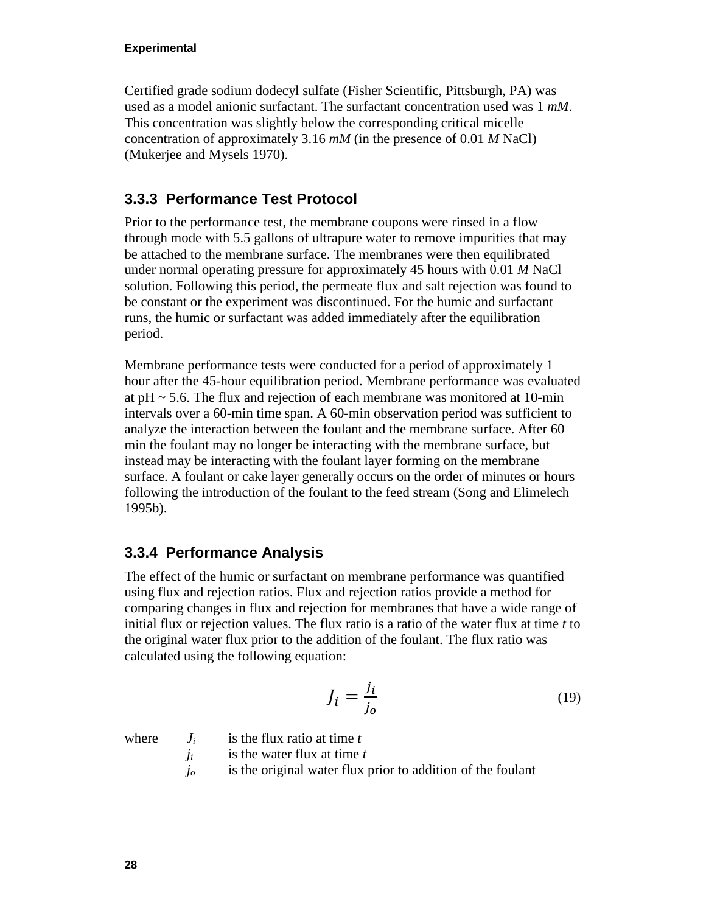Certified grade sodium dodecyl sulfate (Fisher Scientific, Pittsburgh, PA) was used as a model anionic surfactant. The surfactant concentration used was 1 *mM*. This concentration was slightly below the corresponding critical micelle concentration of approximately 3.16 *mM* (in the presence of 0.01 *M* NaCl) (Mukerjee and Mysels 1970).

### 3.3.3 Performance Test Protocol

Prior to the performance test, the membrane coupons were rinsed in a flow through mode with 5.5 gallons of ultrapure water to remove impurities that may be attached to the membrane surface. The membranes were then equilibrated under normal operating pressure for approximately 45 hours with 0.01 *M* NaCl solution. Following this period, the permeate flux and salt rejection was found to be constant or the experiment was discontinued. For the humic and surfactant runs, the humic or surfactant was added immediately after the equilibration period.

Membrane performance tests were conducted for a period of approximately 1 hour after the 45-hour equilibration period. Membrane performance was evaluated at pH ~ 5.6. The flux and rejection of each membrane was monitored at 10-min intervals over a 60-min time span. A 60-min observation period was sufficient to analyze the interaction between the foulant and the membrane surface. After 60 min the foulant may no longer be interacting with the membrane surface, but instead may be interacting with the foulant layer forming on the membrane surface. A foulant or cake layer generally occurs on the order of minutes or hours following the introduction of the foulant to the feed stream (Song and Elimelech 1995b).

### 3.3.4 Performance Analysis

The effect of the humic or surfactant on membrane performance was quantified using flux and rejection ratios. Flux and rejection ratios provide a method for comparing changes in flux and rejection for membranes that have a wide range of initial flux or rejection values. The flux ratio is a ratio of the water flux at time *t* to the original water flux prior to the addition of the foulant. The flux ratio was calculated using the following equation:

$$J_i = \frac{j_i}{j_o} \tag{19}$$

where $J_i$ is the flux ratio at time $t$

$j_i$ is the water flux at time $t$

$j_o$ is the original water flux prior to addition of the foulant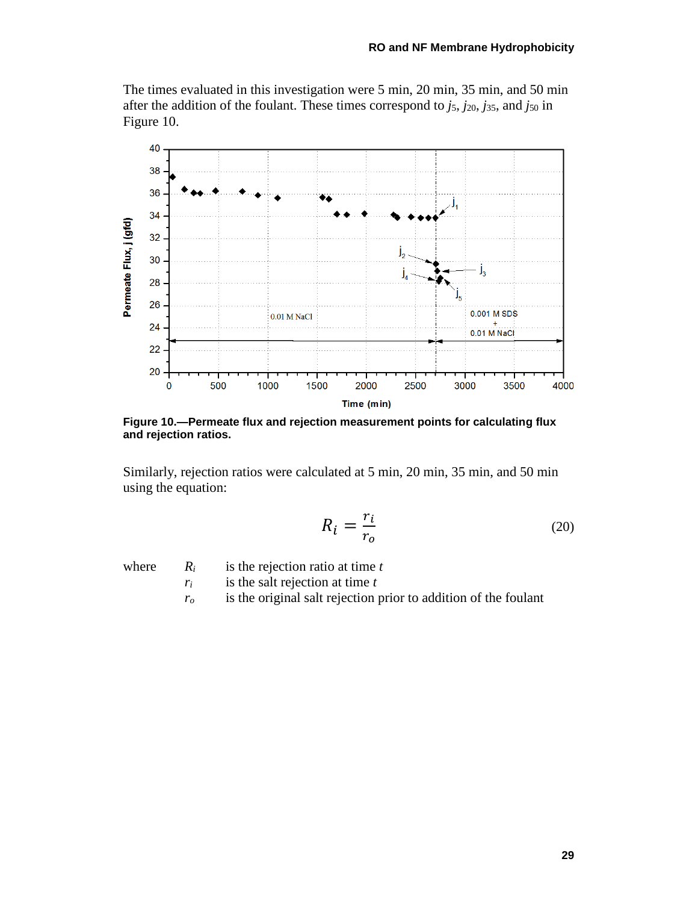The times evaluated in this investigation were 5 min, 20 min, 35 min, and 50 min after the addition of the foulant. These times correspond to $j_5$, $j_{20}$, $j_{35}$, and $j_{50}$ in Figure 10.

**Figure 10.—Permeate flux and rejection measurement points for calculating flux and rejection ratios.**

Similarly, rejection ratios were calculated at 5 min, 20 min, 35 min, and 50 min using the equation:

$$R_i = \frac{r_i}{r_o} \tag{20}$$

where
- $R_i$ is the rejection ratio at time $t$
- $r_i$ is the salt rejection at time $t$
- $r_o$ is the original salt rejection prior to addition of the foulant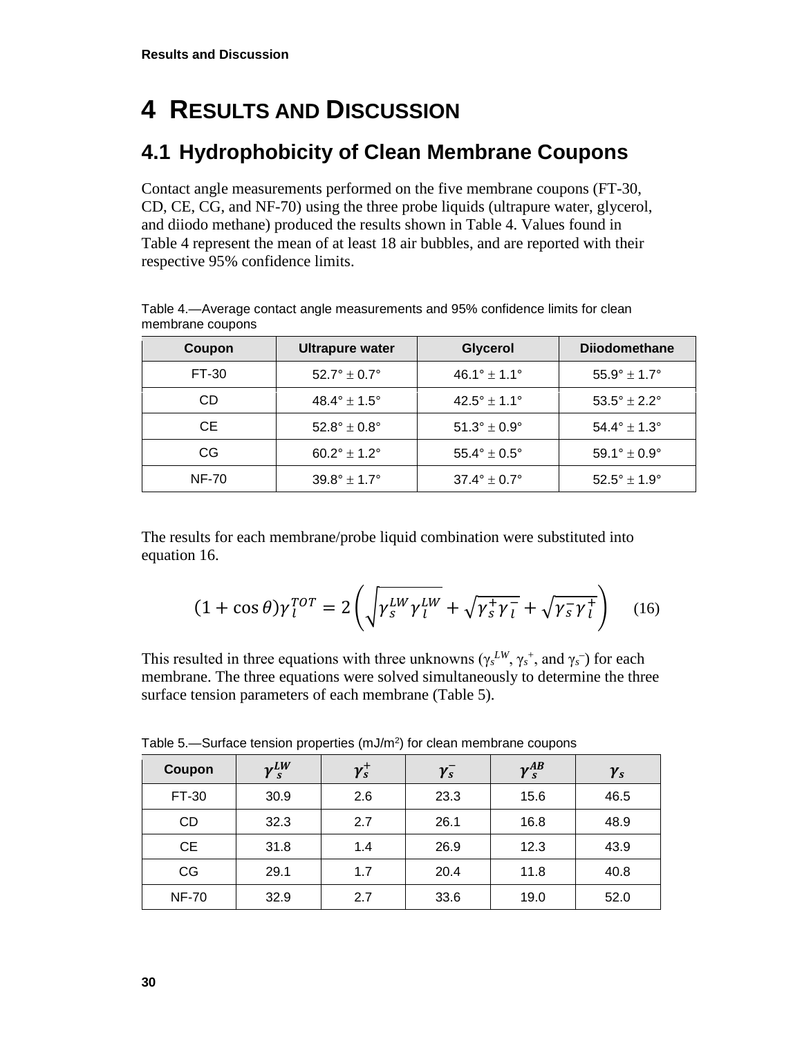# 4 RESULTS AND DISCUSSION

## 4.1 Hydrophobicity of Clean Membrane Coupons

Contact angle measurements performed on the five membrane coupons (FT-30, CD, CE, CG, and NF-70) using the three probe liquids (ultrapure water, glycerol, and diiodo methane) produced the results shown in Table 4. Values found in Table 4 represent the mean of at least 18 air bubbles, and are reported with their respective 95% confidence limits.

Table 4.—Average contact angle measurements and 95% confidence limits for clean membrane coupons

| Coupon | Ultrapure water | Glycerol | Diiodomethane |
|---|---|---|---|
| FT-30 | 52.7° ± 0.7° | 46.1° ± 1.1° | 55.9° ± 1.7° |
| CD | 48.4° ± 1.5° | 42.5° ± 1.1° | 53.5° ± 2.2° |
| CE | 52.8° ± 0.8° | 51.3° ± 0.9° | 54.4° ± 1.3° |
| CG | 60.2° ± 1.2° | 55.4° ± 0.5° | 59.1° ± 0.9° |
| NF-70 | 39.8° ± 1.7° | 37.4° ± 0.7° | 52.5° ± 1.9° |

The results for each membrane/probe liquid combination were substituted into equation 16.

$$(1+\cos\theta)\gamma_l^{TOT} = 2\left(\sqrt{\gamma_s^{LW}\gamma_l^{LW}} + \sqrt{\gamma_s^{+}\gamma_l^{-}} + \sqrt{\gamma_s^{-}\gamma_l^{+}}\right) \qquad (16)$$

This resulted in three equations with three unknowns ($\gamma_s^{LW}$, $\gamma_s^{+}$, and $\gamma_s^{-}$) for each membrane. The three equations were solved simultaneously to determine the three surface tension parameters of each membrane (Table 5).

Table 5.—Surface tension properties (mJ/m$^2$) for clean membrane coupons

| Coupon | $\gamma_s^{LW}$ | $\gamma_s^{+}$ | $\gamma_s^{-}$ | $\gamma_s^{AB}$ | $\gamma_s$ |
|---|---|---|---|---|---|
| FT-30 | 30.9 | 2.6 | 23.3 | 15.6 | 46.5 |
| CD | 32.3 | 2.7 | 26.1 | 16.8 | 48.9 |
| CE | 31.8 | 1.4 | 26.9 | 12.3 | 43.9 |
| CG | 29.1 | 1.7 | 20.4 | 11.8 | 40.8 |
| NF-70 | 32.9 | 2.7 | 33.6 | 19.0 | 52.0 |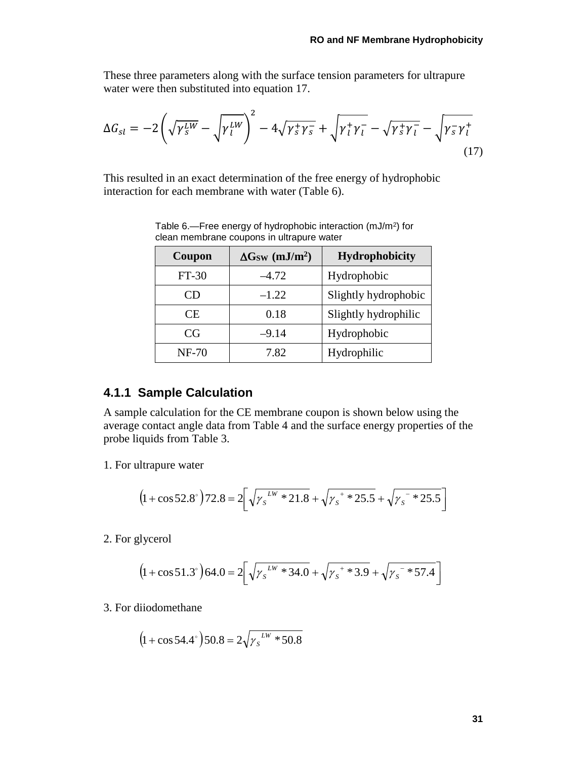These three parameters along with the surface tension parameters for ultrapure water were then substituted into equation 17.

$$\Delta G_{sl} = -2\left(\sqrt{\gamma_s^{LW}} - \sqrt{\gamma_l^{LW}}\right)^2 - 4\sqrt{\gamma_s^{+}\gamma_s^{-}} + \sqrt{\gamma_l^{+}\gamma_l^{-}} - \sqrt{\gamma_s^{+}\gamma_l^{-}} - \sqrt{\gamma_s^{-}\gamma_l^{+}} \tag{17}$$

This resulted in an exact determination of the free energy of hydrophobic interaction for each membrane with water (Table 6).

Table 6.—Free energy of hydrophobic interaction (mJ/m²) for clean membrane coupons in ultrapure water

| Coupon | $\Delta G_{SW}$ (mJ/m²) | Hydrophobicity |
|---|---|---|
| FT-30 | –4.72 | Hydrophobic |
| CD | –1.22 | Slightly hydrophobic |
| CE | 0.18 | Slightly hydrophilic |
| CG | –9.14 | Hydrophobic |
| NF-70 | 7.82 | Hydrophilic |

### 4.1.1 Sample Calculation

A sample calculation for the CE membrane coupon is shown below using the average contact angle data from Table 4 and the surface energy properties of the probe liquids from Table 3.

1. For ultrapure water

$$\left(1+\cos 52.8^{\circ}\right)72.8 = 2\left[\sqrt{\gamma_S^{LW} * 21.8} + \sqrt{\gamma_S^{+} * 25.5} + \sqrt{\gamma_S^{-} * 25.5}\right]$$

2. For glycerol

$$\left(1+\cos 51.3^{\circ}\right)64.0 = 2\left[\sqrt{\gamma_S^{LW} * 34.0} + \sqrt{\gamma_S^{+} * 3.9} + \sqrt{\gamma_S^{-} * 57.4}\right]$$

3. For diiodomethane

$$\left(1+\cos 54.4^{\circ}\right)50.8 = 2\sqrt{\gamma_S^{LW} * 50.8}$$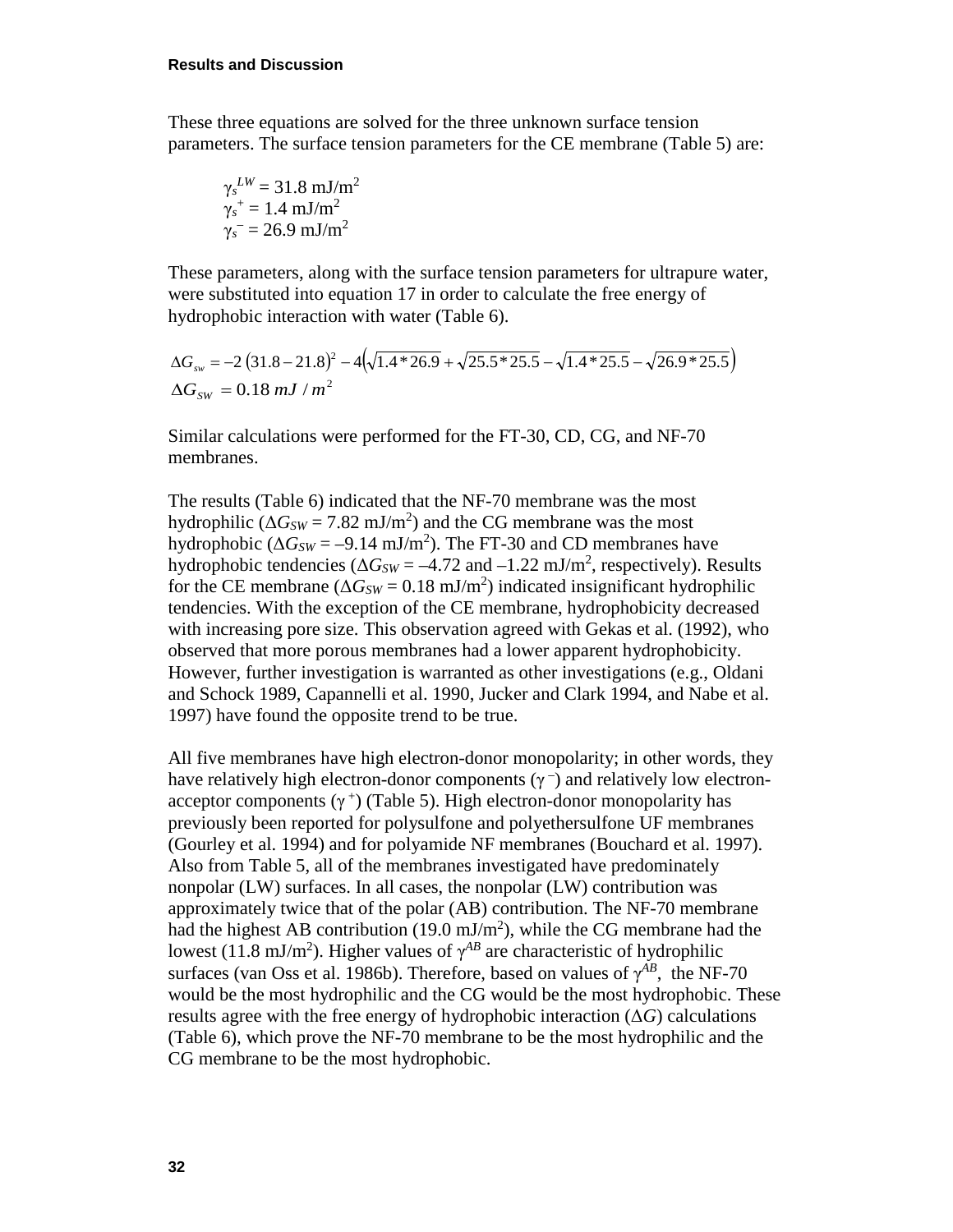These three equations are solved for the three unknown surface tension parameters. The surface tension parameters for the CE membrane (Table 5) are:

$\gamma_s^{LW} = 31.8$ mJ/m$^2$
$\gamma_s^{+} = 1.4$ mJ/m$^2$
$\gamma_s^{-} = 26.9$ mJ/m$^2$

These parameters, along with the surface tension parameters for ultrapure water, were substituted into equation 17 in order to calculate the free energy of hydrophobic interaction with water (Table 6).

$$\Delta G_{sw} = -2\left(31.8 - 21.8\right)^2 - 4\left(\sqrt{1.4 * 26.9} + \sqrt{25.5 * 25.5} - \sqrt{1.4 * 25.5} - \sqrt{26.9 * 25.5}\right)$$
$$\Delta G_{SW} = 0.18\ mJ\ /\ m^2$$

Similar calculations were performed for the FT-30, CD, CG, and NF-70 membranes.

The results (Table 6) indicated that the NF-70 membrane was the most hydrophilic ($\Delta G_{SW} = 7.82$ mJ/m$^2$) and the CG membrane was the most hydrophobic ($\Delta G_{SW} = -9.14$ mJ/m$^2$). The FT-30 and CD membranes have hydrophobic tendencies ($\Delta G_{SW} = -4.72$ and $-1.22$ mJ/m$^2$, respectively). Results for the CE membrane ($\Delta G_{SW} = 0.18$ mJ/m$^2$) indicated insignificant hydrophilic tendencies. With the exception of the CE membrane, hydrophobicity decreased with increasing pore size. This observation agreed with Gekas et al. (1992), who observed that more porous membranes had a lower apparent hydrophobicity. However, further investigation is warranted as other investigations (e.g., Oldani and Schock 1989, Capannelli et al. 1990, Jucker and Clark 1994, and Nabe et al. 1997) have found the opposite trend to be true.

All five membranes have high electron-donor monopolarity; in other words, they have relatively high electron-donor components ($\gamma^{-}$) and relatively low electron-acceptor components ($\gamma^{+}$) (Table 5). High electron-donor monopolarity has previously been reported for polysulfone and polyethersulfone UF membranes (Gourley et al. 1994) and for polyamide NF membranes (Bouchard et al. 1997). Also from Table 5, all of the membranes investigated have predominately nonpolar (LW) surfaces. In all cases, the nonpolar (LW) contribution was approximately twice that of the polar (AB) contribution. The NF-70 membrane had the highest AB contribution (19.0 mJ/m$^2$), while the CG membrane had the lowest (11.8 mJ/m$^2$). Higher values of $\gamma^{AB}$ are characteristic of hydrophilic surfaces (van Oss et al. 1986b). Therefore, based on values of $\gamma^{AB}$, the NF-70 would be the most hydrophilic and the CG would be the most hydrophobic. These results agree with the free energy of hydrophobic interaction ($\Delta G$) calculations (Table 6), which prove the NF-70 membrane to be the most hydrophilic and the CG membrane to be the most hydrophobic.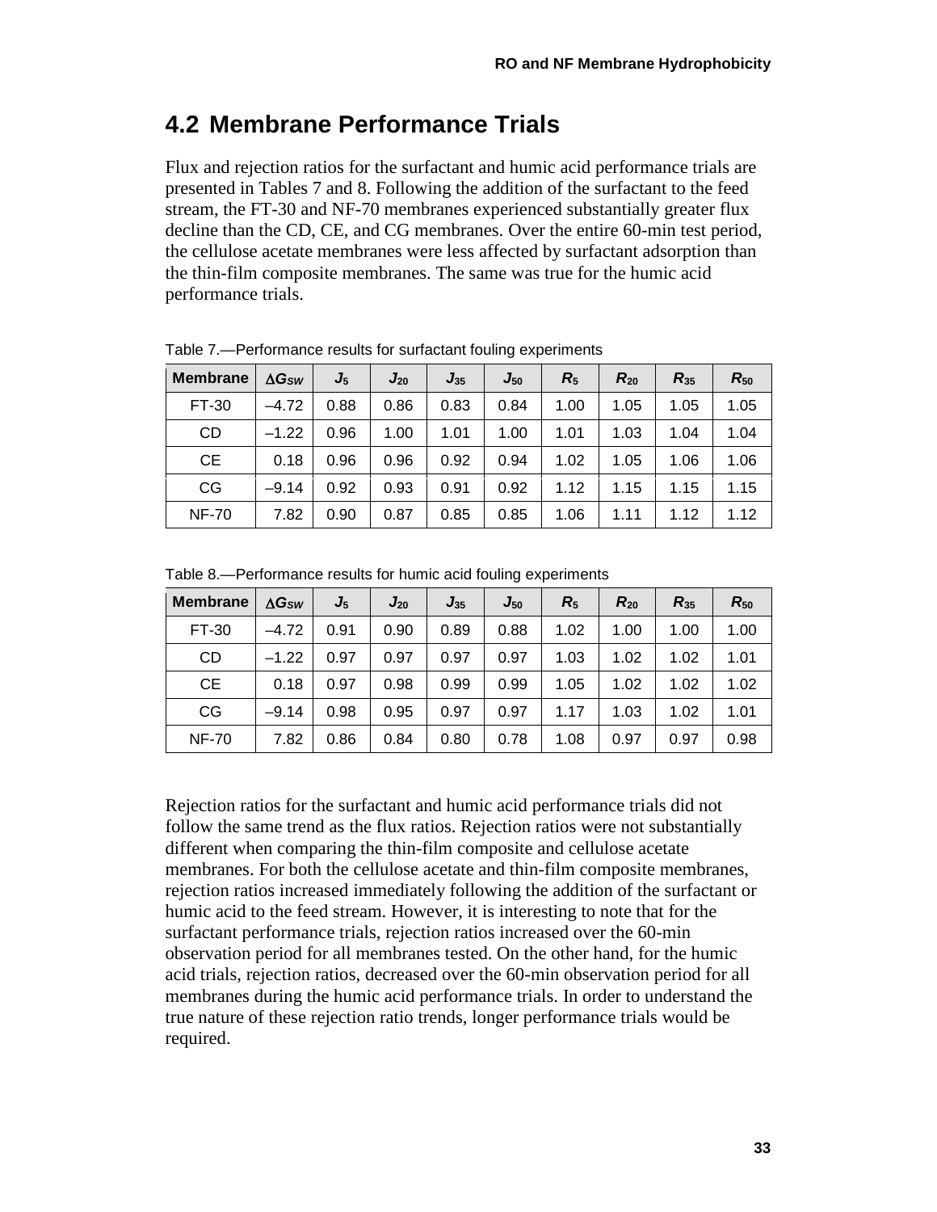## 4.2 Membrane Performance Trials

Flux and rejection ratios for the surfactant and humic acid performance trials are presented in Tables 7 and 8. Following the addition of the surfactant to the feed stream, the FT-30 and NF-70 membranes experienced substantially greater flux decline than the CD, CE, and CG membranes. Over the entire 60-min test period, the cellulose acetate membranes were less affected by surfactant adsorption than the thin-film composite membranes. The same was true for the humic acid performance trials.

Table 7.—Performance results for surfactant fouling experiments

| Membrane | $\Delta G_{SW}$ | $J_5$ | $J_{20}$ | $J_{35}$ | $J_{50}$ | $R_5$ | $R_{20}$ | $R_{35}$ | $R_{50}$ |
|---|---|---|---|---|---|---|---|---|---|
| FT-30 | –4.72 | 0.88 | 0.86 | 0.83 | 0.84 | 1.00 | 1.05 | 1.05 | 1.05 |
| CD | –1.22 | 0.96 | 1.00 | 1.01 | 1.00 | 1.01 | 1.03 | 1.04 | 1.04 |
| CE | 0.18 | 0.96 | 0.96 | 0.92 | 0.94 | 1.02 | 1.05 | 1.06 | 1.06 |
| CG | –9.14 | 0.92 | 0.93 | 0.91 | 0.92 | 1.12 | 1.15 | 1.15 | 1.15 |
| NF-70 | 7.82 | 0.90 | 0.87 | 0.85 | 0.85 | 1.06 | 1.11 | 1.12 | 1.12 |

Table 8.—Performance results for humic acid fouling experiments

| Membrane | $\Delta G_{SW}$ | $J_5$ | $J_{20}$ | $J_{35}$ | $J_{50}$ | $R_5$ | $R_{20}$ | $R_{35}$ | $R_{50}$ |
|---|---|---|---|---|---|---|---|---|---|
| FT-30 | –4.72 | 0.91 | 0.90 | 0.89 | 0.88 | 1.02 | 1.00 | 1.00 | 1.00 |
| CD | –1.22 | 0.97 | 0.97 | 0.97 | 0.97 | 1.03 | 1.02 | 1.02 | 1.01 |
| CE | 0.18 | 0.97 | 0.98 | 0.99 | 0.99 | 1.05 | 1.02 | 1.02 | 1.02 |
| CG | –9.14 | 0.98 | 0.95 | 0.97 | 0.97 | 1.17 | 1.03 | 1.02 | 1.01 |
| NF-70 | 7.82 | 0.86 | 0.84 | 0.80 | 0.78 | 1.08 | 0.97 | 0.97 | 0.98 |

Rejection ratios for the surfactant and humic acid performance trials did not follow the same trend as the flux ratios. Rejection ratios were not substantially different when comparing the thin-film composite and cellulose acetate membranes. For both the cellulose acetate and thin-film composite membranes, rejection ratios increased immediately following the addition of the surfactant or humic acid to the feed stream. However, it is interesting to note that for the surfactant performance trials, rejection ratios increased over the 60-min observation period for all membranes tested. On the other hand, for the humic acid trials, rejection ratios, decreased over the 60-min observation period for all membranes during the humic acid performance trials. In order to understand the true nature of these rejection ratio trends, longer performance trials would be required.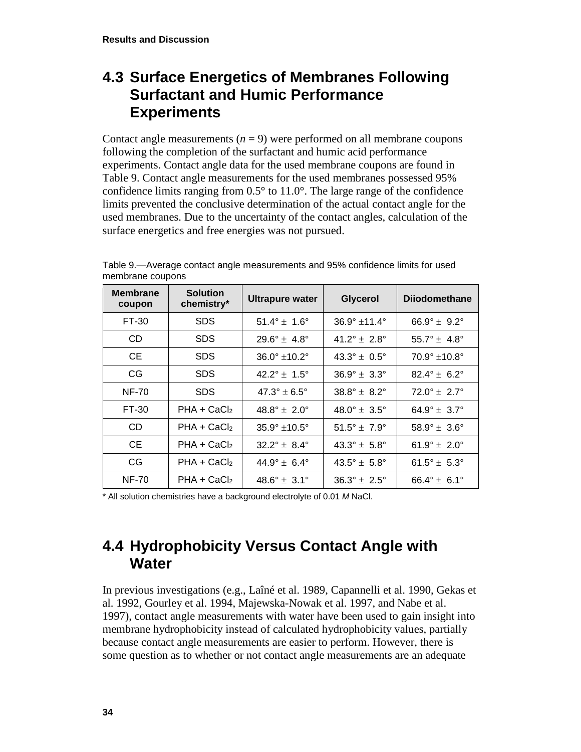## 4.3 Surface Energetics of Membranes Following Surfactant and Humic Performance Experiments

Contact angle measurements ($n = 9$) were performed on all membrane coupons following the completion of the surfactant and humic acid performance experiments. Contact angle data for the used membrane coupons are found in Table 9. Contact angle measurements for the used membranes possessed 95% confidence limits ranging from 0.5° to 11.0°. The large range of the confidence limits prevented the conclusive determination of the actual contact angle for the used membranes. Due to the uncertainty of the contact angles, calculation of the surface energetics and free energies was not pursued.

Table 9.—Average contact angle measurements and 95% confidence limits for used membrane coupons

| Membrane coupon | Solution chemistry* | Ultrapure water | Glycerol | Diiodomethane |
|---|---|---|---|---|
| FT-30 | SDS | 51.4° ± 1.6° | 36.9° ±11.4° | 66.9° ± 9.2° |
| CD | SDS | 29.6° ± 4.8° | 41.2° ± 2.8° | 55.7° ± 4.8° |
| CE | SDS | 36.0° ±10.2° | 43.3° ± 0.5° | 70.9° ±10.8° |
| CG | SDS | 42.2° ± 1.5° | 36.9° ± 3.3° | 82.4° ± 6.2° |
| NF-70 | SDS | 47.3° ± 6.5° | 38.8° ± 8.2° | 72.0° ± 2.7° |
| FT-30 | PHA + $CaCl_2$ | 48.8° ± 2.0° | 48.0° ± 3.5° | 64.9° ± 3.7° |
| CD | PHA + $CaCl_2$ | 35.9° ±10.5° | 51.5° ± 7.9° | 58.9° ± 3.6° |
| CE | PHA + $CaCl_2$ | 32.2° ± 8.4° | 43.3° ± 5.8° | 61.9° ± 2.0° |
| CG | PHA + $CaCl_2$ | 44.9° ± 6.4° | 43.5° ± 5.8° | 61.5° ± 5.3° |
| NF-70 | PHA + $CaCl_2$ | 48.6° ± 3.1° | 36.3° ± 2.5° | 66.4° ± 6.1° |

\* All solution chemistries have a background electrolyte of 0.01 *M* NaCl.

## 4.4 Hydrophobicity Versus Contact Angle with Water

In previous investigations (e.g., Laîné et al. 1989, Capannelli et al. 1990, Gekas et al. 1992, Gourley et al. 1994, Majewska-Nowak et al. 1997, and Nabe et al. 1997), contact angle measurements with water have been used to gain insight into membrane hydrophobicity instead of calculated hydrophobicity values, partially because contact angle measurements are easier to perform. However, there is some question as to whether or not contact angle measurements are an adequate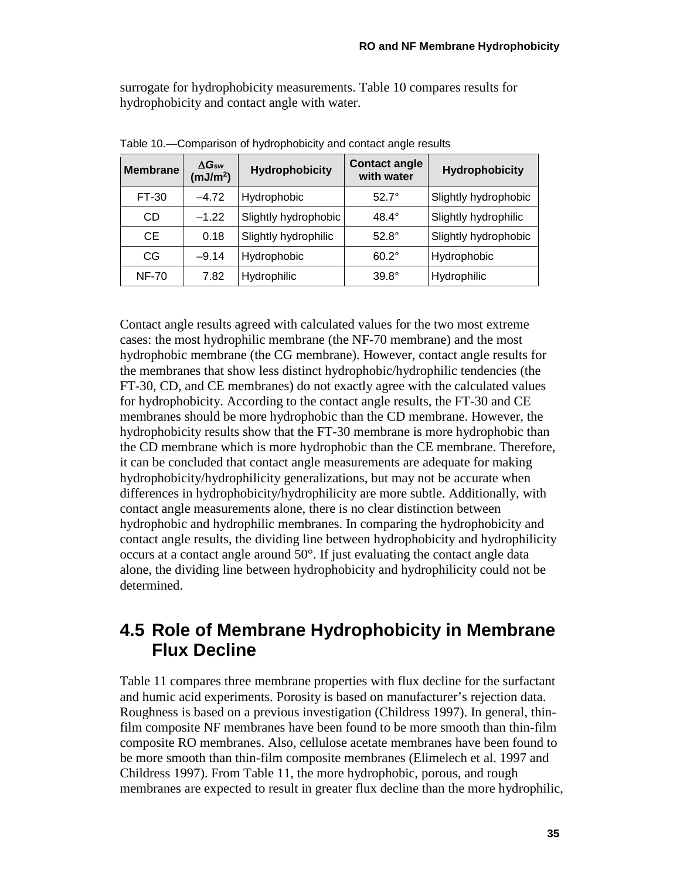surrogate for hydrophobicity measurements. Table 10 compares results for hydrophobicity and contact angle with water.

Table 10.—Comparison of hydrophobicity and contact angle results

| Membrane | $\Delta G_{sw}$ (mJ/m$^2$) | Hydrophobicity | Contact angle with water | Hydrophobicity |
|---|---|---|---|---|
| FT-30 | –4.72 | Hydrophobic | 52.7° | Slightly hydrophobic |
| CD | –1.22 | Slightly hydrophobic | 48.4° | Slightly hydrophilic |
| CE | 0.18 | Slightly hydrophilic | 52.8° | Slightly hydrophobic |
| CG | –9.14 | Hydrophobic | 60.2° | Hydrophobic |
| NF-70 | 7.82 | Hydrophilic | 39.8° | Hydrophilic |

Contact angle results agreed with calculated values for the two most extreme cases: the most hydrophilic membrane (the NF-70 membrane) and the most hydrophobic membrane (the CG membrane). However, contact angle results for the membranes that show less distinct hydrophobic/hydrophilic tendencies (the FT-30, CD, and CE membranes) do not exactly agree with the calculated values for hydrophobicity. According to the contact angle results, the FT-30 and CE membranes should be more hydrophobic than the CD membrane. However, the hydrophobicity results show that the FT-30 membrane is more hydrophobic than the CD membrane which is more hydrophobic than the CE membrane. Therefore, it can be concluded that contact angle measurements are adequate for making hydrophobicity/hydrophilicity generalizations, but may not be accurate when differences in hydrophobicity/hydrophilicity are more subtle. Additionally, with contact angle measurements alone, there is no clear distinction between hydrophobic and hydrophilic membranes. In comparing the hydrophobicity and contact angle results, the dividing line between hydrophobicity and hydrophilicity occurs at a contact angle around 50°. If just evaluating the contact angle data alone, the dividing line between hydrophobicity and hydrophilicity could not be determined.

## 4.5 Role of Membrane Hydrophobicity in Membrane Flux Decline

Table 11 compares three membrane properties with flux decline for the surfactant and humic acid experiments. Porosity is based on manufacturer's rejection data. Roughness is based on a previous investigation (Childress 1997). In general, thin-film composite NF membranes have been found to be more smooth than thin-film composite RO membranes. Also, cellulose acetate membranes have been found to be more smooth than thin-film composite membranes (Elimelech et al. 1997 and Childress 1997). From Table 11, the more hydrophobic, porous, and rough membranes are expected to result in greater flux decline than the more hydrophilic,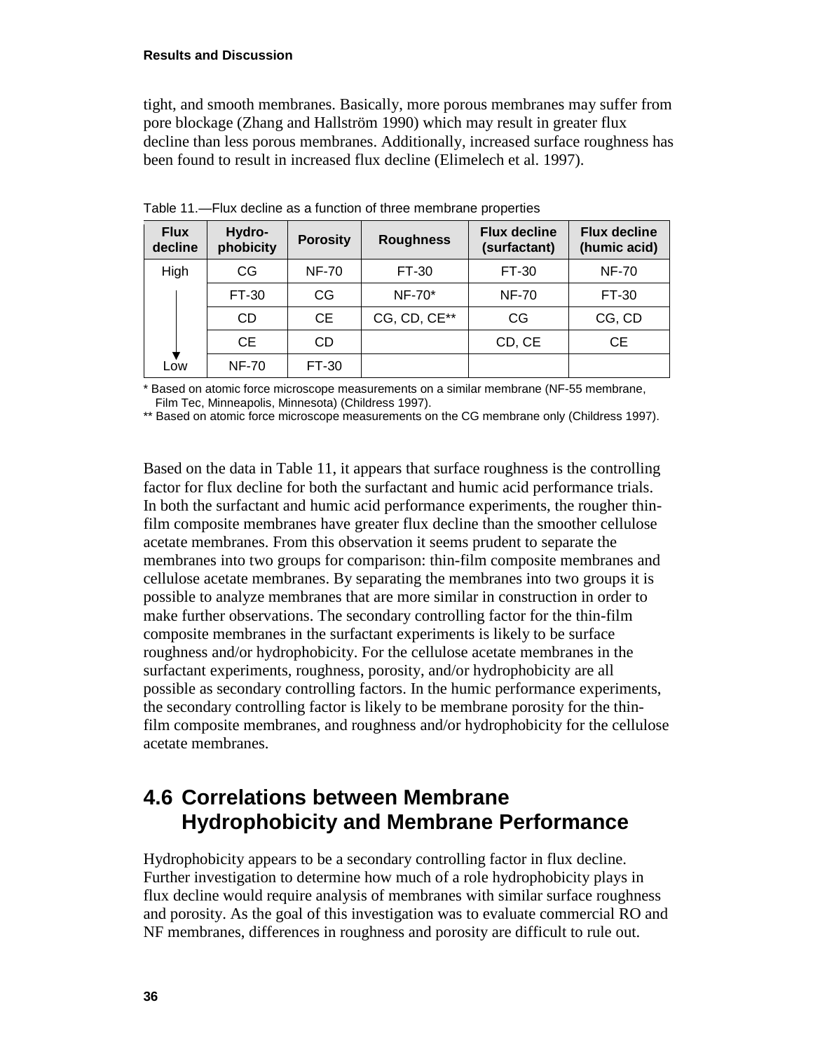tight, and smooth membranes. Basically, more porous membranes may suffer from pore blockage (Zhang and Hallström 1990) which may result in greater flux decline than less porous membranes. Additionally, increased surface roughness has been found to result in increased flux decline (Elimelech et al. 1997).

Table 11.—Flux decline as a function of three membrane properties

| Flux decline | Hydro-phobicity | Porosity | Roughness | Flux decline (surfactant) | Flux decline (humic acid) |
|---|---|---|---|---|---|
| High | CG | NF-70 | FT-30 | FT-30 | NF-70 |
| | FT-30 | CG | NF-70* | NF-70 | FT-30 |
| | CD | CE | CG, CD, CE** | CG | CG, CD |
| | CE | CD | | CD, CE | CE |
| Low | NF-70 | FT-30 | | | |

* Based on atomic force microscope measurements on a similar membrane (NF-55 membrane, Film Tec, Minneapolis, Minnesota) (Childress 1997).

** Based on atomic force microscope measurements on the CG membrane only (Childress 1997).

Based on the data in Table 11, it appears that surface roughness is the controlling factor for flux decline for both the surfactant and humic acid performance trials. In both the surfactant and humic acid performance experiments, the rougher thin-film composite membranes have greater flux decline than the smoother cellulose acetate membranes. From this observation it seems prudent to separate the membranes into two groups for comparison: thin-film composite membranes and cellulose acetate membranes. By separating the membranes into two groups it is possible to analyze membranes that are more similar in construction in order to make further observations. The secondary controlling factor for the thin-film composite membranes in the surfactant experiments is likely to be surface roughness and/or hydrophobicity. For the cellulose acetate membranes in the surfactant experiments, roughness, porosity, and/or hydrophobicity are all possible as secondary controlling factors. In the humic performance experiments, the secondary controlling factor is likely to be membrane porosity for the thin-film composite membranes, and roughness and/or hydrophobicity for the cellulose acetate membranes.

## 4.6 Correlations between Membrane Hydrophobicity and Membrane Performance

Hydrophobicity appears to be a secondary controlling factor in flux decline. Further investigation to determine how much of a role hydrophobicity plays in flux decline would require analysis of membranes with similar surface roughness and porosity. As the goal of this investigation was to evaluate commercial RO and NF membranes, differences in roughness and porosity are difficult to rule out.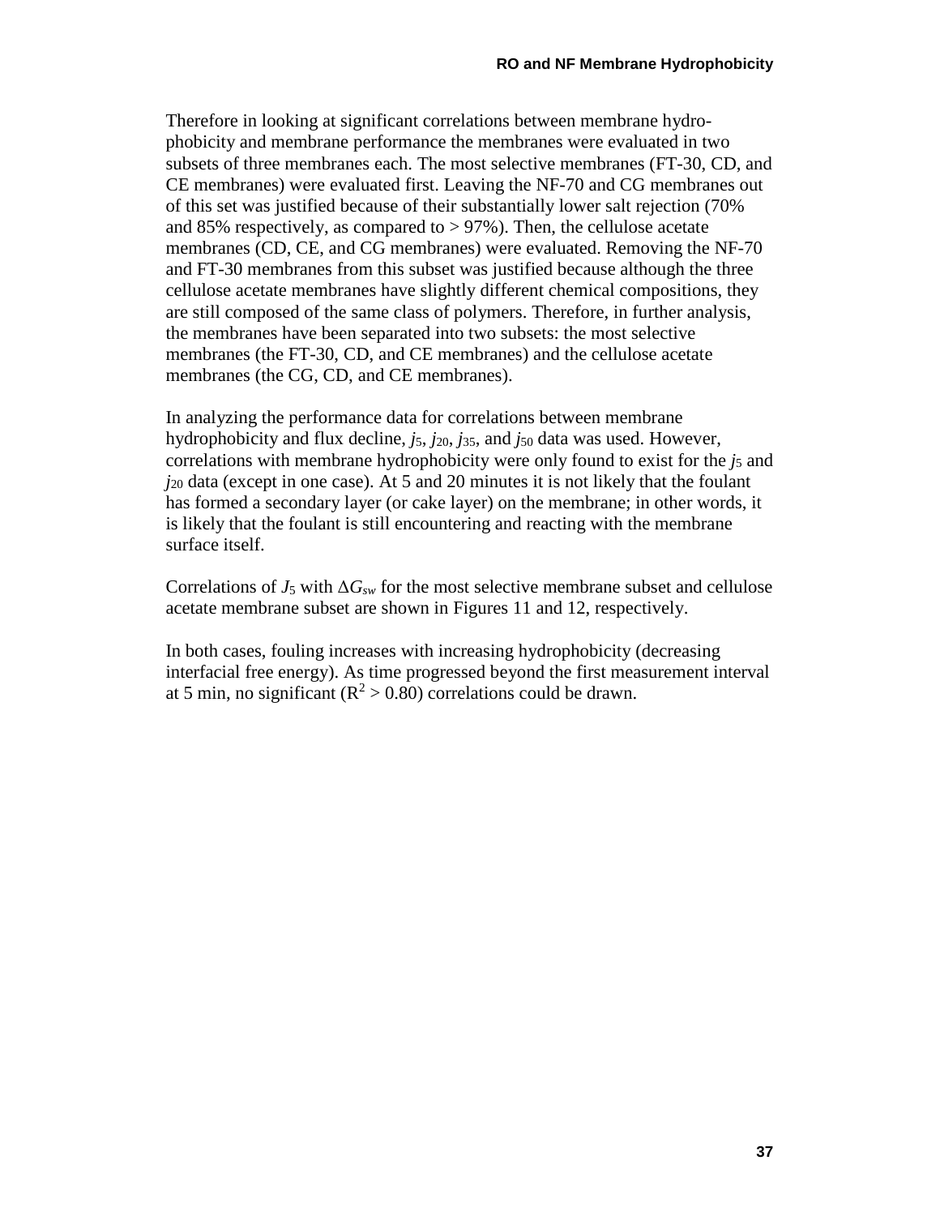Therefore in looking at significant correlations between membrane hydrophobicity and membrane performance the membranes were evaluated in two subsets of three membranes each. The most selective membranes (FT-30, CD, and CE membranes) were evaluated first. Leaving the NF-70 and CG membranes out of this set was justified because of their substantially lower salt rejection (70% and 85% respectively, as compared to > 97%). Then, the cellulose acetate membranes (CD, CE, and CG membranes) were evaluated. Removing the NF-70 and FT-30 membranes from this subset was justified because although the three cellulose acetate membranes have slightly different chemical compositions, they are still composed of the same class of polymers. Therefore, in further analysis, the membranes have been separated into two subsets: the most selective membranes (the FT-30, CD, and CE membranes) and the cellulose acetate membranes (the CG, CD, and CE membranes).

In analyzing the performance data for correlations between membrane hydrophobicity and flux decline, $j_5$, $j_{20}$, $j_{35}$, and $j_{50}$ data was used. However, correlations with membrane hydrophobicity were only found to exist for the $j_5$ and $j_{20}$ data (except in one case). At 5 and 20 minutes it is not likely that the foulant has formed a secondary layer (or cake layer) on the membrane; in other words, it is likely that the foulant is still encountering and reacting with the membrane surface itself.

Correlations of $J_5$ with $\Delta G_{sw}$ for the most selective membrane subset and cellulose acetate membrane subset are shown in Figures 11 and 12, respectively.

In both cases, fouling increases with increasing hydrophobicity (decreasing interfacial free energy). As time progressed beyond the first measurement interval at 5 min, no significant ($R^2 > 0.80$) correlations could be drawn.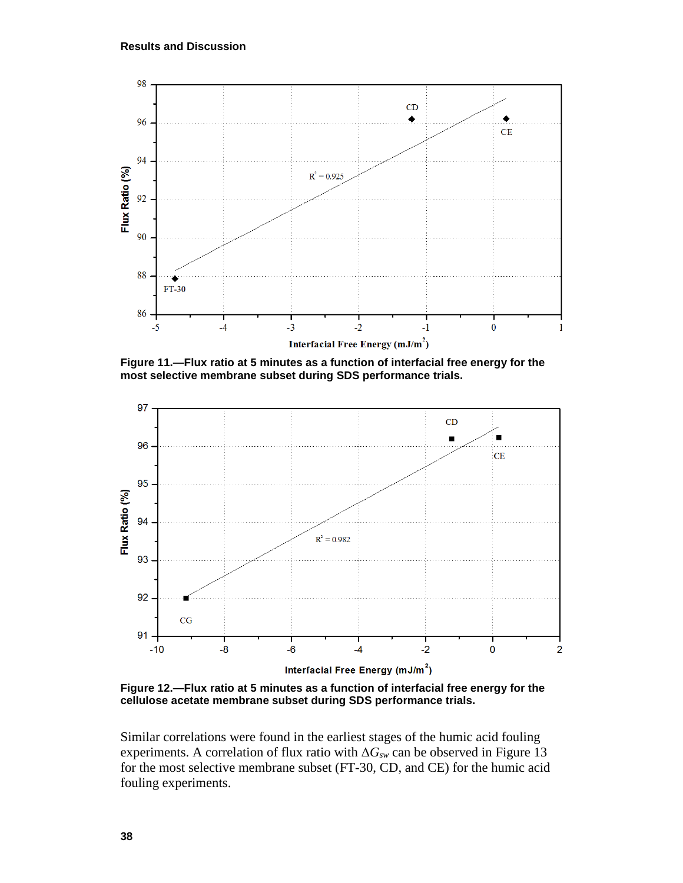Figure 11.—Flux ratio at 5 minutes as a function of interfacial free energy for the most selective membrane subset during SDS performance trials.

Figure 12.—Flux ratio at 5 minutes as a function of interfacial free energy for the cellulose acetate membrane subset during SDS performance trials.

Similar correlations were found in the earliest stages of the humic acid fouling experiments. A correlation of flux ratio with $\Delta G_{sw}$ can be observed in Figure 13 for the most selective membrane subset (FT-30, CD, and CE) for the humic acid fouling experiments.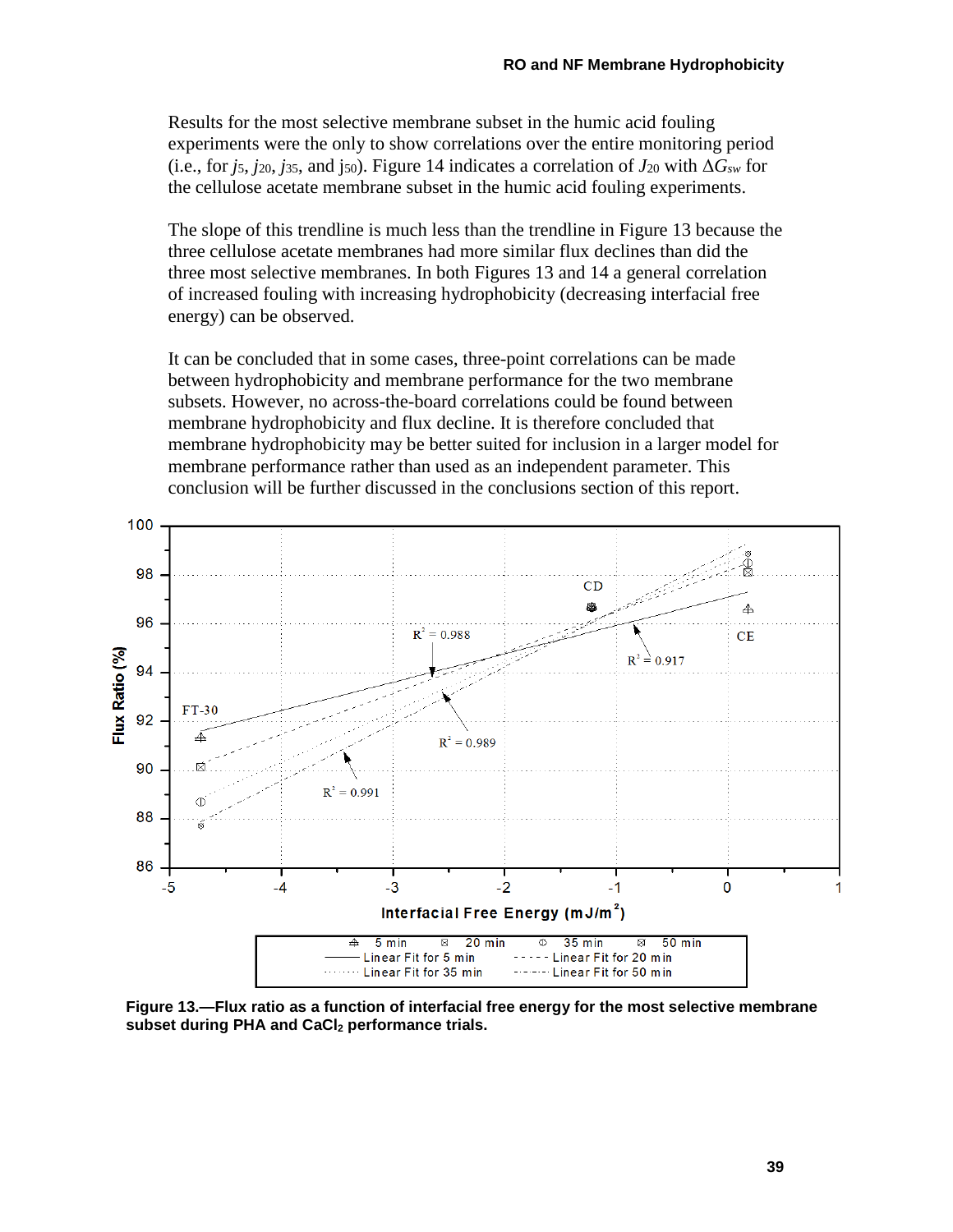Results for the most selective membrane subset in the humic acid fouling experiments were the only to show correlations over the entire monitoring period (i.e., for $j_5$, $j_{20}$, $j_{35}$, and $j_{50}$). Figure 14 indicates a correlation of $J_{20}$ with $\Delta G_{sw}$ for the cellulose acetate membrane subset in the humic acid fouling experiments.

The slope of this trendline is much less than the trendline in Figure 13 because the three cellulose acetate membranes had more similar flux declines than did the three most selective membranes. In both Figures 13 and 14 a general correlation of increased fouling with increasing hydrophobicity (decreasing interfacial free energy) can be observed.

It can be concluded that in some cases, three-point correlations can be made between hydrophobicity and membrane performance for the two membrane subsets. However, no across-the-board correlations could be found between membrane hydrophobicity and flux decline. It is therefore concluded that membrane hydrophobicity may be better suited for inclusion in a larger model for membrane performance rather than used as an independent parameter. This conclusion will be further discussed in the conclusions section of this report.

**Figure 13.—Flux ratio as a function of interfacial free energy for the most selective membrane subset during PHA and $CaCl_2$ performance trials.**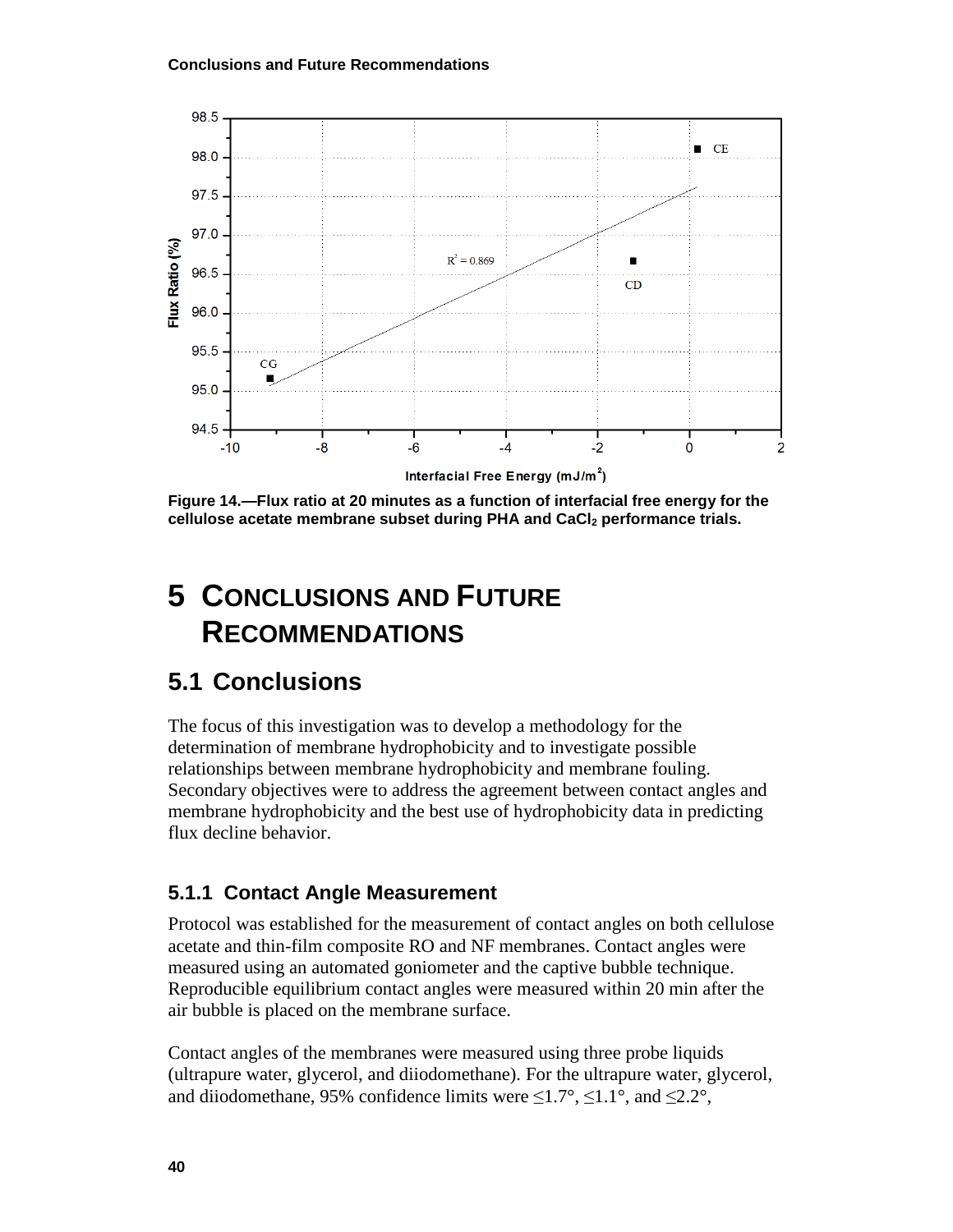Figure 14.—Flux ratio at 20 minutes as a function of interfacial free energy for the cellulose acetate membrane subset during PHA and $CaCl_2$ performance trials.

# 5 Conclusions and Future Recommendations

## 5.1 Conclusions

The focus of this investigation was to develop a methodology for the determination of membrane hydrophobicity and to investigate possible relationships between membrane hydrophobicity and membrane fouling. Secondary objectives were to address the agreement between contact angles and membrane hydrophobicity and the best use of hydrophobicity data in predicting flux decline behavior.

### 5.1.1 Contact Angle Measurement

Protocol was established for the measurement of contact angles on both cellulose acetate and thin-film composite RO and NF membranes. Contact angles were measured using an automated goniometer and the captive bubble technique. Reproducible equilibrium contact angles were measured within 20 min after the air bubble is placed on the membrane surface.

Contact angles of the membranes were measured using three probe liquids (ultrapure water, glycerol, and diiodomethane). For the ultrapure water, glycerol, and diiodomethane, 95% confidence limits were ≤1.7°, ≤1.1°, and ≤2.2°,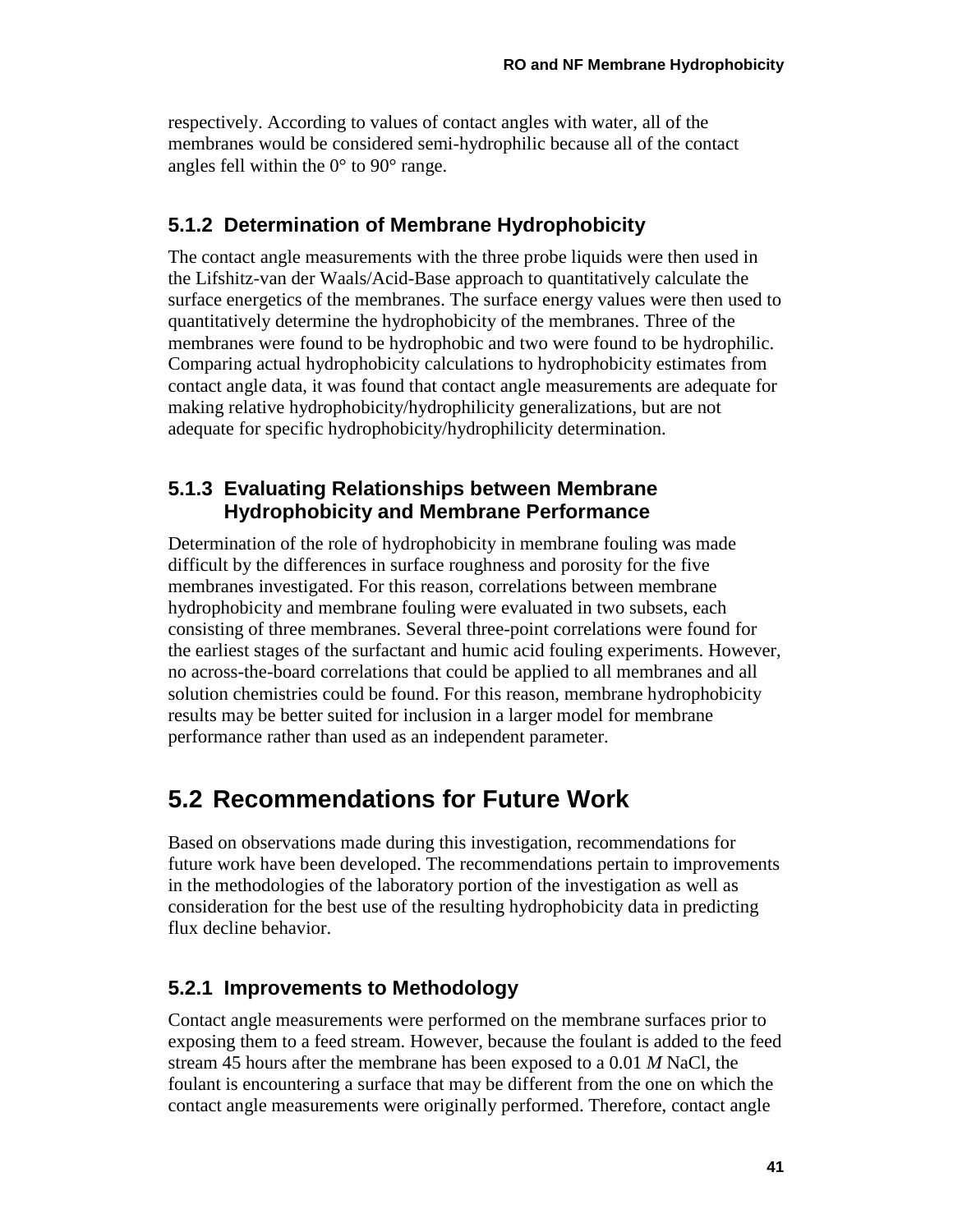respectively. According to values of contact angles with water, all of the membranes would be considered semi-hydrophilic because all of the contact angles fell within the 0° to 90° range.

### 5.1.2 Determination of Membrane Hydrophobicity

The contact angle measurements with the three probe liquids were then used in the Lifshitz-van der Waals/Acid-Base approach to quantitatively calculate the surface energetics of the membranes. The surface energy values were then used to quantitatively determine the hydrophobicity of the membranes. Three of the membranes were found to be hydrophobic and two were found to be hydrophilic. Comparing actual hydrophobicity calculations to hydrophobicity estimates from contact angle data, it was found that contact angle measurements are adequate for making relative hydrophobicity/hydrophilicity generalizations, but are not adequate for specific hydrophobicity/hydrophilicity determination.

### 5.1.3 Evaluating Relationships between Membrane Hydrophobicity and Membrane Performance

Determination of the role of hydrophobicity in membrane fouling was made difficult by the differences in surface roughness and porosity for the five membranes investigated. For this reason, correlations between membrane hydrophobicity and membrane fouling were evaluated in two subsets, each consisting of three membranes. Several three-point correlations were found for the earliest stages of the surfactant and humic acid fouling experiments. However, no across-the-board correlations that could be applied to all membranes and all solution chemistries could be found. For this reason, membrane hydrophobicity results may be better suited for inclusion in a larger model for membrane performance rather than used as an independent parameter.

## 5.2 Recommendations for Future Work

Based on observations made during this investigation, recommendations for future work have been developed. The recommendations pertain to improvements in the methodologies of the laboratory portion of the investigation as well as consideration for the best use of the resulting hydrophobicity data in predicting flux decline behavior.

### 5.2.1 Improvements to Methodology

Contact angle measurements were performed on the membrane surfaces prior to exposing them to a feed stream. However, because the foulant is added to the feed stream 45 hours after the membrane has been exposed to a 0.01 *M* NaCl, the foulant is encountering a surface that may be different from the one on which the contact angle measurements were originally performed. Therefore, contact angle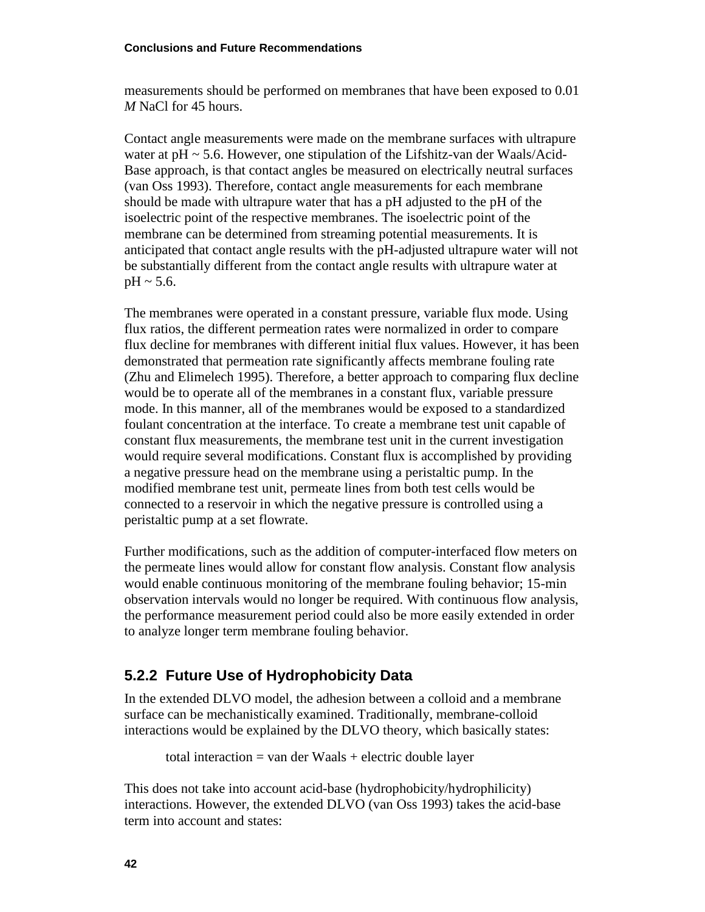measurements should be performed on membranes that have been exposed to 0.01 *M* NaCl for 45 hours.

Contact angle measurements were made on the membrane surfaces with ultrapure water at pH ~ 5.6. However, one stipulation of the Lifshitz-van der Waals/Acid-Base approach, is that contact angles be measured on electrically neutral surfaces (van Oss 1993). Therefore, contact angle measurements for each membrane should be made with ultrapure water that has a pH adjusted to the pH of the isoelectric point of the respective membranes. The isoelectric point of the membrane can be determined from streaming potential measurements. It is anticipated that contact angle results with the pH-adjusted ultrapure water will not be substantially different from the contact angle results with ultrapure water at pH ~ 5.6.

The membranes were operated in a constant pressure, variable flux mode. Using flux ratios, the different permeation rates were normalized in order to compare flux decline for membranes with different initial flux values. However, it has been demonstrated that permeation rate significantly affects membrane fouling rate (Zhu and Elimelech 1995). Therefore, a better approach to comparing flux decline would be to operate all of the membranes in a constant flux, variable pressure mode. In this manner, all of the membranes would be exposed to a standardized foulant concentration at the interface. To create a membrane test unit capable of constant flux measurements, the membrane test unit in the current investigation would require several modifications. Constant flux is accomplished by providing a negative pressure head on the membrane using a peristaltic pump. In the modified membrane test unit, permeate lines from both test cells would be connected to a reservoir in which the negative pressure is controlled using a peristaltic pump at a set flowrate.

Further modifications, such as the addition of computer-interfaced flow meters on the permeate lines would allow for constant flow analysis. Constant flow analysis would enable continuous monitoring of the membrane fouling behavior; 15-min observation intervals would no longer be required. With continuous flow analysis, the performance measurement period could also be more easily extended in order to analyze longer term membrane fouling behavior.

### 5.2.2 Future Use of Hydrophobicity Data

In the extended DLVO model, the adhesion between a colloid and a membrane surface can be mechanistically examined. Traditionally, membrane-colloid interactions would be explained by the DLVO theory, which basically states:

total interaction = van der Waals + electric double layer

This does not take into account acid-base (hydrophobicity/hydrophilicity) interactions. However, the extended DLVO (van Oss 1993) takes the acid-base term into account and states: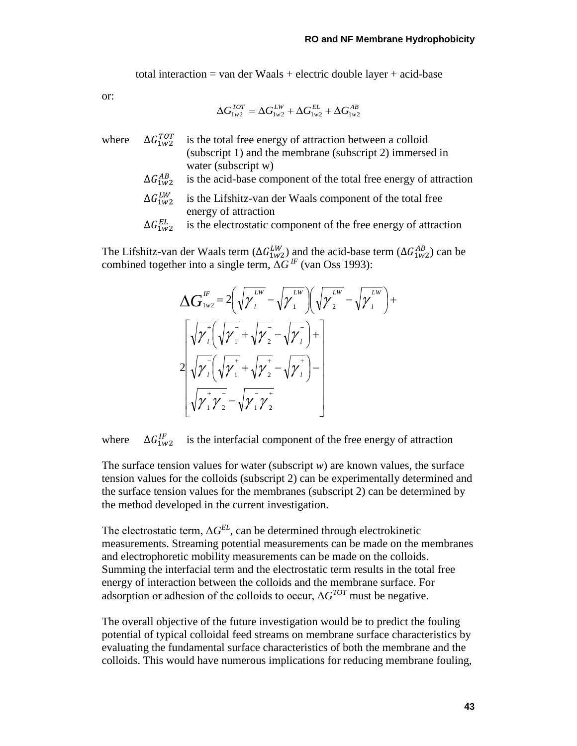total interaction = van der Waals + electric double layer + acid-base

or:

$$\Delta G_{1w2}^{TOT} = \Delta G_{1w2}^{LW} + \Delta G_{1w2}^{EL} + \Delta G_{1w2}^{AB}$$

where $\Delta G_{1w2}^{TOT}$ is the total free energy of attraction between a colloid (subscript 1) and the membrane (subscript 2) immersed in water (subscript w)

$\Delta G_{1w2}^{AB}$ is the acid-base component of the total free energy of attraction

$\Delta G_{1w2}^{LW}$ is the Lifshitz-van der Waals component of the total free energy of attraction

$\Delta G_{1w2}^{EL}$ is the electrostatic component of the free energy of attraction

The Lifshitz-van der Waals term ($\Delta G_{1w2}^{LW}$) and the acid-base term ($\Delta G_{1w2}^{AB}$) can be combined together into a single term, $\Delta G^{IF}$ (van Oss 1993):

$$\Delta G_{1w2}^{IF} = 2\left(\sqrt{\gamma_l^{LW}} - \sqrt{\gamma_1^{LW}}\right)\left(\sqrt{\gamma_2^{LW}} - \sqrt{\gamma_l^{LW}}\right) + 2\left[\begin{array}{l}\sqrt{\gamma_l^{+}}\left(\sqrt{\gamma_1^{-}} + \sqrt{\gamma_2^{-}} - \sqrt{\gamma_l^{-}}\right) + \\ \sqrt{\gamma_l^{-}}\left(\sqrt{\gamma_1^{+}} + \sqrt{\gamma_2^{+}} - \sqrt{\gamma_l^{+}}\right) - \\ \sqrt{\gamma_1^{+}\gamma_2^{-}} - \sqrt{\gamma_1^{-}\gamma_2^{+}}\end{array}\right]$$

where $\Delta G_{1w2}^{IF}$ is the interfacial component of the free energy of attraction

The surface tension values for water (subscript *w*) are known values, the surface tension values for the colloids (subscript 2) can be experimentally determined and the surface tension values for the membranes (subscript 2) can be determined by the method developed in the current investigation.

The electrostatic term, $\Delta G^{EL}$, can be determined through electrokinetic measurements. Streaming potential measurements can be made on the membranes and electrophoretic mobility measurements can be made on the colloids. Summing the interfacial term and the electrostatic term results in the total free energy of interaction between the colloids and the membrane surface. For adsorption or adhesion of the colloids to occur, $\Delta G^{TOT}$ must be negative.

The overall objective of the future investigation would be to predict the fouling potential of typical colloidal feed streams on membrane surface characteristics by evaluating the fundamental surface characteristics of both the membrane and the colloids. This would have numerous implications for reducing membrane fouling,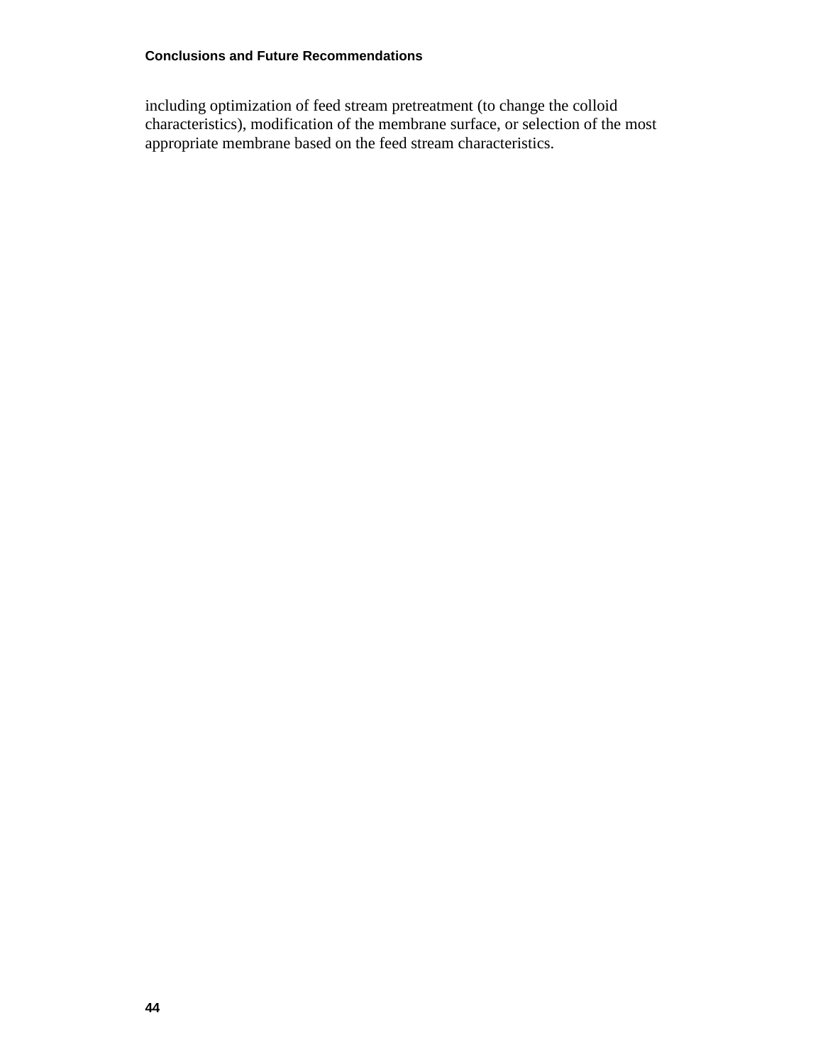including optimization of feed stream pretreatment (to change the colloid characteristics), modification of the membrane surface, or selection of the most appropriate membrane based on the feed stream characteristics.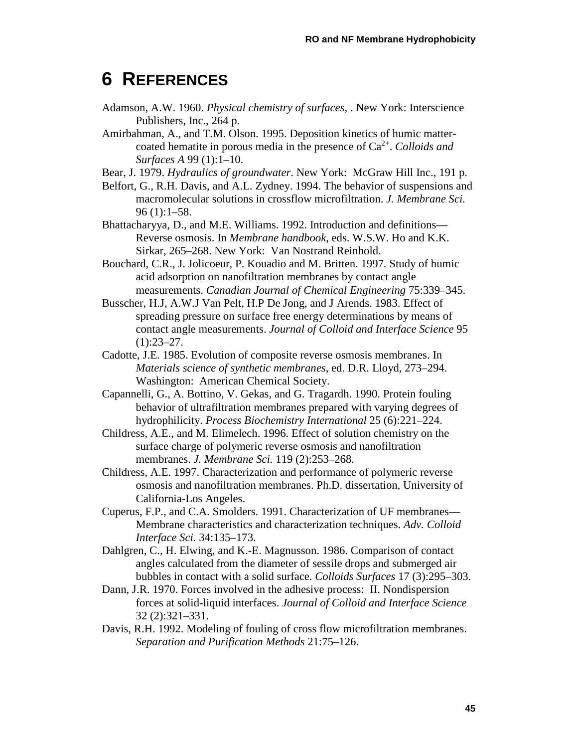# 6 REFERENCES

Adamson, A.W. 1960. *Physical chemistry of surfaces*, . New York: Interscience Publishers, Inc., 264 p.

Amirbahman, A., and T.M. Olson. 1995. Deposition kinetics of humic matter-coated hematite in porous media in the presence of $Ca^{2+}$. *Colloids and Surfaces A* 99 (1):1–10.

Bear, J. 1979. *Hydraulics of groundwater*. New York: McGraw Hill Inc., 191 p.

Belfort, G., R.H. Davis, and A.L. Zydney. 1994. The behavior of suspensions and macromolecular solutions in crossflow microfiltration. *J. Membrane Sci.* 96 (1):1–58.

Bhattacharyya, D., and M.E. Williams. 1992. Introduction and definitions—Reverse osmosis. In *Membrane handbook*, eds. W.S.W. Ho and K.K. Sirkar, 265–268. New York: Van Nostrand Reinhold.

Bouchard, C.R., J. Jolicoeur, P. Kouadio and M. Britten. 1997. Study of humic acid adsorption on nanofiltration membranes by contact angle measurements. *Canadian Journal of Chemical Engineering* 75:339–345.

Busscher, H.J, A.W.J Van Pelt, H.P De Jong, and J Arends. 1983. Effect of spreading pressure on surface free energy determinations by means of contact angle measurements. *Journal of Colloid and Interface Science* 95 (1):23–27.

Cadotte, J.E. 1985. Evolution of composite reverse osmosis membranes. In *Materials science of synthetic membranes*, ed. D.R. Lloyd, 273–294. Washington: American Chemical Society.

Capannelli, G., A. Bottino, V. Gekas, and G. Tragardh. 1990. Protein fouling behavior of ultrafiltration membranes prepared with varying degrees of hydrophilicity. *Process Biochemistry International* 25 (6):221–224.

Childress, A.E., and M. Elimelech. 1996. Effect of solution chemistry on the surface charge of polymeric reverse osmosis and nanofiltration membranes. *J. Membrane Sci.* 119 (2):253–268.

Childress, A.E. 1997. Characterization and performance of polymeric reverse osmosis and nanofiltration membranes. Ph.D. dissertation, University of California-Los Angeles.

Cuperus, F.P., and C.A. Smolders. 1991. Characterization of UF membranes—Membrane characteristics and characterization techniques. *Adv. Colloid Interface Sci.* 34:135–173.

Dahlgren, C., H. Elwing, and K.-E. Magnusson. 1986. Comparison of contact angles calculated from the diameter of sessile drops and submerged air bubbles in contact with a solid surface. *Colloids Surfaces* 17 (3):295–303.

Dann, J.R. 1970. Forces involved in the adhesive process: II. Nondispersion forces at solid-liquid interfaces. *Journal of Colloid and Interface Science* 32 (2):321–331.

Davis, R.H. 1992. Modeling of fouling of cross flow microfiltration membranes. *Separation and Purification Methods* 21:75–126.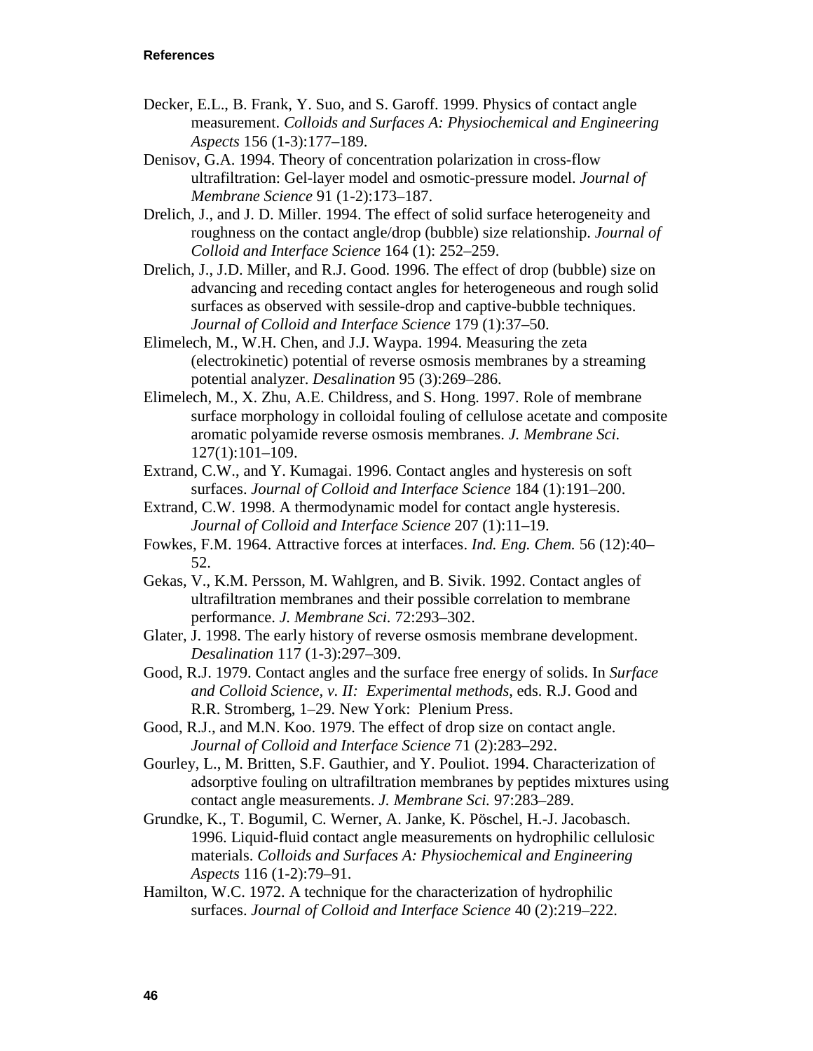**References**

Decker, E.L., B. Frank, Y. Suo, and S. Garoff. 1999. Physics of contact angle measurement. *Colloids and Surfaces A: Physiochemical and Engineering Aspects* 156 (1-3):177–189.

Denisov, G.A. 1994. Theory of concentration polarization in cross-flow ultrafiltration: Gel-layer model and osmotic-pressure model. *Journal of Membrane Science* 91 (1-2):173–187.

Drelich, J., and J. D. Miller. 1994. The effect of solid surface heterogeneity and roughness on the contact angle/drop (bubble) size relationship. *Journal of Colloid and Interface Science* 164 (1): 252–259.

Drelich, J., J.D. Miller, and R.J. Good. 1996. The effect of drop (bubble) size on advancing and receding contact angles for heterogeneous and rough solid surfaces as observed with sessile-drop and captive-bubble techniques. *Journal of Colloid and Interface Science* 179 (1):37–50.

Elimelech, M., W.H. Chen, and J.J. Waypa. 1994. Measuring the zeta (electrokinetic) potential of reverse osmosis membranes by a streaming potential analyzer. *Desalination* 95 (3):269–286.

Elimelech, M., X. Zhu, A.E. Childress, and S. Hong. 1997. Role of membrane surface morphology in colloidal fouling of cellulose acetate and composite aromatic polyamide reverse osmosis membranes. *J. Membrane Sci.* 127(1):101–109.

Extrand, C.W., and Y. Kumagai. 1996. Contact angles and hysteresis on soft surfaces. *Journal of Colloid and Interface Science* 184 (1):191–200.

Extrand, C.W. 1998. A thermodynamic model for contact angle hysteresis. *Journal of Colloid and Interface Science* 207 (1):11–19.

Fowkes, F.M. 1964. Attractive forces at interfaces. *Ind. Eng. Chem.* 56 (12):40–52.

Gekas, V., K.M. Persson, M. Wahlgren, and B. Sivik. 1992. Contact angles of ultrafiltration membranes and their possible correlation to membrane performance. *J. Membrane Sci.* 72:293–302.

Glater, J. 1998. The early history of reverse osmosis membrane development. *Desalination* 117 (1-3):297–309.

Good, R.J. 1979. Contact angles and the surface free energy of solids. In *Surface and Colloid Science, v. II: Experimental methods*, eds. R.J. Good and R.R. Stromberg, 1–29. New York: Plenium Press.

Good, R.J., and M.N. Koo. 1979. The effect of drop size on contact angle. *Journal of Colloid and Interface Science* 71 (2):283–292.

Gourley, L., M. Britten, S.F. Gauthier, and Y. Pouliot. 1994. Characterization of adsorptive fouling on ultrafiltration membranes by peptides mixtures using contact angle measurements. *J. Membrane Sci.* 97:283–289.

Grundke, K., T. Bogumil, C. Werner, A. Janke, K. Pöschel, H.-J. Jacobasch. 1996. Liquid-fluid contact angle measurements on hydrophilic cellulosic materials. *Colloids and Surfaces A: Physiochemical and Engineering Aspects* 116 (1-2):79–91.

Hamilton, W.C. 1972. A technique for the characterization of hydrophilic surfaces. *Journal of Colloid and Interface Science* 40 (2):219–222.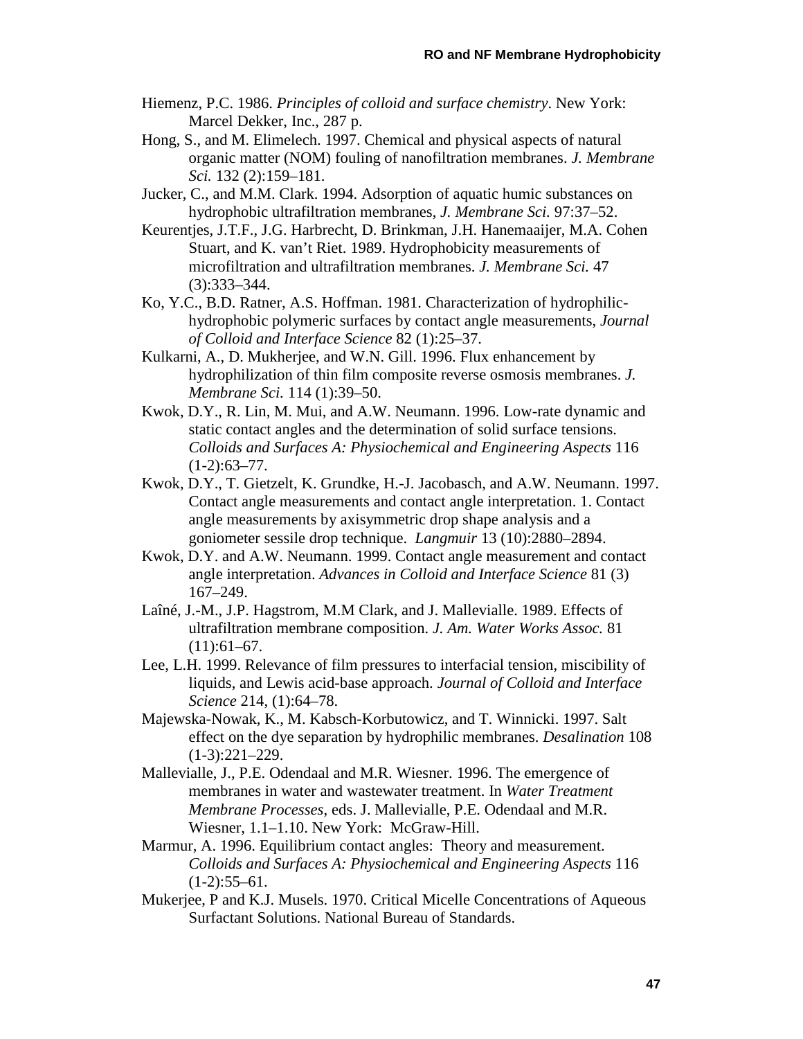Hiemenz, P.C. 1986. *Principles of colloid and surface chemistry*. New York: Marcel Dekker, Inc., 287 p.

Hong, S., and M. Elimelech. 1997. Chemical and physical aspects of natural organic matter (NOM) fouling of nanofiltration membranes. *J. Membrane Sci.* 132 (2):159–181.

Jucker, C., and M.M. Clark. 1994. Adsorption of aquatic humic substances on hydrophobic ultrafiltration membranes, *J. Membrane Sci.* 97:37–52.

Keurentjes, J.T.F., J.G. Harbrecht, D. Brinkman, J.H. Hanemaaijer, M.A. Cohen Stuart, and K. van't Riet. 1989. Hydrophobicity measurements of microfiltration and ultrafiltration membranes. *J. Membrane Sci.* 47 (3):333–344.

Ko, Y.C., B.D. Ratner, A.S. Hoffman. 1981. Characterization of hydrophilic-hydrophobic polymeric surfaces by contact angle measurements, *Journal of Colloid and Interface Science* 82 (1):25–37.

Kulkarni, A., D. Mukherjee, and W.N. Gill. 1996. Flux enhancement by hydrophilization of thin film composite reverse osmosis membranes. *J. Membrane Sci.* 114 (1):39–50.

Kwok, D.Y., R. Lin, M. Mui, and A.W. Neumann. 1996. Low-rate dynamic and static contact angles and the determination of solid surface tensions. *Colloids and Surfaces A: Physiochemical and Engineering Aspects* 116 (1-2):63–77.

Kwok, D.Y., T. Gietzelt, K. Grundke, H.-J. Jacobasch, and A.W. Neumann. 1997. Contact angle measurements and contact angle interpretation. 1. Contact angle measurements by axisymmetric drop shape analysis and a goniometer sessile drop technique. *Langmuir* 13 (10):2880–2894.

Kwok, D.Y. and A.W. Neumann. 1999. Contact angle measurement and contact angle interpretation. *Advances in Colloid and Interface Science* 81 (3) 167–249.

Laîné, J.-M., J.P. Hagstrom, M.M Clark, and J. Mallevialle. 1989. Effects of ultrafiltration membrane composition. *J. Am. Water Works Assoc.* 81 (11):61–67.

Lee, L.H. 1999. Relevance of film pressures to interfacial tension, miscibility of liquids, and Lewis acid-base approach. *Journal of Colloid and Interface Science* 214, (1):64–78.

Majewska-Nowak, K., M. Kabsch-Korbutowicz, and T. Winnicki. 1997. Salt effect on the dye separation by hydrophilic membranes. *Desalination* 108 (1-3):221–229.

Mallevialle, J., P.E. Odendaal and M.R. Wiesner. 1996. The emergence of membranes in water and wastewater treatment. In *Water Treatment Membrane Processes*, eds. J. Mallevialle, P.E. Odendaal and M.R. Wiesner, 1.1–1.10. New York: McGraw-Hill.

Marmur, A. 1996. Equilibrium contact angles: Theory and measurement. *Colloids and Surfaces A: Physiochemical and Engineering Aspects* 116 (1-2):55–61.

Mukerjee, P and K.J. Musels. 1970. Critical Micelle Concentrations of Aqueous Surfactant Solutions. National Bureau of Standards.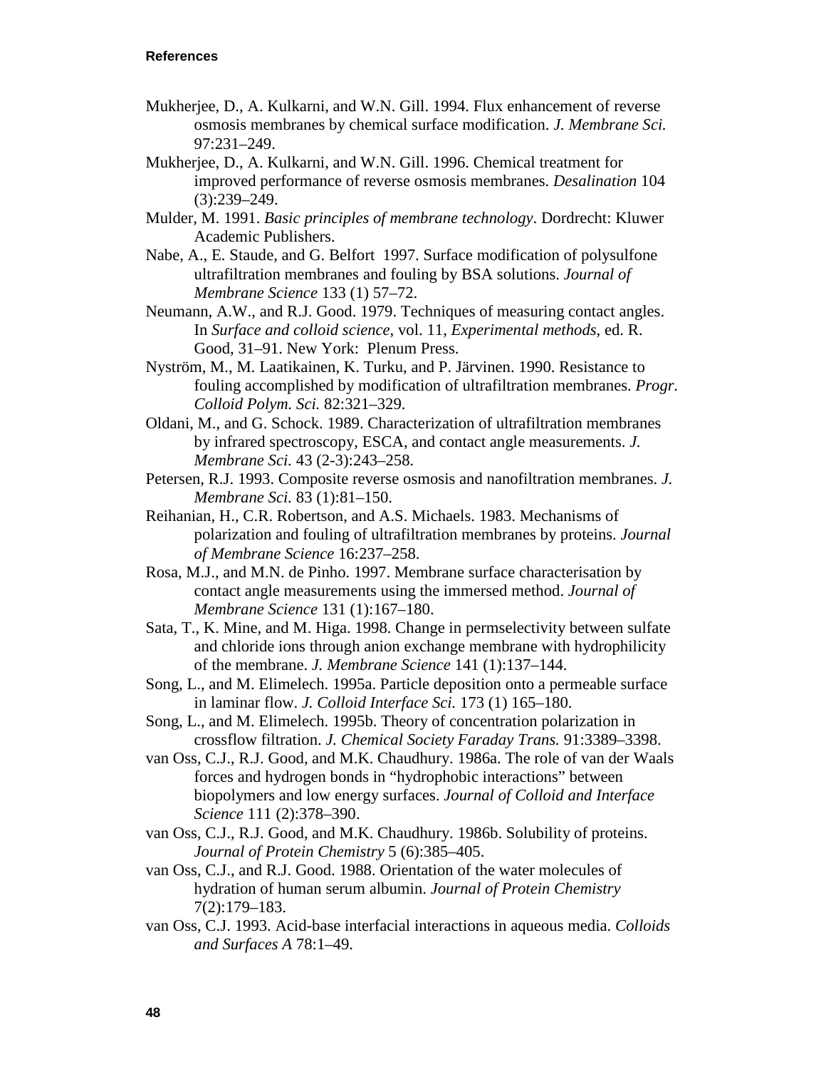Mukherjee, D., A. Kulkarni, and W.N. Gill. 1994. Flux enhancement of reverse osmosis membranes by chemical surface modification. *J. Membrane Sci.* 97:231–249.

Mukherjee, D., A. Kulkarni, and W.N. Gill. 1996. Chemical treatment for improved performance of reverse osmosis membranes. *Desalination* 104 (3):239–249.

Mulder, M. 1991. *Basic principles of membrane technology*. Dordrecht: Kluwer Academic Publishers.

Nabe, A., E. Staude, and G. Belfort 1997. Surface modification of polysulfone ultrafiltration membranes and fouling by BSA solutions. *Journal of Membrane Science* 133 (1) 57–72.

Neumann, A.W., and R.J. Good. 1979. Techniques of measuring contact angles. In *Surface and colloid science*, vol. 11, *Experimental methods*, ed. R. Good, 31–91. New York: Plenum Press.

Nyström, M., M. Laatikainen, K. Turku, and P. Järvinen. 1990. Resistance to fouling accomplished by modification of ultrafiltration membranes. *Progr. Colloid Polym. Sci.* 82:321–329.

Oldani, M., and G. Schock. 1989. Characterization of ultrafiltration membranes by infrared spectroscopy, ESCA, and contact angle measurements. *J. Membrane Sci.* 43 (2-3):243–258.

Petersen, R.J. 1993. Composite reverse osmosis and nanofiltration membranes. *J. Membrane Sci.* 83 (1):81–150.

Reihanian, H., C.R. Robertson, and A.S. Michaels. 1983. Mechanisms of polarization and fouling of ultrafiltration membranes by proteins. *Journal of Membrane Science* 16:237–258.

Rosa, M.J., and M.N. de Pinho. 1997. Membrane surface characterisation by contact angle measurements using the immersed method. *Journal of Membrane Science* 131 (1):167–180.

Sata, T., K. Mine, and M. Higa. 1998. Change in permselectivity between sulfate and chloride ions through anion exchange membrane with hydrophilicity of the membrane. *J. Membrane Science* 141 (1):137–144.

Song, L., and M. Elimelech. 1995a. Particle deposition onto a permeable surface in laminar flow. *J. Colloid Interface Sci.* 173 (1) 165–180.

Song, L., and M. Elimelech. 1995b. Theory of concentration polarization in crossflow filtration. *J. Chemical Society Faraday Trans.* 91:3389–3398.

van Oss, C.J., R.J. Good, and M.K. Chaudhury. 1986a. The role of van der Waals forces and hydrogen bonds in "hydrophobic interactions" between biopolymers and low energy surfaces. *Journal of Colloid and Interface Science* 111 (2):378–390.

van Oss, C.J., R.J. Good, and M.K. Chaudhury. 1986b. Solubility of proteins. *Journal of Protein Chemistry* 5 (6):385–405.

van Oss, C.J., and R.J. Good. 1988. Orientation of the water molecules of hydration of human serum albumin. *Journal of Protein Chemistry* 7(2):179–183.

van Oss, C.J. 1993. Acid-base interfacial interactions in aqueous media. *Colloids and Surfaces A* 78:1–49.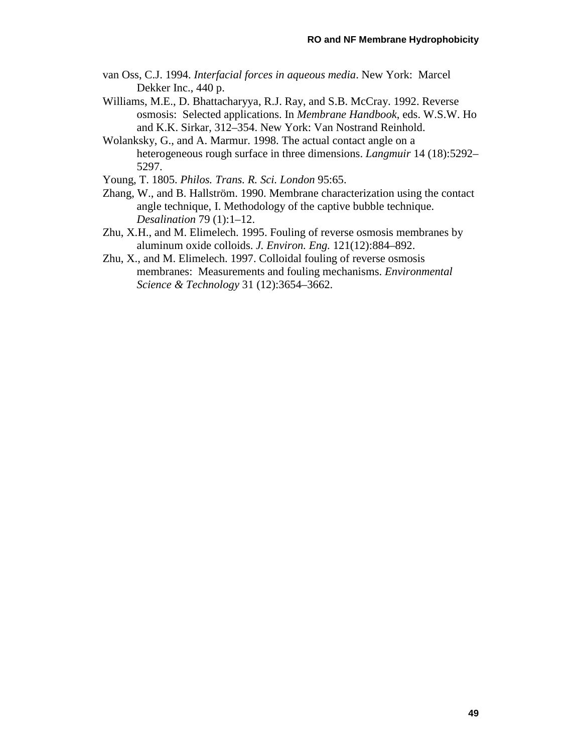van Oss, C.J. 1994. *Interfacial forces in aqueous media*. New York: Marcel Dekker Inc., 440 p.

Williams, M.E., D. Bhattacharyya, R.J. Ray, and S.B. McCray. 1992. Reverse osmosis: Selected applications. In *Membrane Handbook*, eds. W.S.W. Ho and K.K. Sirkar, 312–354. New York: Van Nostrand Reinhold.

Wolanksky, G., and A. Marmur. 1998. The actual contact angle on a heterogeneous rough surface in three dimensions. *Langmuir* 14 (18):5292–5297.

Young, T. 1805. *Philos. Trans. R. Sci. London* 95:65.

Zhang, W., and B. Hallström. 1990. Membrane characterization using the contact angle technique, I. Methodology of the captive bubble technique. *Desalination* 79 (1):1–12.

Zhu, X.H., and M. Elimelech. 1995. Fouling of reverse osmosis membranes by aluminum oxide colloids. *J. Environ. Eng.* 121(12):884–892.

Zhu, X., and M. Elimelech. 1997. Colloidal fouling of reverse osmosis membranes: Measurements and fouling mechanisms. *Environmental Science & Technology* 31 (12):3654–3662.